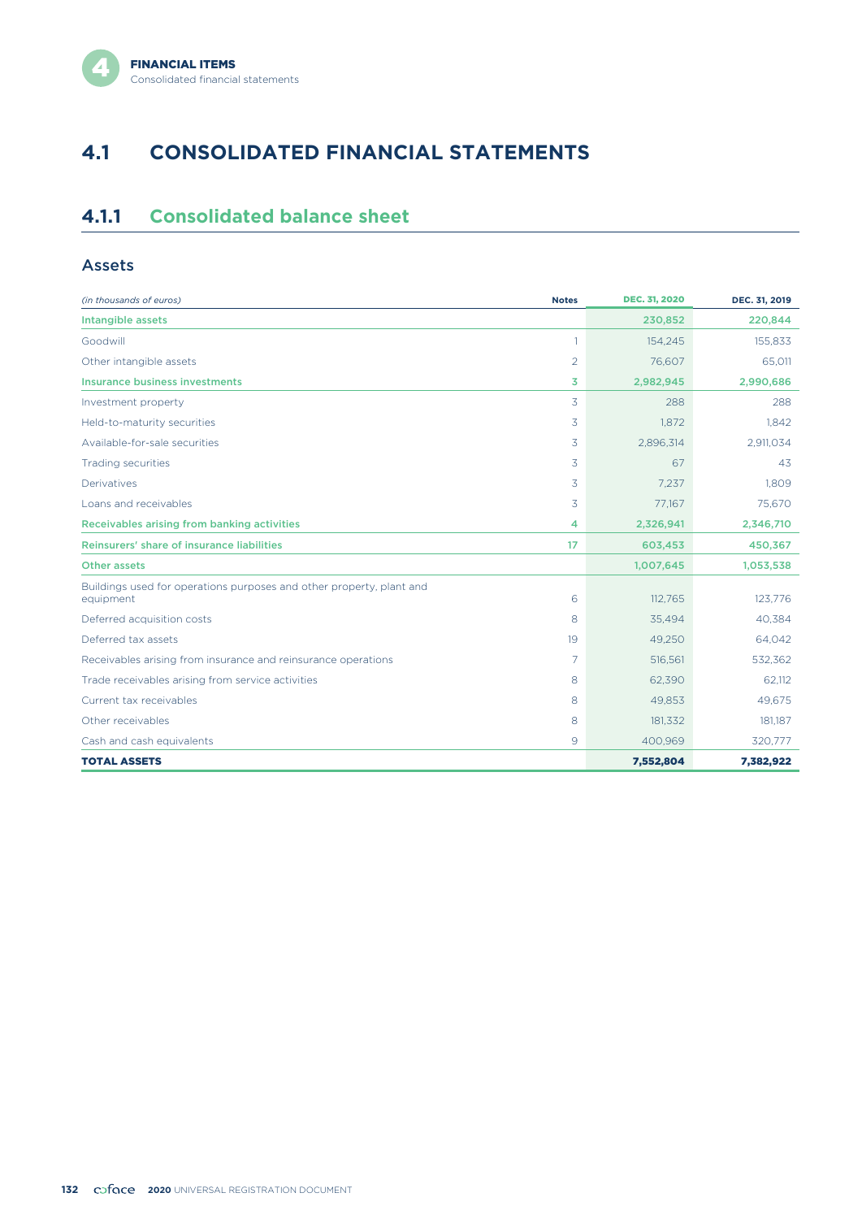# 4.1 CONSOLIDATED FINANCIAL STATEMENTS

## 4.1.1 Consolidated balance sheet

### Assets

| *(in thousands of euros)* | Notes | DEC. 31, 2020 | DEC. 31, 2019 |
|---|---|---|---|
| **Intangible assets** | | **230,852** | **220,844** |
| Goodwill | 1 | 154,245 | 155,833 |
| Other intangible assets | 2 | 76,607 | 65,011 |
| **Insurance business investments** | **3** | **2,982,945** | **2,990,686** |
| Investment property | 3 | 288 | 288 |
| Held-to-maturity securities | 3 | 1,872 | 1,842 |
| Available-for-sale securities | 3 | 2,896,314 | 2,911,034 |
| Trading securities | 3 | 67 | 43 |
| Derivatives | 3 | 7,237 | 1,809 |
| Loans and receivables | 3 | 77,167 | 75,670 |
| **Receivables arising from banking activities** | **4** | **2,326,941** | **2,346,710** |
| **Reinsurers' share of insurance liabilities** | **17** | **603,453** | **450,367** |
| **Other assets** | | **1,007,645** | **1,053,538** |
| Buildings used for operations purposes and other property, plant and equipment | 6 | 112,765 | 123,776 |
| Deferred acquisition costs | 8 | 35,494 | 40,384 |
| Deferred tax assets | 19 | 49,250 | 64,042 |
| Receivables arising from insurance and reinsurance operations | 7 | 516,561 | 532,362 |
| Trade receivables arising from service activities | 8 | 62,390 | 62,112 |
| Current tax receivables | 8 | 49,853 | 49,675 |
| Other receivables | 8 | 181,332 | 181,187 |
| Cash and cash equivalents | 9 | 400,969 | 320,777 |
| **TOTAL ASSETS** | | **7,552,804** | **7,382,922** |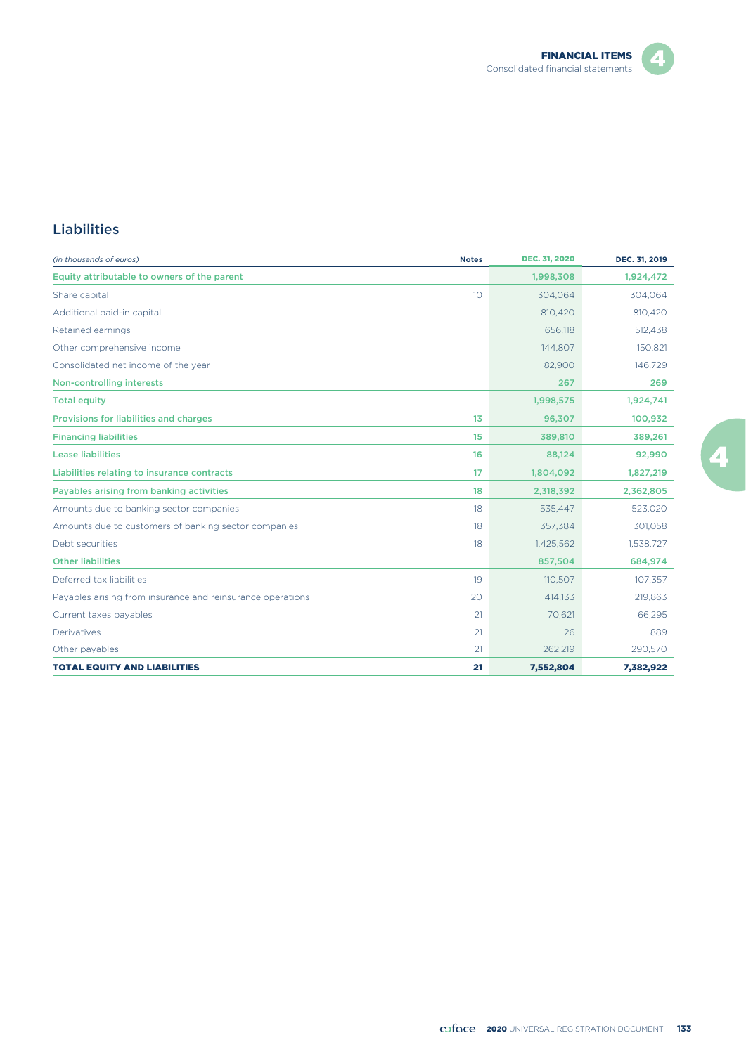## Liabilities

| *(in thousands of euros)* | Notes | DEC. 31, 2020 | DEC. 31, 2019 |
|---|---|---|---|
| **Equity attributable to owners of the parent** | | **1,998,308** | **1,924,472** |
| Share capital | 10 | 304,064 | 304,064 |
| Additional paid-in capital | | 810,420 | 810,420 |
| Retained earnings | | 656,118 | 512,438 |
| Other comprehensive income | | 144,807 | 150,821 |
| Consolidated net income of the year | | 82,900 | 146,729 |
| **Non-controlling interests** | | **267** | **269** |
| **Total equity** | | **1,998,575** | **1,924,741** |
| **Provisions for liabilities and charges** | **13** | **96,307** | **100,932** |
| **Financing liabilities** | **15** | **389,810** | **389,261** |
| **Lease liabilities** | **16** | **88,124** | **92,990** |
| **Liabilities relating to insurance contracts** | **17** | **1,804,092** | **1,827,219** |
| **Payables arising from banking activities** | **18** | **2,318,392** | **2,362,805** |
| Amounts due to banking sector companies | 18 | 535,447 | 523,020 |
| Amounts due to customers of banking sector companies | 18 | 357,384 | 301,058 |
| Debt securities | 18 | 1,425,562 | 1,538,727 |
| **Other liabilities** | | **857,504** | **684,974** |
| Deferred tax liabilities | 19 | 110,507 | 107,357 |
| Payables arising from insurance and reinsurance operations | 20 | 414,133 | 219,863 |
| Current taxes payables | 21 | 70,621 | 66,295 |
| Derivatives | 21 | 26 | 889 |
| Other payables | 21 | 262,219 | 290,570 |
| **TOTAL EQUITY AND LIABILITIES** | **21** | **7,552,804** | **7,382,922** |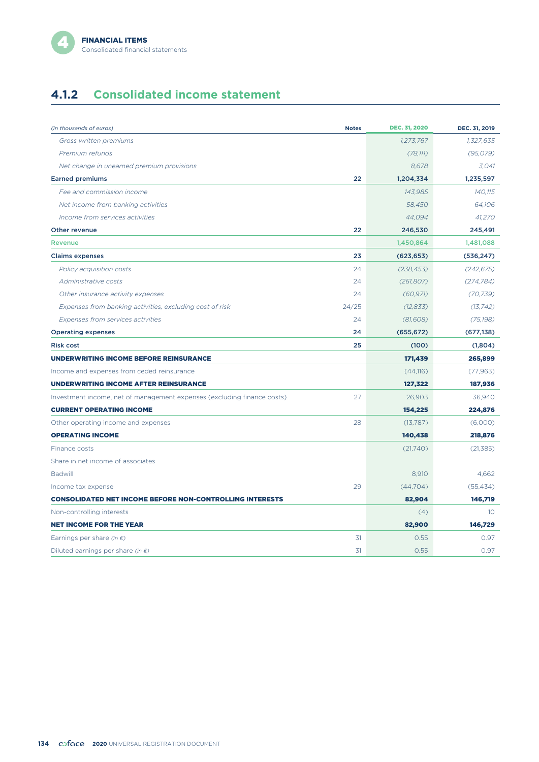## 4.1.2 Consolidated income statement

| *(in thousands of euros)* | Notes | DEC. 31, 2020 | DEC. 31, 2019 |
|---|---|---|---|
| *Gross written premiums* | | *1,273,767* | *1,327,635* |
| *Premium refunds* | | *(78,111)* | *(95,079)* |
| *Net change in unearned premium provisions* | | *8,678* | *3,041* |
| **Earned premiums** | **22** | **1,204,334** | **1,235,597** |
| *Fee and commission income* | | *143,985* | *140,115* |
| *Net income from banking activities* | | *58,450* | *64,106* |
| *Income from services activities* | | *44,094* | *41,270* |
| **Other revenue** | **22** | **246,530** | **245,491** |
| **Revenue** | | **1,450,864** | **1,481,088** |
| **Claims expenses** | **23** | **(623,653)** | **(536,247)** |
| *Policy acquisition costs* | 24 | *(238,453)* | *(242,675)* |
| *Administrative costs* | 24 | *(261,807)* | *(274,784)* |
| *Other insurance activity expenses* | 24 | *(60,971)* | *(70,739)* |
| *Expenses from banking activities, excluding cost of risk* | 24/25 | *(12,833)* | *(13,742)* |
| *Expenses from services activities* | 24 | *(81,608)* | *(75,198)* |
| **Operating expenses** | **24** | **(655,672)** | **(677,138)** |
| **Risk cost** | **25** | **(100)** | **(1,804)** |
| **UNDERWRITING INCOME BEFORE REINSURANCE** | | **171,439** | **265,899** |
| Income and expenses from ceded reinsurance | | (44,116) | (77,963) |
| **UNDERWRITING INCOME AFTER REINSURANCE** | | **127,322** | **187,936** |
| Investment income, net of management expenses (excluding finance costs) | 27 | 26,903 | 36,940 |
| **CURRENT OPERATING INCOME** | | **154,225** | **224,876** |
| Other operating income and expenses | 28 | (13,787) | (6,000) |
| **OPERATING INCOME** | | **140,438** | **218,876** |
| Finance costs | | (21,740) | (21,385) |
| Share in net income of associates | | | |
| Badwill | | 8,910 | 4,662 |
| Income tax expense | 29 | (44,704) | (55,434) |
| **CONSOLIDATED NET INCOME BEFORE NON-CONTROLLING INTERESTS** | | **82,904** | **146,719** |
| Non-controlling interests | | (4) | 10 |
| **NET INCOME FOR THE YEAR** | | **82,900** | **146,729** |
| Earnings per share *(in €)* | 31 | 0.55 | 0.97 |
| Diluted earnings per share *(in €)* | 31 | 0.55 | 0.97 |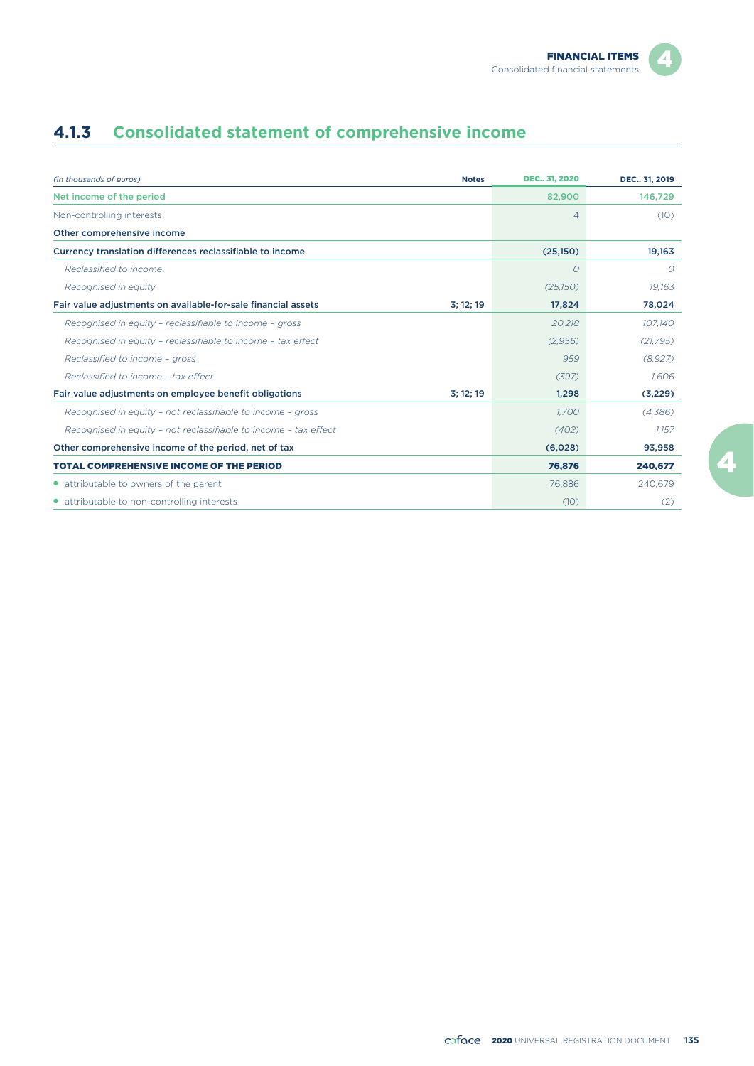## 4.1.3 Consolidated statement of comprehensive income

| *(in thousands of euros)* | Notes | DEC.. 31, 2020 | DEC.. 31, 2019 |
|---|---|---|---|
| Net income of the period | | 82,900 | 146,729 |
| Non-controlling interests | | 4 | (10) |
| **Other comprehensive income** | | | |
| **Currency translation differences reclassifiable to income** | | **(25,150)** | **19,163** |
| *Reclassified to income* | | *0* | *0* |
| *Recognised in equity* | | *(25,150)* | *19,163* |
| **Fair value adjustments on available-for-sale financial assets** | 3; 12; 19 | **17,824** | **78,024** |
| *Recognised in equity – reclassifiable to income – gross* | | *20,218* | *107,140* |
| *Recognised in equity – reclassifiable to income – tax effect* | | *(2,956)* | *(21,795)* |
| *Reclassified to income – gross* | | *959* | *(8,927)* |
| *Reclassified to income – tax effect* | | *(397)* | *1,606* |
| **Fair value adjustments on employee benefit obligations** | 3; 12; 19 | **1,298** | **(3,229)** |
| *Recognised in equity – not reclassifiable to income – gross* | | *1,700* | *(4,386)* |
| *Recognised in equity – not reclassifiable to income – tax effect* | | *(402)* | *1,157* |
| **Other comprehensive income of the period, net of tax** | | **(6,028)** | **93,958** |
| **TOTAL COMPREHENSIVE INCOME OF THE PERIOD** | | **76,876** | **240,677** |
| • attributable to owners of the parent | | 76,886 | 240,679 |
| • attributable to non-controlling interests | | (10) | (2) |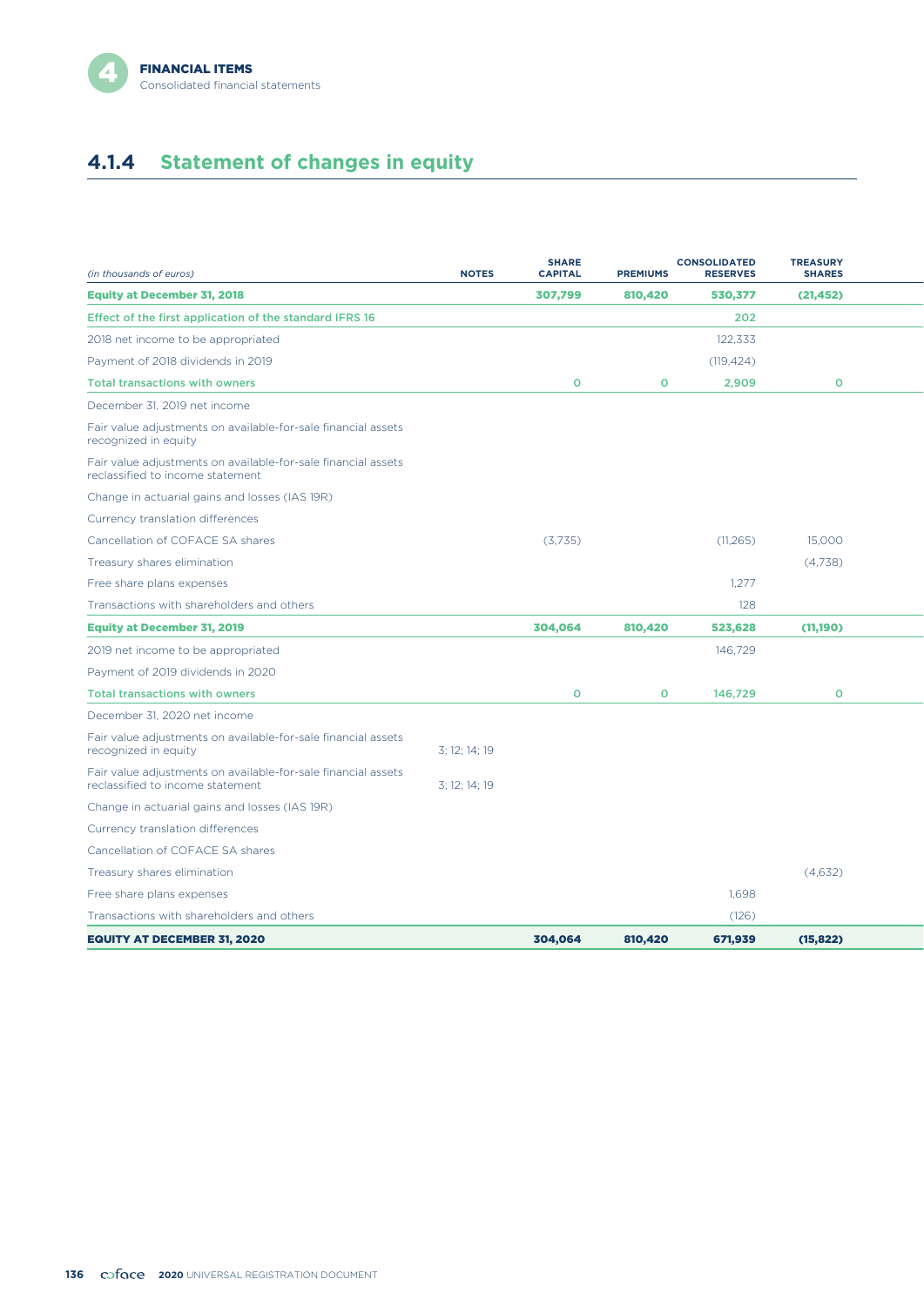## 4.1.4 Statement of changes in equity

| *(in thousands of euros)* | NOTES | SHARE CAPITAL | PREMIUMS | CONSOLIDATED RESERVES | TREASURY SHARES |
|---|---|---|---|---|---|
| **Equity at December 31, 2018** | | **307,799** | **810,420** | **530,377** | **(21,452)** |
| **Effect of the first application of the standard IFRS 16** | | | | **202** | |
| 2018 net income to be appropriated | | | | 122,333 | |
| Payment of 2018 dividends in 2019 | | | | (119,424) | |
| **Total transactions with owners** | | **0** | **0** | **2,909** | **0** |
| December 31, 2019 net income | | | | | |
| Fair value adjustments on available-for-sale financial assets recognized in equity | | | | | |
| Fair value adjustments on available-for-sale financial assets reclassified to income statement | | | | | |
| Change in actuarial gains and losses (IAS 19R) | | | | | |
| Currency translation differences | | | | | |
| Cancellation of COFACE SA shares | | (3,735) | | (11,265) | 15,000 |
| Treasury shares elimination | | | | | (4,738) |
| Free share plans expenses | | | | 1,277 | |
| Transactions with shareholders and others | | | | 128 | |
| **Equity at December 31, 2019** | | **304,064** | **810,420** | **523,628** | **(11,190)** |
| 2019 net income to be appropriated | | | | 146,729 | |
| Payment of 2019 dividends in 2020 | | | | | |
| **Total transactions with owners** | | **0** | **0** | **146,729** | **0** |
| December 31, 2020 net income | | | | | |
| Fair value adjustments on available-for-sale financial assets recognized in equity | 3; 12; 14; 19 | | | | |
| Fair value adjustments on available-for-sale financial assets reclassified to income statement | 3; 12; 14; 19 | | | | |
| Change in actuarial gains and losses (IAS 19R) | | | | | |
| Currency translation differences | | | | | |
| Cancellation of COFACE SA shares | | | | | |
| Treasury shares elimination | | | | | (4,632) |
| Free share plans expenses | | | | 1,698 | |
| Transactions with shareholders and others | | | | (126) | |
| **EQUITY AT DECEMBER 31, 2020** | | **304,064** | **810,420** | **671,939** | **(15,822)** |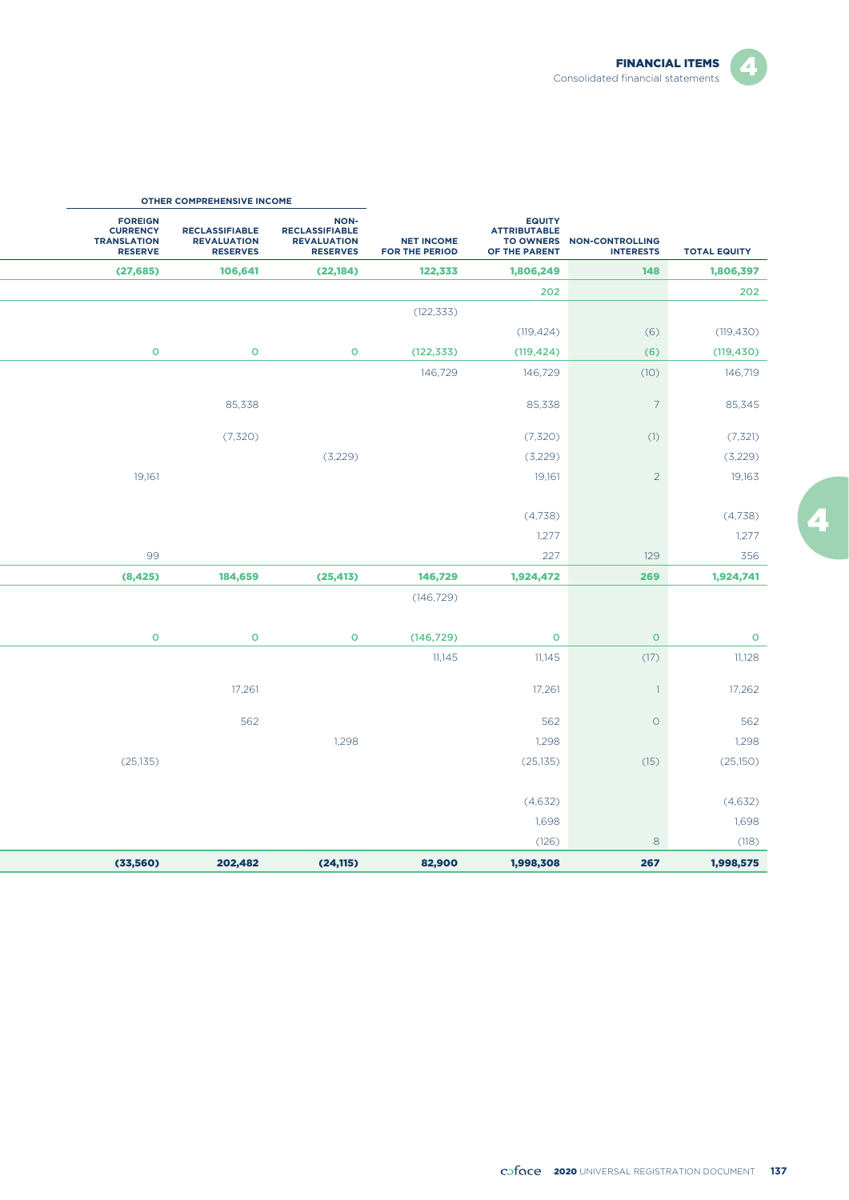| Other comprehensive income | | | | | | |
|---|---|---|---|---|---|---|
| **Foreign currency translation reserve** | **Reclassifiable revaluation reserves** | **Non-reclassifiable revaluation reserves** | **Net income for the period** | **Equity attributable to owners of the parent** | **Non-controlling interests** | **Total equity** |
| **(27,685)** | **106,641** | **(22,184)** | **122,333** | **1,806,249** | **148** | **1,806,397** |
| | | | | **202** | | **202** |
| | | | (122,333) | | | |
| | | | | (119,424) | (6) | (119,430) |
| **0** | **0** | **0** | **(122,333)** | **(119,424)** | **(6)** | **(119,430)** |
| | | | 146,729 | 146,729 | (10) | 146,719 |
| | 85,338 | | | 85,338 | 7 | 85,345 |
| | (7,320) | | | (7,320) | (1) | (7,321) |
| | | (3,229) | | (3,229) | | (3,229) |
| 19,161 | | | | 19,161 | 2 | 19,163 |
| | | | | (4,738) | | (4,738) |
| | | | | 1,277 | | 1,277 |
| 99 | | | | 227 | 129 | 356 |
| **(8,425)** | **184,659** | **(25,413)** | **146,729** | **1,924,472** | **269** | **1,924,741** |
| | | | (146,729) | | | |
| **0** | **0** | **0** | **(146,729)** | **0** | **0** | **0** |
| | | | 11,145 | 11,145 | (17) | 11,128 |
| | 17,261 | | | 17,261 | 1 | 17,262 |
| | 562 | | | 562 | 0 | 562 |
| | | 1,298 | | 1,298 | | 1,298 |
| (25,135) | | | | (25,135) | (15) | (25,150) |
| | | | | (4,632) | | (4,632) |
| | | | | 1,698 | | 1,698 |
| | | | | (126) | 8 | (118) |
| **(33,560)** | **202,482** | **(24,115)** | **82,900** | **1,998,308** | **267** | **1,998,575** |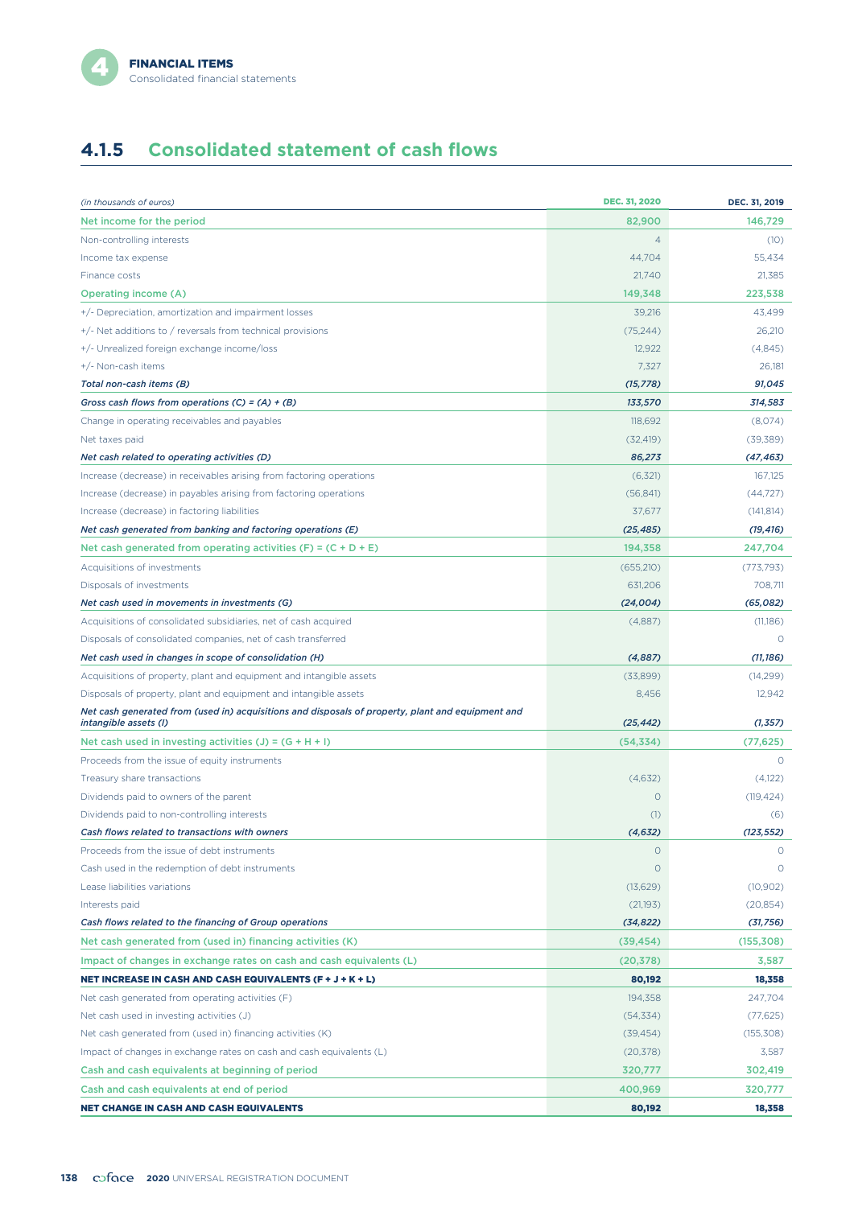## 4.1.5 Consolidated statement of cash flows

| *(in thousands of euros)* | DEC. 31, 2020 | DEC. 31, 2019 |
|---|---|---|
| Net income for the period | 82,900 | 146,729 |
| Non-controlling interests | 4 | (10) |
| Income tax expense | 44,704 | 55,434 |
| Finance costs | 21,740 | 21,385 |
| Operating income (A) | 149,348 | 223,538 |
| +/- Depreciation, amortization and impairment losses | 39,216 | 43,499 |
| +/- Net additions to / reversals from technical provisions | (75,244) | 26,210 |
| +/- Unrealized foreign exchange income/loss | 12,922 | (4,845) |
| +/- Non-cash items | 7,327 | 26,181 |
| ***Total non-cash items (B)*** | ***(15,778)*** | ***91,045*** |
| ***Gross cash flows from operations (C) = (A) + (B)*** | ***133,570*** | ***314,583*** |
| Change in operating receivables and payables | 118,692 | (8,074) |
| Net taxes paid | (32,419) | (39,389) |
| ***Net cash related to operating activities (D)*** | ***86,273*** | ***(47,463)*** |
| Increase (decrease) in receivables arising from factoring operations | (6,321) | 167,125 |
| Increase (decrease) in payables arising from factoring operations | (56,841) | (44,727) |
| Increase (decrease) in factoring liabilities | 37,677 | (141,814) |
| ***Net cash generated from banking and factoring operations (E)*** | ***(25,485)*** | ***(19,416)*** |
| Net cash generated from operating activities (F) = (C + D + E) | 194,358 | 247,704 |
| Acquisitions of investments | (655,210) | (773,793) |
| Disposals of investments | 631,206 | 708,711 |
| ***Net cash used in movements in investments (G)*** | ***(24,004)*** | ***(65,082)*** |
| Acquisitions of consolidated subsidiaries, net of cash acquired | (4,887) | (11,186) |
| Disposals of consolidated companies, net of cash transferred | | 0 |
| ***Net cash used in changes in scope of consolidation (H)*** | ***(4,887)*** | ***(11,186)*** |
| Acquisitions of property, plant and equipment and intangible assets | (33,899) | (14,299) |
| Disposals of property, plant and equipment and intangible assets | 8,456 | 12,942 |
| ***Net cash generated from (used in) acquisitions and disposals of property, plant and equipment and intangible assets (I)*** | ***(25,442)*** | ***(1,357)*** |
| Net cash used in investing activities (J) = (G + H + I) | (54,334) | (77,625) |
| Proceeds from the issue of equity instruments | | 0 |
| Treasury share transactions | (4,632) | (4,122) |
| Dividends paid to owners of the parent | 0 | (119,424) |
| Dividends paid to non-controlling interests | (1) | (6) |
| ***Cash flows related to transactions with owners*** | ***(4,632)*** | ***(123,552)*** |
| Proceeds from the issue of debt instruments | 0 | 0 |
| Cash used in the redemption of debt instruments | 0 | 0 |
| Lease liabilities variations | (13,629) | (10,902) |
| Interests paid | (21,193) | (20,854) |
| ***Cash flows related to the financing of Group operations*** | ***(34,822)*** | ***(31,756)*** |
| Net cash generated from (used in) financing activities (K) | (39,454) | (155,308) |
| Impact of changes in exchange rates on cash and cash equivalents (L) | (20,378) | 3,587 |
| **NET INCREASE IN CASH AND CASH EQUIVALENTS (F + J + K + L)** | **80,192** | **18,358** |
| Net cash generated from operating activities (F) | 194,358 | 247,704 |
| Net cash used in investing activities (J) | (54,334) | (77,625) |
| Net cash generated from (used in) financing activities (K) | (39,454) | (155,308) |
| Impact of changes in exchange rates on cash and cash equivalents (L) | (20,378) | 3,587 |
| Cash and cash equivalents at beginning of period | 320,777 | 302,419 |
| Cash and cash equivalents at end of period | 400,969 | 320,777 |
| **NET CHANGE IN CASH AND CASH EQUIVALENTS** | **80,192** | **18,358** |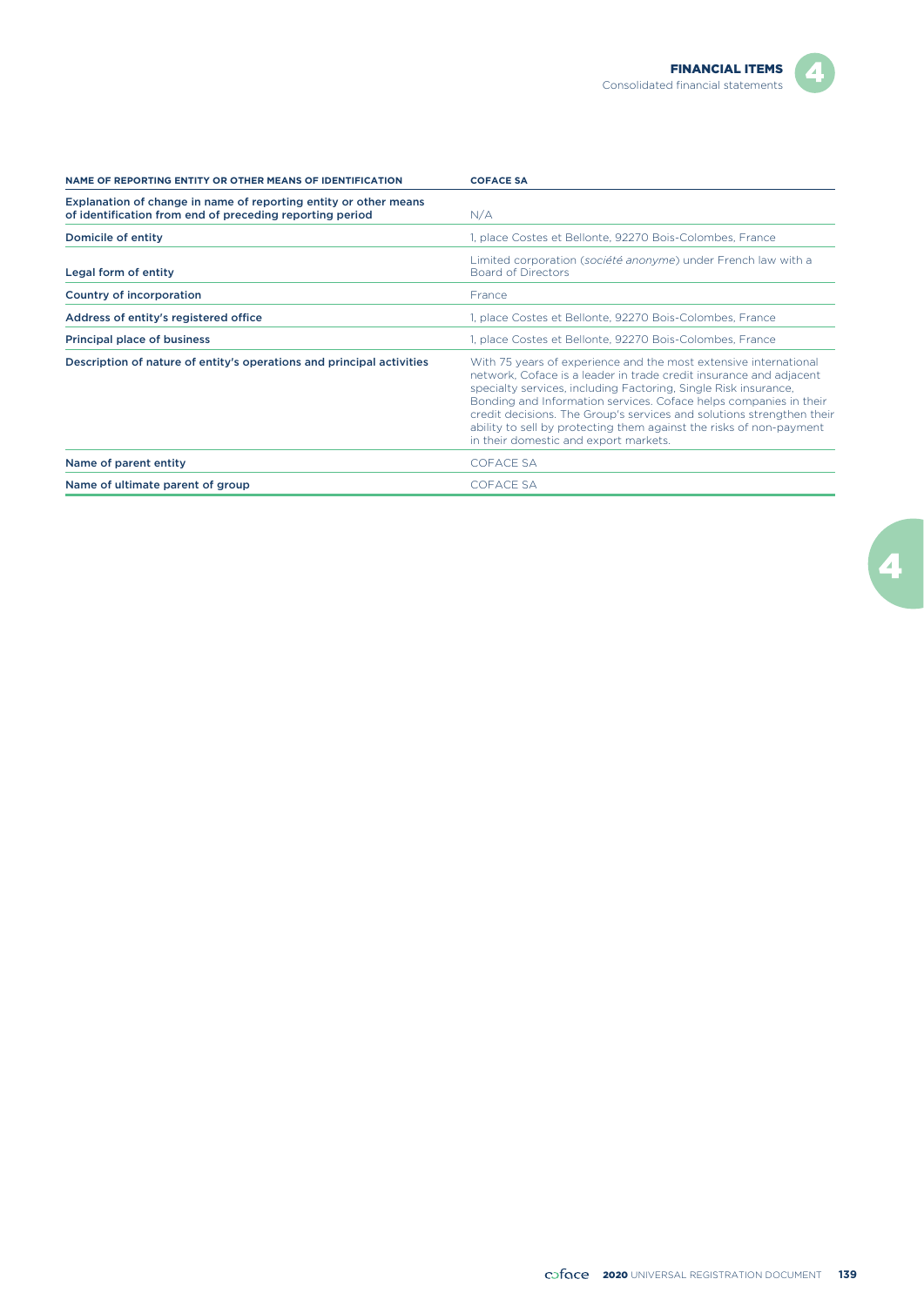| NAME OF REPORTING ENTITY OR OTHER MEANS OF IDENTIFICATION | COFACE SA |
|---|---|
| Explanation of change in name of reporting entity or other means of identification from end of preceding reporting period | N/A |
| Domicile of entity | 1, place Costes et Bellonte, 92270 Bois-Colombes, France |
| Legal form of entity | Limited corporation (*société anonyme*) under French law with a Board of Directors |
| Country of incorporation | France |
| Address of entity's registered office | 1, place Costes et Bellonte, 92270 Bois-Colombes, France |
| Principal place of business | 1, place Costes et Bellonte, 92270 Bois-Colombes, France |
| Description of nature of entity's operations and principal activities | With 75 years of experience and the most extensive international network, Coface is a leader in trade credit insurance and adjacent specialty services, including Factoring, Single Risk insurance, Bonding and Information services. Coface helps companies in their credit decisions. The Group's services and solutions strengthen their ability to sell by protecting them against the risks of non-payment in their domestic and export markets. |
| Name of parent entity | COFACE SA |
| Name of ultimate parent of group | COFACE SA |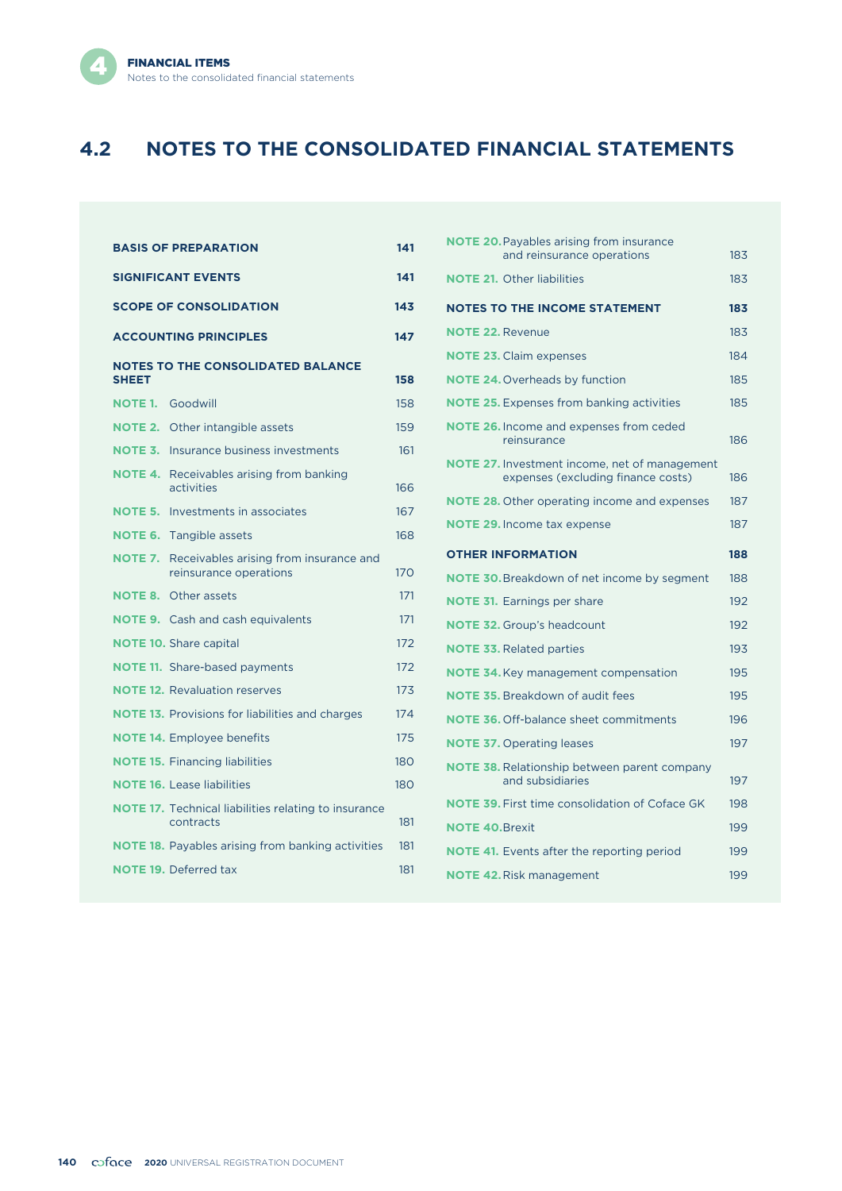## 4.2 NOTES TO THE CONSOLIDATED FINANCIAL STATEMENTS

| | |
|---|---|
| **BASIS OF PREPARATION** | **141** |
| **SIGNIFICANT EVENTS** | **141** |
| **SCOPE OF CONSOLIDATION** | **143** |
| **ACCOUNTING PRINCIPLES** | **147** |
| **NOTES TO THE CONSOLIDATED BALANCE SHEET** | **158** |
| **NOTE 1.** Goodwill | 158 |
| **NOTE 2.** Other intangible assets | 159 |
| **NOTE 3.** Insurance business investments | 161 |
| **NOTE 4.** Receivables arising from banking activities | 166 |
| **NOTE 5.** Investments in associates | 167 |
| **NOTE 6.** Tangible assets | 168 |
| **NOTE 7.** Receivables arising from insurance and reinsurance operations | 170 |
| **NOTE 8.** Other assets | 171 |
| **NOTE 9.** Cash and cash equivalents | 171 |
| **NOTE 10.** Share capital | 172 |
| **NOTE 11.** Share-based payments | 172 |
| **NOTE 12.** Revaluation reserves | 173 |
| **NOTE 13.** Provisions for liabilities and charges | 174 |
| **NOTE 14.** Employee benefits | 175 |
| **NOTE 15.** Financing liabilities | 180 |
| **NOTE 16.** Lease liabilities | 180 |
| **NOTE 17.** Technical liabilities relating to insurance contracts | 181 |
| **NOTE 18.** Payables arising from banking activities | 181 |
| **NOTE 19.** Deferred tax | 181 |
| **NOTE 20.** Payables arising from insurance and reinsurance operations | 183 |
| **NOTE 21.** Other liabilities | 183 |
| **NOTES TO THE INCOME STATEMENT** | **183** |
| **NOTE 22.** Revenue | 183 |
| **NOTE 23.** Claim expenses | 184 |
| **NOTE 24.** Overheads by function | 185 |
| **NOTE 25.** Expenses from banking activities | 185 |
| **NOTE 26.** Income and expenses from ceded reinsurance | 186 |
| **NOTE 27.** Investment income, net of management expenses (excluding finance costs) | 186 |
| **NOTE 28.** Other operating income and expenses | 187 |
| **NOTE 29.** Income tax expense | 187 |
| **OTHER INFORMATION** | **188** |
| **NOTE 30.** Breakdown of net income by segment | 188 |
| **NOTE 31.** Earnings per share | 192 |
| **NOTE 32.** Group's headcount | 192 |
| **NOTE 33.** Related parties | 193 |
| **NOTE 34.** Key management compensation | 195 |
| **NOTE 35.** Breakdown of audit fees | 195 |
| **NOTE 36.** Off-balance sheet commitments | 196 |
| **NOTE 37.** Operating leases | 197 |
| **NOTE 38.** Relationship between parent company and subsidiaries | 197 |
| **NOTE 39.** First time consolidation of Coface GK | 198 |
| **NOTE 40.** Brexit | 199 |
| **NOTE 41.** Events after the reporting period | 199 |
| **NOTE 42.** Risk management | 199 |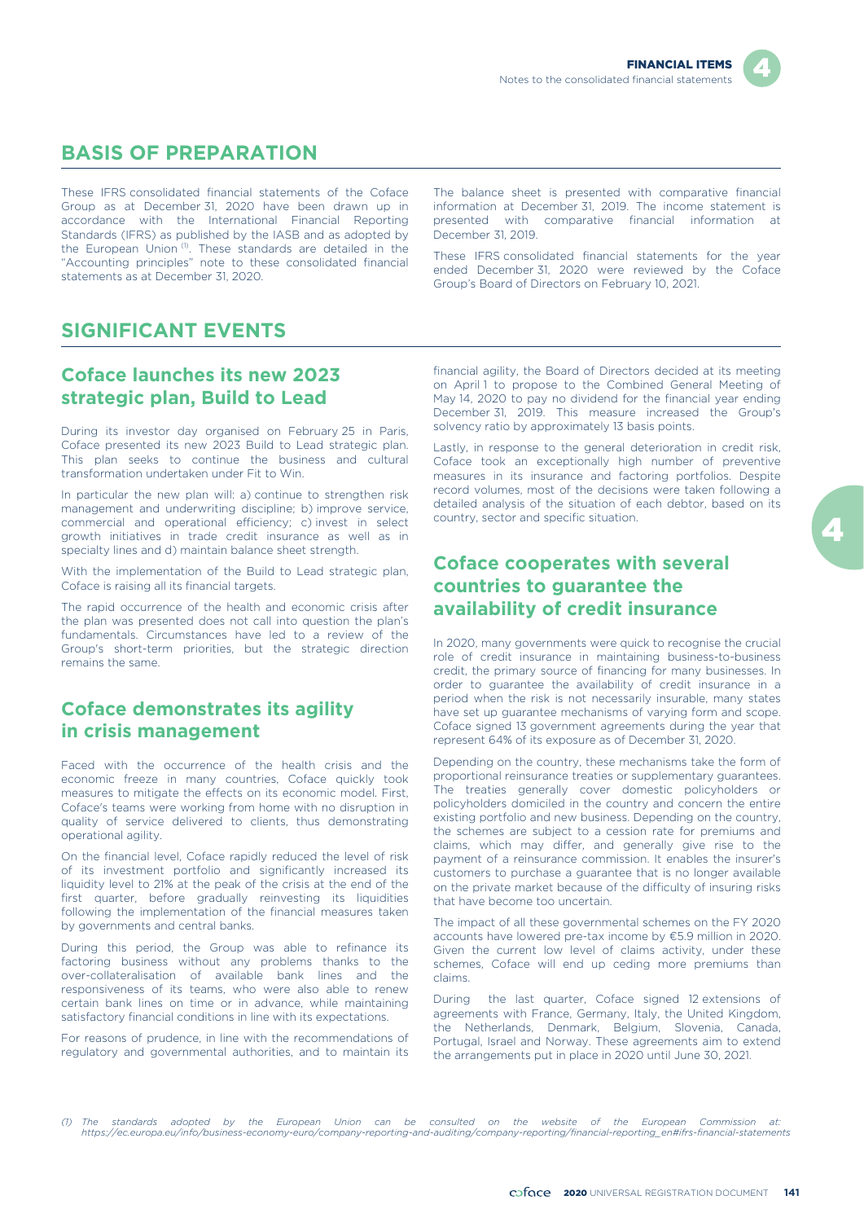## BASIS OF PREPARATION

These IFRS consolidated financial statements of the Coface Group as at December 31, 2020 have been drawn up in accordance with the International Financial Reporting Standards (IFRS) as published by the IASB and as adopted by the European Union [1]. These standards are detailed in the "Accounting principles" note to these consolidated financial statements as at December 31, 2020.

The balance sheet is presented with comparative financial information at December 31, 2019. The income statement is presented with comparative financial information at December 31, 2019.

These IFRS consolidated financial statements for the year ended December 31, 2020 were reviewed by the Coface Group's Board of Directors on February 10, 2021.

## SIGNIFICANT EVENTS

### Coface launches its new 2023 strategic plan, Build to Lead

During its investor day organised on February 25 in Paris, Coface presented its new 2023 Build to Lead strategic plan. This plan seeks to continue the business and cultural transformation undertaken under Fit to Win.

In particular the new plan will: a) continue to strengthen risk management and underwriting discipline; b) improve service, commercial and operational efficiency; c) invest in select growth initiatives in trade credit insurance as well as in specialty lines and d) maintain balance sheet strength.

With the implementation of the Build to Lead strategic plan, Coface is raising all its financial targets.

The rapid occurrence of the health and economic crisis after the plan was presented does not call into question the plan's fundamentals. Circumstances have led to a review of the Group's short-term priorities, but the strategic direction remains the same.

### Coface demonstrates its agility in crisis management

Faced with the occurrence of the health crisis and the economic freeze in many countries, Coface quickly took measures to mitigate the effects on its economic model. First, Coface's teams were working from home with no disruption in quality of service delivered to clients, thus demonstrating operational agility.

On the financial level, Coface rapidly reduced the level of risk of its investment portfolio and significantly increased its liquidity level to 21% at the peak of the crisis at the end of the first quarter, before gradually reinvesting its liquidities following the implementation of the financial measures taken by governments and central banks.

During this period, the Group was able to refinance its factoring business without any problems thanks to the over-collateralisation of available bank lines and the responsiveness of its teams, who were also able to renew certain bank lines on time or in advance, while maintaining satisfactory financial conditions in line with its expectations.

For reasons of prudence, in line with the recommendations of regulatory and governmental authorities, and to maintain its financial agility, the Board of Directors decided at its meeting on April 1 to propose to the Combined General Meeting of May 14, 2020 to pay no dividend for the financial year ending December 31, 2019. This measure increased the Group's solvency ratio by approximately 13 basis points.

Lastly, in response to the general deterioration in credit risk, Coface took an exceptionally high number of preventive measures in its insurance and factoring portfolios. Despite record volumes, most of the decisions were taken following a detailed analysis of the situation of each debtor, based on its country, sector and specific situation.

### Coface cooperates with several countries to guarantee the availability of credit insurance

In 2020, many governments were quick to recognise the crucial role of credit insurance in maintaining business-to-business credit, the primary source of financing for many businesses. In order to guarantee the availability of credit insurance in a period when the risk is not necessarily insurable, many states have set up guarantee mechanisms of varying form and scope. Coface signed 13 government agreements during the year that represent 64% of its exposure as of December 31, 2020.

Depending on the country, these mechanisms take the form of proportional reinsurance treaties or supplementary guarantees. The treaties generally cover domestic policyholders or policyholders domiciled in the country and concern the entire existing portfolio and new business. Depending on the country, the schemes are subject to a cession rate for premiums and claims, which may differ, and generally give rise to the payment of a reinsurance commission. It enables the insurer's customers to purchase a guarantee that is no longer available on the private market because of the difficulty of insuring risks that have become too uncertain.

The impact of all these governmental schemes on the FY 2020 accounts have lowered pre-tax income by €5.9 million in 2020. Given the current low level of claims activity, under these schemes, Coface will end up ceding more premiums than claims.

During the last quarter, Coface signed 12 extensions of agreements with France, Germany, Italy, the United Kingdom, the Netherlands, Denmark, Belgium, Slovenia, Canada, Portugal, Israel and Norway. These agreements aim to extend the arrangements put in place in 2020 until June 30, 2021.

*(1) The standards adopted by the European Union can be consulted on the website of the European Commission at: https://ec.europa.eu/info/business-economy-euro/company-reporting-and-auditing/company-reporting/financial-reporting_en#ifrs-financial-statements*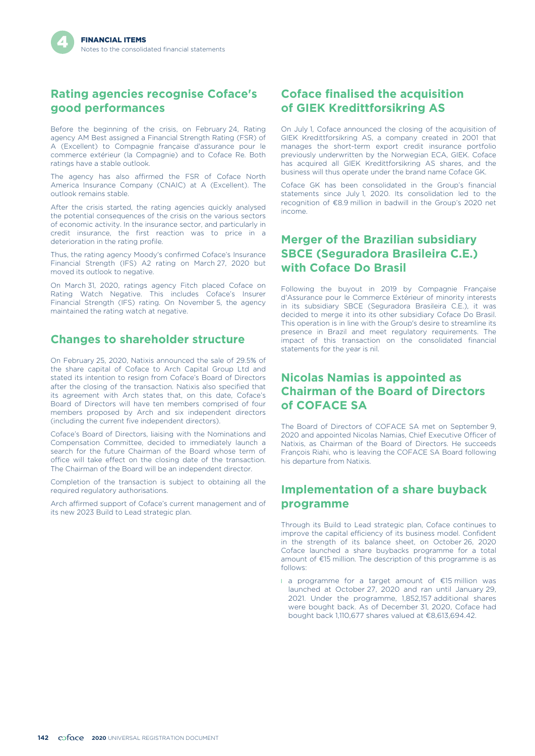## Rating agencies recognise Coface's good performances

Before the beginning of the crisis, on February 24, Rating agency AM Best assigned a Financial Strength Rating (FSR) of A (Excellent) to Compagnie française d'assurance pour le commerce extérieur (la Compagnie) and to Coface Re. Both ratings have a stable outlook.

The agency has also affirmed the FSR of Coface North America Insurance Company (CNAIC) at A (Excellent). The outlook remains stable.

After the crisis started, the rating agencies quickly analysed the potential consequences of the crisis on the various sectors of economic activity. In the insurance sector, and particularly in credit insurance, the first reaction was to price in a deterioration in the rating profile.

Thus, the rating agency Moody's confirmed Coface's Insurance Financial Strength (IFS) A2 rating on March 27, 2020 but moved its outlook to negative.

On March 31, 2020, ratings agency Fitch placed Coface on Rating Watch Negative. This includes Coface's Insurer Financial Strength (IFS) rating. On November 5, the agency maintained the rating watch at negative.

## Changes to shareholder structure

On February 25, 2020, Natixis announced the sale of 29.5% of the share capital of Coface to Arch Capital Group Ltd and stated its intention to resign from Coface's Board of Directors after the closing of the transaction. Natixis also specified that its agreement with Arch states that, on this date, Coface's Board of Directors will have ten members comprised of four members proposed by Arch and six independent directors (including the current five independent directors).

Coface's Board of Directors, liaising with the Nominations and Compensation Committee, decided to immediately launch a search for the future Chairman of the Board whose term of office will take effect on the closing date of the transaction. The Chairman of the Board will be an independent director.

Completion of the transaction is subject to obtaining all the required regulatory authorisations.

Arch affirmed support of Coface's current management and of its new 2023 Build to Lead strategic plan.

## Coface finalised the acquisition of GIEK Kredittforsikring AS

On July 1, Coface announced the closing of the acquisition of GIEK Kredittforsikring AS, a company created in 2001 that manages the short-term export credit insurance portfolio previously underwritten by the Norwegian ECA, GIEK. Coface has acquired all GIEK Kredittforsikring AS shares, and the business will thus operate under the brand name Coface GK.

Coface GK has been consolidated in the Group's financial statements since July 1, 2020. Its consolidation led to the recognition of €8.9 million in badwill in the Group's 2020 net income.

## Merger of the Brazilian subsidiary SBCE (Seguradora Brasileira C.E.) with Coface Do Brasil

Following the buyout in 2019 by Compagnie Française d'Assurance pour le Commerce Extérieur of minority interests in its subsidiary SBCE (Seguradora Brasileira C.E.), it was decided to merge it into its other subsidiary Coface Do Brasil. This operation is in line with the Group's desire to streamline its presence in Brazil and meet regulatory requirements. The impact of this transaction on the consolidated financial statements for the year is nil.

## Nicolas Namias is appointed as Chairman of the Board of Directors of COFACE SA

The Board of Directors of COFACE SA met on September 9, 2020 and appointed Nicolas Namias, Chief Executive Officer of Natixis, as Chairman of the Board of Directors. He succeeds François Riahi, who is leaving the COFACE SA Board following his departure from Natixis.

## Implementation of a share buyback programme

Through its Build to Lead strategic plan, Coface continues to improve the capital efficiency of its business model. Confident in the strength of its balance sheet, on October 26, 2020 Coface launched a share buybacks programme for a total amount of €15 million. The description of this programme is as follows:

- a programme for a target amount of €15 million was launched at October 27, 2020 and ran until January 29, 2021. Under the programme, 1,852,157 additional shares were bought back. As of December 31, 2020, Coface had bought back 1,110,677 shares valued at €8,613,694.42.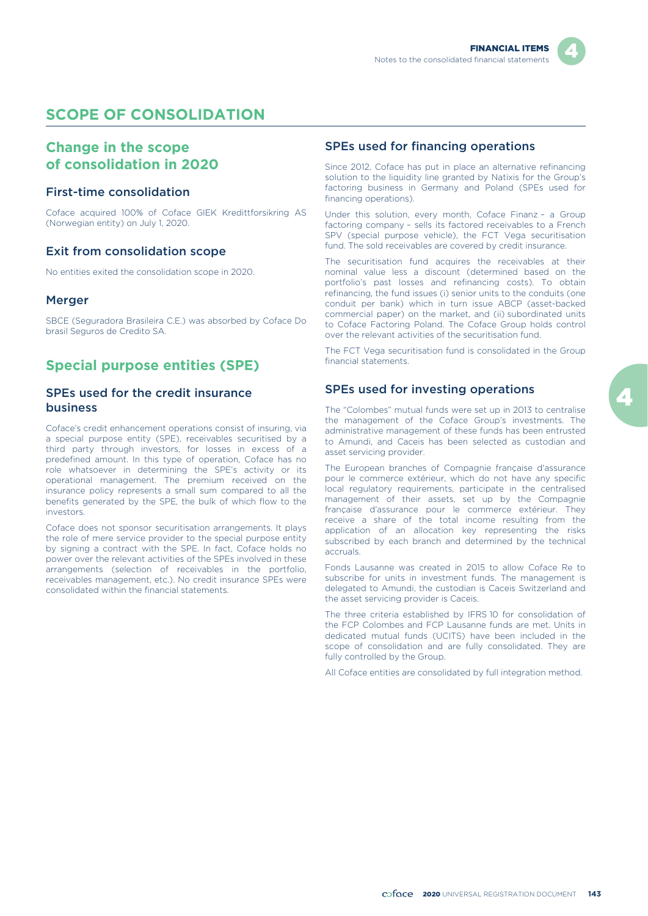# SCOPE OF CONSOLIDATION

## Change in the scope of consolidation in 2020

### First-time consolidation

Coface acquired 100% of Coface GIEK Kredittforsikring AS (Norwegian entity) on July 1, 2020.

### Exit from consolidation scope

No entities exited the consolidation scope in 2020.

### Merger

SBCE (Seguradora Brasileira C.E.) was absorbed by Coface Do brasil Seguros de Credito SA.

## Special purpose entities (SPE)

### SPEs used for the credit insurance business

Coface's credit enhancement operations consist of insuring, via a special purpose entity (SPE), receivables securitised by a third party through investors, for losses in excess of a predefined amount. In this type of operation, Coface has no role whatsoever in determining the SPE's activity or its operational management. The premium received on the insurance policy represents a small sum compared to all the benefits generated by the SPE, the bulk of which flow to the investors.

Coface does not sponsor securitisation arrangements. It plays the role of mere service provider to the special purpose entity by signing a contract with the SPE. In fact, Coface holds no power over the relevant activities of the SPEs involved in these arrangements (selection of receivables in the portfolio, receivables management, etc.). No credit insurance SPEs were consolidated within the financial statements.

### SPEs used for financing operations

Since 2012, Coface has put in place an alternative refinancing solution to the liquidity line granted by Natixis for the Group's factoring business in Germany and Poland (SPEs used for financing operations).

Under this solution, every month, Coface Finanz – a Group factoring company – sells its factored receivables to a French SPV (special purpose vehicle), the FCT Vega securitisation fund. The sold receivables are covered by credit insurance.

The securitisation fund acquires the receivables at their nominal value less a discount (determined based on the portfolio's past losses and refinancing costs). To obtain refinancing, the fund issues (i) senior units to the conduits (one conduit per bank) which in turn issue ABCP (asset-backed commercial paper) on the market, and (ii) subordinated units to Coface Factoring Poland. The Coface Group holds control over the relevant activities of the securitisation fund.

The FCT Vega securitisation fund is consolidated in the Group financial statements.

### SPEs used for investing operations

The "Colombes" mutual funds were set up in 2013 to centralise the management of the Coface Group's investments. The administrative management of these funds has been entrusted to Amundi, and Caceis has been selected as custodian and asset servicing provider.

The European branches of Compagnie française d'assurance pour le commerce extérieur, which do not have any specific local regulatory requirements, participate in the centralised management of their assets, set up by the Compagnie française d'assurance pour le commerce extérieur. They receive a share of the total income resulting from the application of an allocation key representing the risks subscribed by each branch and determined by the technical accruals.

Fonds Lausanne was created in 2015 to allow Coface Re to subscribe for units in investment funds. The management is delegated to Amundi, the custodian is Caceis Switzerland and the asset servicing provider is Caceis.

The three criteria established by IFRS 10 for consolidation of the FCP Colombes and FCP Lausanne funds are met. Units in dedicated mutual funds (UCITS) have been included in the scope of consolidation and are fully consolidated. They are fully controlled by the Group.

All Coface entities are consolidated by full integration method.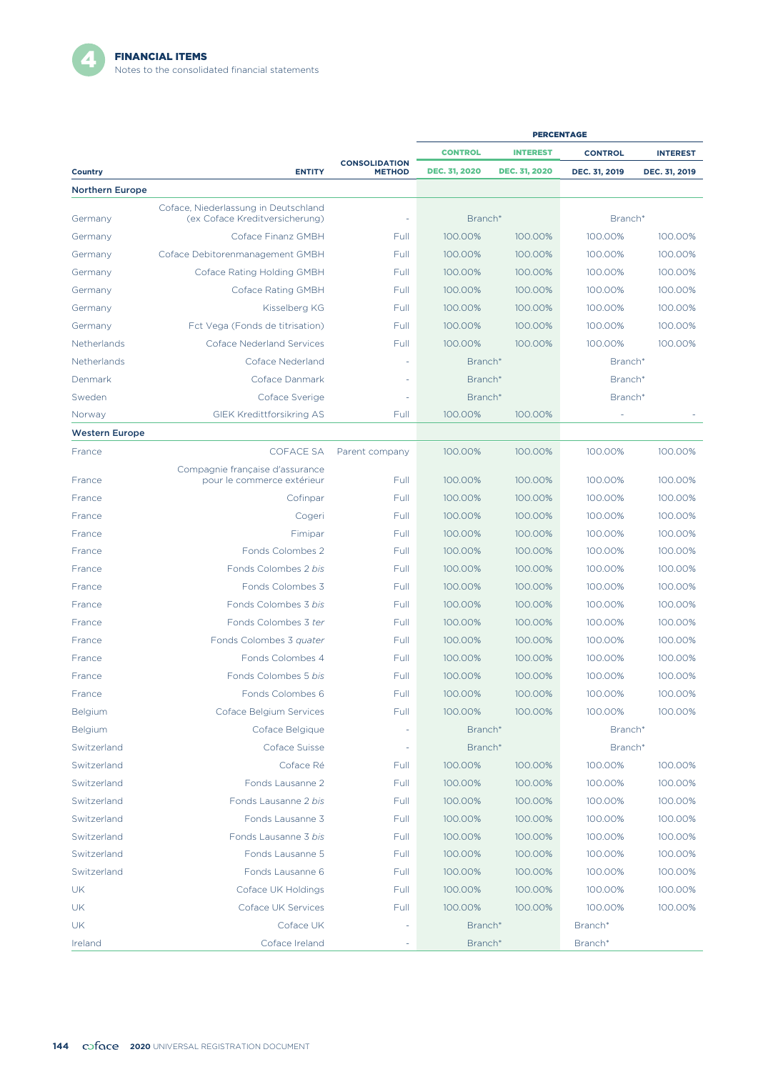| Country | ENTITY | CONSOLIDATION METHOD | PERCENTAGE | | | |
|---|---|---|---|---|---|---|
| | | | CONTROL | INTEREST | CONTROL | INTEREST |
| | | | DEC. 31, 2020 | DEC. 31, 2020 | DEC. 31, 2019 | DEC. 31, 2019 |
| **Northern Europe** | | | | | | |
| Germany | Coface, Niederlassung in Deutschland (ex Coface Kreditversicherung) | - | Branch* | | Branch* | |
| Germany | Coface Finanz GMBH | Full | 100.00% | 100.00% | 100.00% | 100.00% |
| Germany | Coface Debitorenmanagement GMBH | Full | 100.00% | 100.00% | 100.00% | 100.00% |
| Germany | Coface Rating Holding GMBH | Full | 100.00% | 100.00% | 100.00% | 100.00% |
| Germany | Coface Rating GMBH | Full | 100.00% | 100.00% | 100.00% | 100.00% |
| Germany | Kisselberg KG | Full | 100.00% | 100.00% | 100.00% | 100.00% |
| Germany | Fct Vega (Fonds de titrisation) | Full | 100.00% | 100.00% | 100.00% | 100.00% |
| Netherlands | Coface Nederland Services | Full | 100.00% | 100.00% | 100.00% | 100.00% |
| Netherlands | Coface Nederland | - | Branch* | | Branch* | |
| Denmark | Coface Danmark | - | Branch* | | Branch* | |
| Sweden | Coface Sverige | - | Branch* | | Branch* | |
| Norway | GIEK Kredittforsikring AS | Full | 100.00% | 100.00% | - | - |
| **Western Europe** | | | | | | |
| France | COFACE SA | Parent company | 100.00% | 100.00% | 100.00% | 100.00% |
| France | Compagnie française d'assurance pour le commerce extérieur | Full | 100.00% | 100.00% | 100.00% | 100.00% |
| France | Cofinpar | Full | 100.00% | 100.00% | 100.00% | 100.00% |
| France | Cogeri | Full | 100.00% | 100.00% | 100.00% | 100.00% |
| France | Fimipar | Full | 100.00% | 100.00% | 100.00% | 100.00% |
| France | Fonds Colombes 2 | Full | 100.00% | 100.00% | 100.00% | 100.00% |
| France | Fonds Colombes 2 *bis* | Full | 100.00% | 100.00% | 100.00% | 100.00% |
| France | Fonds Colombes 3 | Full | 100.00% | 100.00% | 100.00% | 100.00% |
| France | Fonds Colombes 3 *bis* | Full | 100.00% | 100.00% | 100.00% | 100.00% |
| France | Fonds Colombes 3 *ter* | Full | 100.00% | 100.00% | 100.00% | 100.00% |
| France | Fonds Colombes 3 *quater* | Full | 100.00% | 100.00% | 100.00% | 100.00% |
| France | Fonds Colombes 4 | Full | 100.00% | 100.00% | 100.00% | 100.00% |
| France | Fonds Colombes 5 *bis* | Full | 100.00% | 100.00% | 100.00% | 100.00% |
| France | Fonds Colombes 6 | Full | 100.00% | 100.00% | 100.00% | 100.00% |
| Belgium | Coface Belgium Services | Full | 100.00% | 100.00% | 100.00% | 100.00% |
| Belgium | Coface Belgique | - | Branch* | | Branch* | |
| Switzerland | Coface Suisse | - | Branch* | | Branch* | |
| Switzerland | Coface Ré | Full | 100.00% | 100.00% | 100.00% | 100.00% |
| Switzerland | Fonds Lausanne 2 | Full | 100.00% | 100.00% | 100.00% | 100.00% |
| Switzerland | Fonds Lausanne 2 *bis* | Full | 100.00% | 100.00% | 100.00% | 100.00% |
| Switzerland | Fonds Lausanne 3 | Full | 100.00% | 100.00% | 100.00% | 100.00% |
| Switzerland | Fonds Lausanne 3 *bis* | Full | 100.00% | 100.00% | 100.00% | 100.00% |
| Switzerland | Fonds Lausanne 5 | Full | 100.00% | 100.00% | 100.00% | 100.00% |
| Switzerland | Fonds Lausanne 6 | Full | 100.00% | 100.00% | 100.00% | 100.00% |
| UK | Coface UK Holdings | Full | 100.00% | 100.00% | 100.00% | 100.00% |
| UK | Coface UK Services | Full | 100.00% | 100.00% | 100.00% | 100.00% |
| UK | Coface UK | - | Branch* | | Branch* | |
| Ireland | Coface Ireland | - | Branch* | | Branch* | |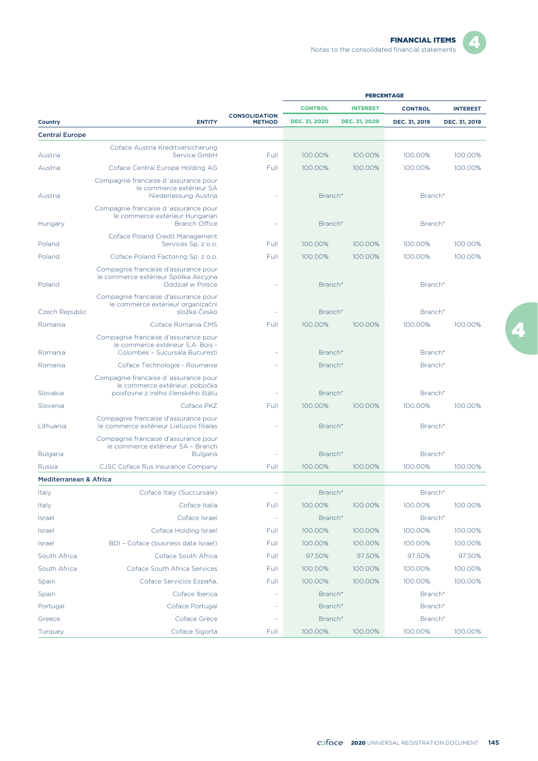| Country | ENTITY | CONSOLIDATION METHOD | PERCENTAGE | | | |
|---|---|---|---|---|---|---|
| | | | CONTROL | INTEREST | CONTROL | INTEREST |
| | | | DEC. 31, 2020 | DEC. 31, 2020 | DEC. 31, 2019 | DEC. 31, 2019 |
| **Central Europe** | | | | | | |
| Austria | Coface Austria Kreditversicherung Service GmbH | Full | 100.00% | 100.00% | 100.00% | 100.00% |
| Austria | Coface Central Europe Holding AG | Full | 100.00% | 100.00% | 100.00% | 100.00% |
| Austria | Compagnie francaise d´assurance pour le commerce extérieur SA Niederlassung Austria | - | Branch* | | Branch* | |
| Hungary | Compagnie francaise d´assurance pour le commerce extérieur Hungarian Branch Office | - | Branch* | | Branch* | |
| Poland | Coface Poland Credit Management Services Sp. z o.o. | Full | 100.00% | 100.00% | 100.00% | 100.00% |
| Poland | Coface Poland Factoring Sp. z o.o. | Full | 100.00% | 100.00% | 100.00% | 100.00% |
| Poland | Compagnie francaise d'assurance pour le commerce extérieur Spółka Akcyjna Oddział w Polsce | - | Branch* | | Branch* | |
| Czech Republic | Compagnie francaise d'assurance pour le commerce extérieur organizační složka Česko | - | Branch* | | Branch* | |
| Romania | Coface Romania CMS | Full | 100.00% | 100.00% | 100.00% | 100.00% |
| Romania | Compagnie francaise d'assurance pour le commerce extérieur S.A. Bois - Colombes – Sucursala Bucuresti | - | Branch* | | Branch* | |
| Romania | Coface Technologie - Roumanie | - | Branch* | | Branch* | |
| Slovakia | Compagnie francaise d´assurance pour le commerce extérieur, pobočka poisťovne z iného členského štátu | - | Branch* | | Branch* | |
| Slovenia | Coface PKZ | Full | 100.00% | 100.00% | 100.00% | 100.00% |
| Lithuania | Compagnie francaise d'assurance pour le commerce extérieur Lietuvos filialas | - | Branch* | | Branch* | |
| Bulgaria | Compagnie francaise d'assurance pour le commerce extérieur SA – Branch Bulgaria | - | Branch* | | Branch* | |
| Russia | CJSC Coface Rus Insurance Company | Full | 100.00% | 100.00% | 100.00% | 100.00% |
| **Mediterranean & Africa** | | | | | | |
| Italy | Coface Italy (Succursale) | - | Branch* | | Branch* | |
| Italy | Coface Italia | Full | 100.00% | 100.00% | 100.00% | 100.00% |
| Israel | Coface Israel | - | Branch* | | Branch* | |
| Israel | Coface Holding Israel | Full | 100.00% | 100.00% | 100.00% | 100.00% |
| Israel | BDI – Coface (business data Israel) | Full | 100.00% | 100.00% | 100.00% | 100.00% |
| South Africa | Coface South Africa | Full | 97.50% | 97.50% | 97.50% | 97.50% |
| South Africa | Coface South Africa Services | Full | 100.00% | 100.00% | 100.00% | 100.00% |
| Spain | Coface Servicios España, | Full | 100.00% | 100.00% | 100.00% | 100.00% |
| Spain | Coface Iberica | - | Branch* | | Branch* | |
| Portugal | Coface Portugal | - | Branch* | | Branch* | |
| Greece | Coface Grèce | - | Branch* | | Branch* | |
| Turquey | Coface Sigorta | Full | 100.00% | 100.00% | 100.00% | 100.00% |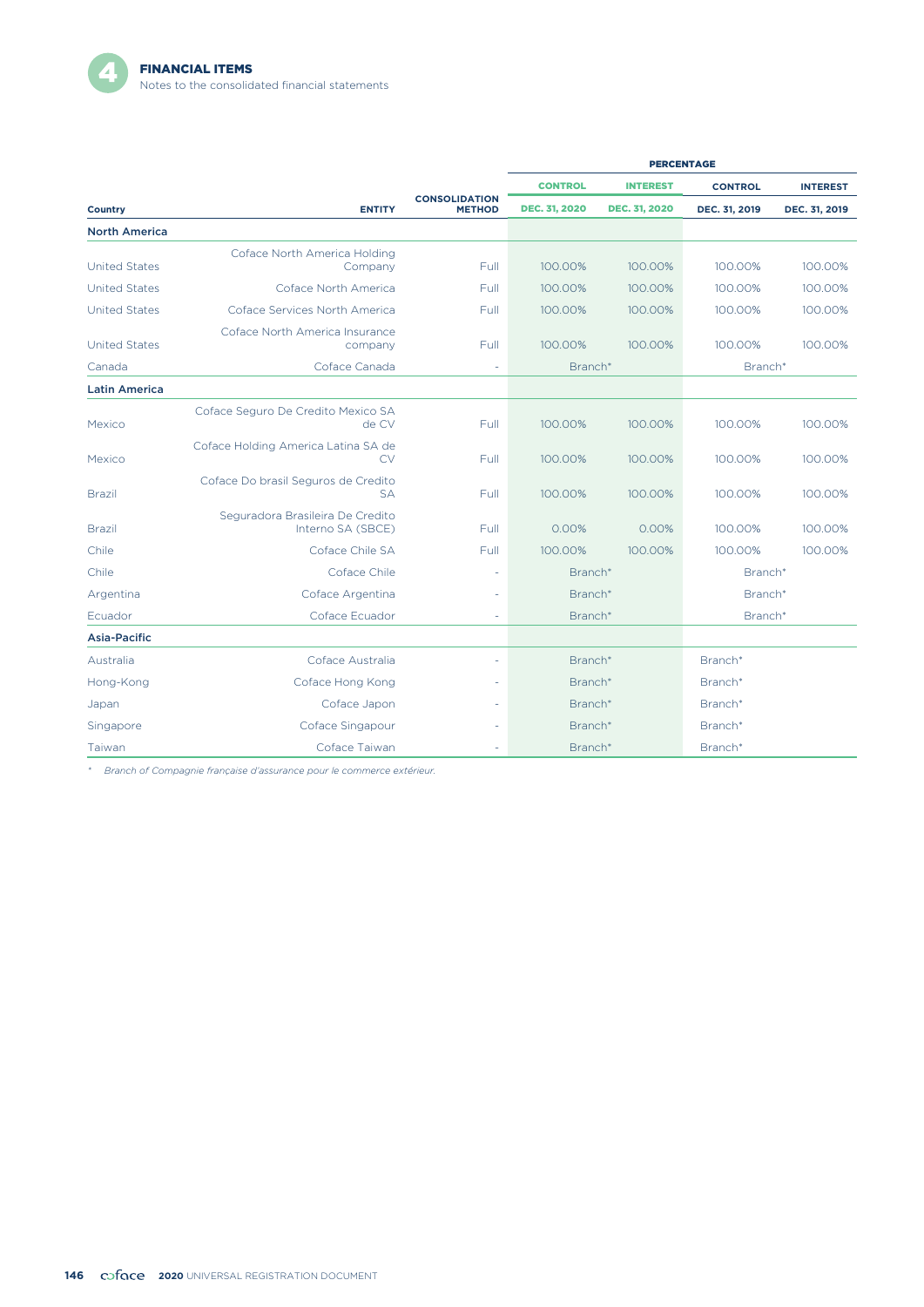| Country | ENTITY | CONSOLIDATION METHOD | PERCENTAGE | | | |
|---|---|---|---|---|---|---|
| | | | CONTROL | INTEREST | CONTROL | INTEREST |
| | | | DEC. 31, 2020 | DEC. 31, 2020 | DEC. 31, 2019 | DEC. 31, 2019 |
| **North America** | | | | | | |
| United States | Coface North America Holding Company | Full | 100.00% | 100.00% | 100.00% | 100.00% |
| United States | Coface North America | Full | 100.00% | 100.00% | 100.00% | 100.00% |
| United States | Coface Services North America | Full | 100.00% | 100.00% | 100.00% | 100.00% |
| United States | Coface North America Insurance company | Full | 100.00% | 100.00% | 100.00% | 100.00% |
| Canada | Coface Canada | - | Branch* | | Branch* | |
| **Latin America** | | | | | | |
| Mexico | Coface Seguro De Credito Mexico SA de CV | Full | 100.00% | 100.00% | 100.00% | 100.00% |
| Mexico | Coface Holding America Latina SA de CV | Full | 100.00% | 100.00% | 100.00% | 100.00% |
| Brazil | Coface Do brasil Seguros de Credito SA | Full | 100.00% | 100.00% | 100.00% | 100.00% |
| Brazil | Seguradora Brasileira De Credito Interno SA (SBCE) | Full | 0.00% | 0.00% | 100.00% | 100.00% |
| Chile | Coface Chile SA | Full | 100.00% | 100.00% | 100.00% | 100.00% |
| Chile | Coface Chile | - | Branch* | | Branch* | |
| Argentina | Coface Argentina | - | Branch* | | Branch* | |
| Ecuador | Coface Ecuador | - | Branch* | | Branch* | |
| **Asia-Pacific** | | | | | | |
| Australia | Coface Australia | - | Branch* | | Branch* | |
| Hong-Kong | Coface Hong Kong | - | Branch* | | Branch* | |
| Japan | Coface Japon | - | Branch* | | Branch* | |
| Singapore | Coface Singapour | - | Branch* | | Branch* | |
| Taiwan | Coface Taiwan | - | Branch* | | Branch* | |

\* *Branch of Compagnie française d'assurance pour le commerce extérieur.*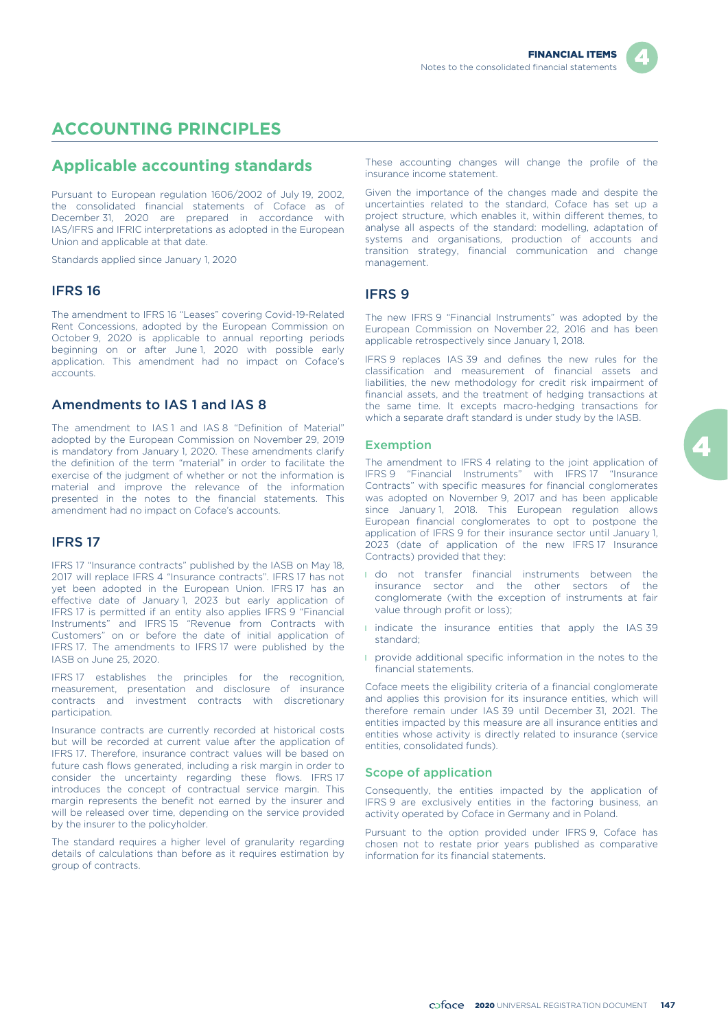# ACCOUNTING PRINCIPLES

## Applicable accounting standards

Pursuant to European regulation 1606/2002 of July 19, 2002, the consolidated financial statements of Coface as of December 31, 2020 are prepared in accordance with IAS/IFRS and IFRIC interpretations as adopted in the European Union and applicable at that date.

Standards applied since January 1, 2020

### IFRS 16

The amendment to IFRS 16 "Leases" covering Covid-19-Related Rent Concessions, adopted by the European Commission on October 9, 2020 is applicable to annual reporting periods beginning on or after June 1, 2020 with possible early application. This amendment had no impact on Coface's accounts.

### Amendments to IAS 1 and IAS 8

The amendment to IAS 1 and IAS 8 "Definition of Material" adopted by the European Commission on November 29, 2019 is mandatory from January 1, 2020. These amendments clarify the definition of the term "material" in order to facilitate the exercise of the judgment of whether or not the information is material and improve the relevance of the information presented in the notes to the financial statements. This amendment had no impact on Coface's accounts.

### IFRS 17

IFRS 17 "Insurance contracts" published by the IASB on May 18, 2017 will replace IFRS 4 "Insurance contracts". IFRS 17 has not yet been adopted in the European Union. IFRS 17 has an effective date of January 1, 2023 but early application of IFRS 17 is permitted if an entity also applies IFRS 9 "Financial Instruments" and IFRS 15 "Revenue from Contracts with Customers" on or before the date of initial application of IFRS 17. The amendments to IFRS 17 were published by the IASB on June 25, 2020.

IFRS 17 establishes the principles for the recognition, measurement, presentation and disclosure of insurance contracts and investment contracts with discretionary participation.

Insurance contracts are currently recorded at historical costs but will be recorded at current value after the application of IFRS 17. Therefore, insurance contract values will be based on future cash flows generated, including a risk margin in order to consider the uncertainty regarding these flows. IFRS 17 introduces the concept of contractual service margin. This margin represents the benefit not earned by the insurer and will be released over time, depending on the service provided by the insurer to the policyholder.

The standard requires a higher level of granularity regarding details of calculations than before as it requires estimation by group of contracts.

These accounting changes will change the profile of the insurance income statement.

Given the importance of the changes made and despite the uncertainties related to the standard, Coface has set up a project structure, which enables it, within different themes, to analyse all aspects of the standard: modelling, adaptation of systems and organisations, production of accounts and transition strategy, financial communication and change management.

### IFRS 9

The new IFRS 9 "Financial Instruments" was adopted by the European Commission on November 22, 2016 and has been applicable retrospectively since January 1, 2018.

IFRS 9 replaces IAS 39 and defines the new rules for the classification and measurement of financial assets and liabilities, the new methodology for credit risk impairment of financial assets, and the treatment of hedging transactions at the same time. It excepts macro-hedging transactions for which a separate draft standard is under study by the IASB.

#### Exemption

The amendment to IFRS 4 relating to the joint application of IFRS 9 "Financial Instruments" with IFRS 17 "Insurance Contracts" with specific measures for financial conglomerates was adopted on November 9, 2017 and has been applicable since January 1, 2018. This European regulation allows European financial conglomerates to opt to postpone the application of IFRS 9 for their insurance sector until January 1, 2023 (date of application of the new IFRS 17 Insurance Contracts) provided that they:

- do not transfer financial instruments between the insurance sector and the other sectors of the conglomerate (with the exception of instruments at fair value through profit or loss);
- indicate the insurance entities that apply the IAS 39 standard;
- provide additional specific information in the notes to the financial statements.

Coface meets the eligibility criteria of a financial conglomerate and applies this provision for its insurance entities, which will therefore remain under IAS 39 until December 31, 2021. The entities impacted by this measure are all insurance entities and entities whose activity is directly related to insurance (service entities, consolidated funds).

#### Scope of application

Consequently, the entities impacted by the application of IFRS 9 are exclusively entities in the factoring business, an activity operated by Coface in Germany and in Poland.

Pursuant to the option provided under IFRS 9, Coface has chosen not to restate prior years published as comparative information for its financial statements.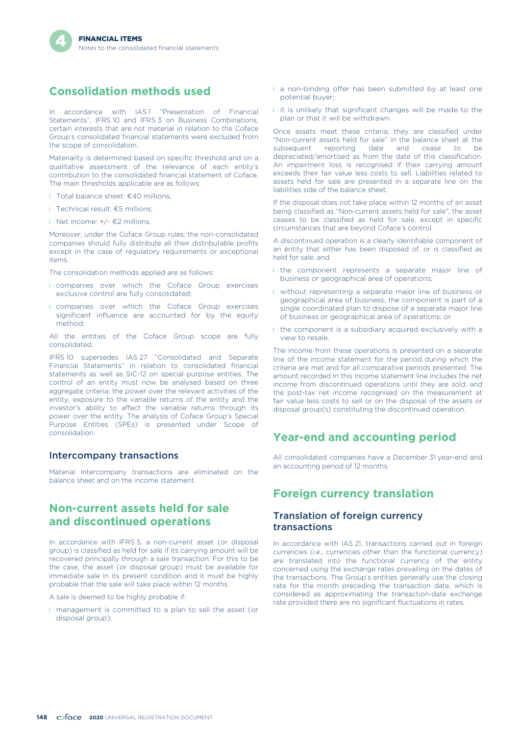## Consolidation methods used

In accordance with IAS 1 "Presentation of Financial Statements", IFRS 10 and IFRS 3 on Business Combinations, certain interests that are not material in relation to the Coface Group's consolidated financial statements were excluded from the scope of consolidation.

Materiality is determined based on specific threshold and on a qualitative assessment of the relevance of each entity's contribution to the consolidated financial statement of Coface. The main thresholds applicable are as follows:

- Total balance sheet: €40 millions;
- Technical result: €5 millions;
- Net income: +/- €2 millions.

Moreover, under the Coface Group rules, the non-consolidated companies should fully distribute all their distributable profits except in the case of regulatory requirements or exceptional items.

The consolidation methods applied are as follows:

- companies over which the Coface Group exercises exclusive control are fully consolidated;
- companies over which the Coface Group exercises significant influence are accounted for by the equity method.

All the entities of the Coface Group scope are fully consolidated.

IFRS 10 supersedes IAS 27 "Consolidated and Separate Financial Statements" in relation to consolidated financial statements as well as SIC-12 on special purpose entities. The control of an entity must now be analysed based on three aggregate criteria: the power over the relevant activities of the entity, exposure to the variable returns of the entity and the investor's ability to affect the variable returns through its power over the entity. The analysis of Coface Group's Special Purpose Entities (SPEs) is presented under Scope of consolidation.

### Intercompany transactions

Material intercompany transactions are eliminated on the balance sheet and on the income statement.

## Non-current assets held for sale and discontinued operations

In accordance with IFRS 5, a non-current asset (or disposal group) is classified as held for sale if its carrying amount will be recovered principally through a sale transaction. For this to be the case, the asset (or disposal group) must be available for immediate sale in its present condition and it must be highly probable that the sale will take place within 12 months.

A sale is deemed to be highly probable if:

- management is committed to a plan to sell the asset (or disposal group);
- a non-binding offer has been submitted by at least one potential buyer;
- it is unlikely that significant changes will be made to the plan or that it will be withdrawn.

Once assets meet these criteria, they are classified under "Non-current assets held for sale" in the balance sheet at the subsequent reporting date and cease to be depreciated/amortised as from the date of this classification. An impairment loss is recognised if their carrying amount exceeds their fair value less costs to sell. Liabilities related to assets held for sale are presented in a separate line on the liabilities side of the balance sheet.

If the disposal does not take place within 12 months of an asset being classified as "Non-current assets held for sale", the asset ceases to be classified as held for sale, except in specific circumstances that are beyond Coface's control.

A discontinued operation is a clearly identifiable component of an entity that either has been disposed of, or is classified as held for sale, and:

- the component represents a separate major line of business or geographical area of operations;
- without representing a separate major line of business or geographical area of business, the component is part of a single coordinated plan to dispose of a separate major line of business or geographical area of operations; or
- the component is a subsidiary acquired exclusively with a view to resale.

The income from these operations is presented on a separate line of the income statement for the period during which the criteria are met and for all comparative periods presented. The amount recorded in this income statement line includes the net income from discontinued operations until they are sold, and the post-tax net income recognised on the measurement at fair value less costs to sell or on the disposal of the assets or disposal group(s) constituting the discontinued operation.

## Year-end and accounting period

All consolidated companies have a December 31 year-end and an accounting period of 12 months.

## Foreign currency translation

### Translation of foreign currency transactions

In accordance with IAS 21, transactions carried out in foreign currencies (*i.e.*, currencies other than the functional currency) are translated into the functional currency of the entity concerned using the exchange rates prevailing on the dates of the transactions. The Group's entities generally use the closing rate for the month preceding the transaction date, which is considered as approximating the transaction-date exchange rate provided there are no significant fluctuations in rates.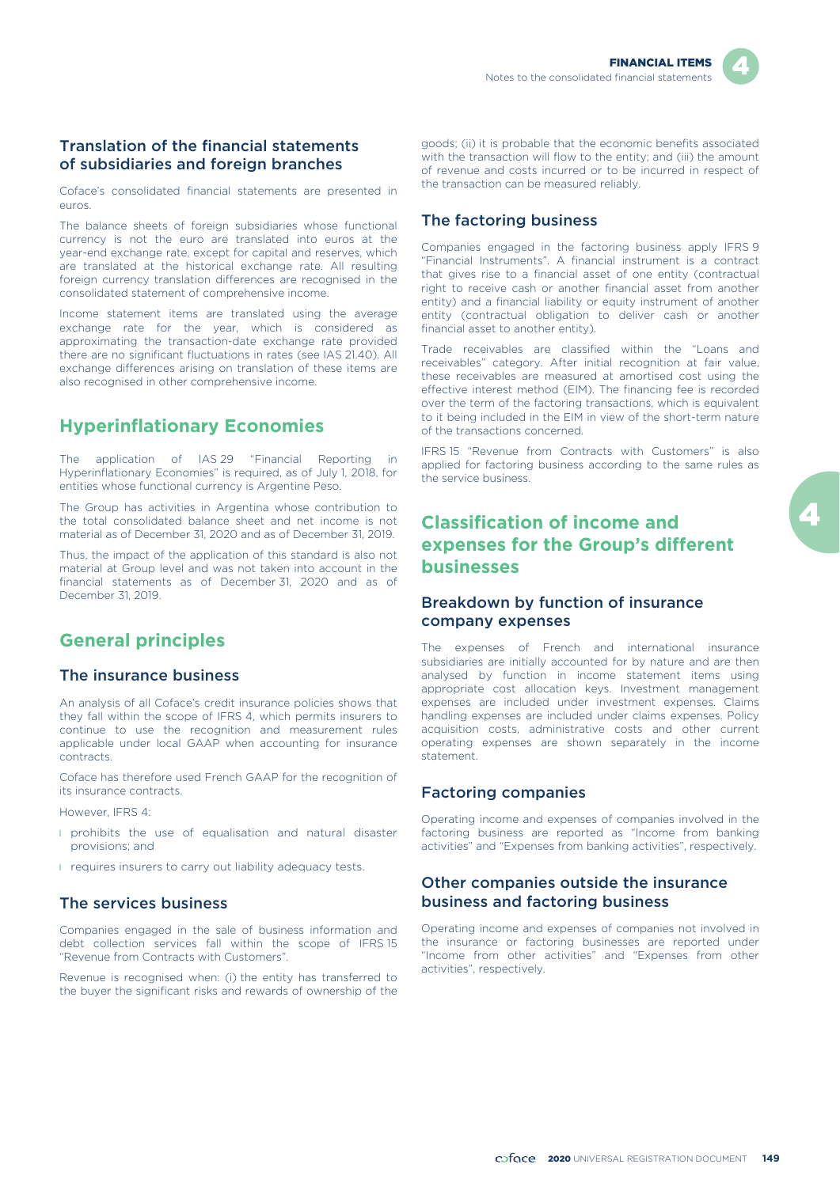### Translation of the financial statements of subsidiaries and foreign branches

Coface's consolidated financial statements are presented in euros.

The balance sheets of foreign subsidiaries whose functional currency is not the euro are translated into euros at the year-end exchange rate, except for capital and reserves, which are translated at the historical exchange rate. All resulting foreign currency translation differences are recognised in the consolidated statement of comprehensive income.

Income statement items are translated using the average exchange rate for the year, which is considered as approximating the transaction-date exchange rate provided there are no significant fluctuations in rates (see IAS 21.40). All exchange differences arising on translation of these items are also recognised in other comprehensive income.

## Hyperinflationary Economies

The application of IAS 29 "Financial Reporting in Hyperinflationary Economies" is required, as of July 1, 2018, for entities whose functional currency is Argentine Peso.

The Group has activities in Argentina whose contribution to the total consolidated balance sheet and net income is not material as of December 31, 2020 and as of December 31, 2019.

Thus, the impact of the application of this standard is also not material at Group level and was not taken into account in the financial statements as of December 31, 2020 and as of December 31, 2019.

## General principles

### The insurance business

An analysis of all Coface's credit insurance policies shows that they fall within the scope of IFRS 4, which permits insurers to continue to use the recognition and measurement rules applicable under local GAAP when accounting for insurance contracts.

Coface has therefore used French GAAP for the recognition of its insurance contracts.

However, IFRS 4:

- prohibits the use of equalisation and natural disaster provisions; and
- requires insurers to carry out liability adequacy tests.

### The services business

Companies engaged in the sale of business information and debt collection services fall within the scope of IFRS 15 "Revenue from Contracts with Customers".

Revenue is recognised when: (i) the entity has transferred to the buyer the significant risks and rewards of ownership of the goods; (ii) it is probable that the economic benefits associated with the transaction will flow to the entity; and (iii) the amount of revenue and costs incurred or to be incurred in respect of the transaction can be measured reliably.

### The factoring business

Companies engaged in the factoring business apply IFRS 9 "Financial Instruments". A financial instrument is a contract that gives rise to a financial asset of one entity (contractual right to receive cash or another financial asset from another entity) and a financial liability or equity instrument of another entity (contractual obligation to deliver cash or another financial asset to another entity).

Trade receivables are classified within the "Loans and receivables" category. After initial recognition at fair value, these receivables are measured at amortised cost using the effective interest method (EIM). The financing fee is recorded over the term of the factoring transactions, which is equivalent to it being included in the EIM in view of the short-term nature of the transactions concerned.

IFRS 15 "Revenue from Contracts with Customers" is also applied for factoring business according to the same rules as the service business.

## Classification of income and expenses for the Group's different businesses

### Breakdown by function of insurance company expenses

The expenses of French and international insurance subsidiaries are initially accounted for by nature and are then analysed by function in income statement items using appropriate cost allocation keys. Investment management expenses are included under investment expenses. Claims handling expenses are included under claims expenses. Policy acquisition costs, administrative costs and other current operating expenses are shown separately in the income statement.

### Factoring companies

Operating income and expenses of companies involved in the factoring business are reported as "Income from banking activities" and "Expenses from banking activities", respectively.

### Other companies outside the insurance business and factoring business

Operating income and expenses of companies not involved in the insurance or factoring businesses are reported under "Income from other activities" and "Expenses from other activities", respectively.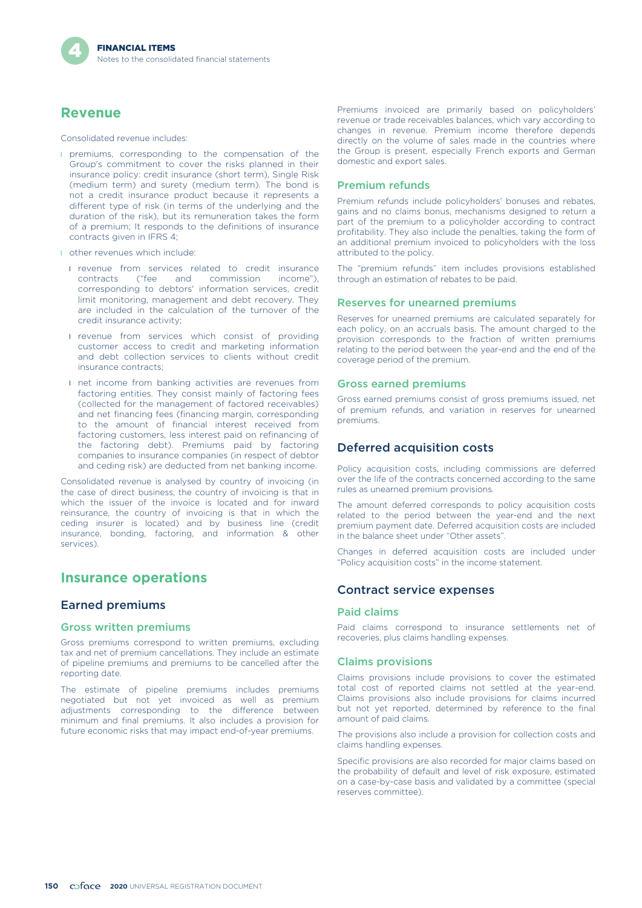## Revenue

Consolidated revenue includes:

- premiums, corresponding to the compensation of the Group's commitment to cover the risks planned in their insurance policy: credit insurance (short term), Single Risk (medium term) and surety (medium term). The bond is not a credit insurance product because it represents a different type of risk (in terms of the underlying and the duration of the risk), but its remuneration takes the form of a premium; It responds to the definitions of insurance contracts given in IFRS 4;
- other revenues which include:
  - revenue from services related to credit insurance contracts ("fee and commission income"), corresponding to debtors' information services, credit limit monitoring, management and debt recovery. They are included in the calculation of the turnover of the credit insurance activity;
  - revenue from services which consist of providing customer access to credit and marketing information and debt collection services to clients without credit insurance contracts;
  - net income from banking activities are revenues from factoring entities. They consist mainly of factoring fees (collected for the management of factored receivables) and net financing fees (financing margin, corresponding to the amount of financial interest received from factoring customers, less interest paid on refinancing of the factoring debt). Premiums paid by factoring companies to insurance companies (in respect of debtor and ceding risk) are deducted from net banking income.

Consolidated revenue is analysed by country of invoicing (in the case of direct business, the country of invoicing is that in which the issuer of the invoice is located and for inward reinsurance, the country of invoicing is that in which the ceding insurer is located) and by business line (credit insurance, bonding, factoring, and information & other services).

## Insurance operations

### Earned premiums

#### Gross written premiums

Gross premiums correspond to written premiums, excluding tax and net of premium cancellations. They include an estimate of pipeline premiums and premiums to be cancelled after the reporting date.

The estimate of pipeline premiums includes premiums negotiated but not yet invoiced as well as premium adjustments corresponding to the difference between minimum and final premiums. It also includes a provision for future economic risks that may impact end-of-year premiums.

Premiums invoiced are primarily based on policyholders' revenue or trade receivables balances, which vary according to changes in revenue. Premium income therefore depends directly on the volume of sales made in the countries where the Group is present, especially French exports and German domestic and export sales.

#### Premium refunds

Premium refunds include policyholders' bonuses and rebates, gains and no claims bonus, mechanisms designed to return a part of the premium to a policyholder according to contract profitability. They also include the penalties, taking the form of an additional premium invoiced to policyholders with the loss attributed to the policy.

The "premium refunds" item includes provisions established through an estimation of rebates to be paid.

#### Reserves for unearned premiums

Reserves for unearned premiums are calculated separately for each policy, on an accruals basis. The amount charged to the provision corresponds to the fraction of written premiums relating to the period between the year-end and the end of the coverage period of the premium.

#### Gross earned premiums

Gross earned premiums consist of gross premiums issued, net of premium refunds, and variation in reserves for unearned premiums.

### Deferred acquisition costs

Policy acquisition costs, including commissions are deferred over the life of the contracts concerned according to the same rules as unearned premium provisions.

The amount deferred corresponds to policy acquisition costs related to the period between the year-end and the next premium payment date. Deferred acquisition costs are included in the balance sheet under "Other assets".

Changes in deferred acquisition costs are included under "Policy acquisition costs" in the income statement.

### Contract service expenses

#### Paid claims

Paid claims correspond to insurance settlements net of recoveries, plus claims handling expenses.

#### Claims provisions

Claims provisions include provisions to cover the estimated total cost of reported claims not settled at the year-end. Claims provisions also include provisions for claims incurred but not yet reported, determined by reference to the final amount of paid claims.

The provisions also include a provision for collection costs and claims handling expenses.

Specific provisions are also recorded for major claims based on the probability of default and level of risk exposure, estimated on a case-by-case basis and validated by a committee (special reserves committee).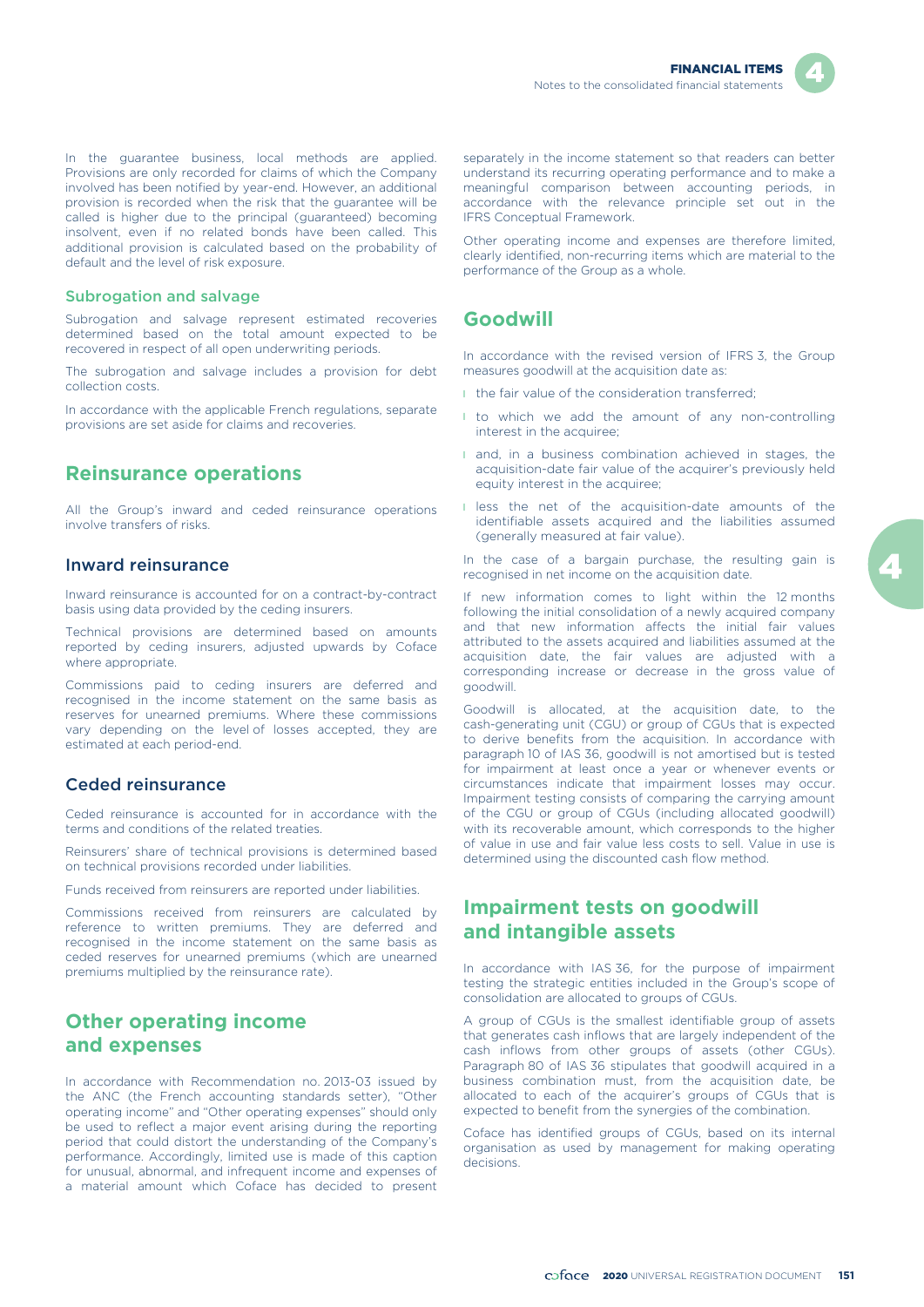In the guarantee business, local methods are applied. Provisions are only recorded for claims of which the Company involved has been notified by year-end. However, an additional provision is recorded when the risk that the guarantee will be called is higher due to the principal (guaranteed) becoming insolvent, even if no related bonds have been called. This additional provision is calculated based on the probability of default and the level of risk exposure.

### Subrogation and salvage

Subrogation and salvage represent estimated recoveries determined based on the total amount expected to be recovered in respect of all open underwriting periods.

The subrogation and salvage includes a provision for debt collection costs.

In accordance with the applicable French regulations, separate provisions are set aside for claims and recoveries.

## Reinsurance operations

All the Group's inward and ceded reinsurance operations involve transfers of risks.

### Inward reinsurance

Inward reinsurance is accounted for on a contract-by-contract basis using data provided by the ceding insurers.

Technical provisions are determined based on amounts reported by ceding insurers, adjusted upwards by Coface where appropriate.

Commissions paid to ceding insurers are deferred and recognised in the income statement on the same basis as reserves for unearned premiums. Where these commissions vary depending on the level of losses accepted, they are estimated at each period-end.

### Ceded reinsurance

Ceded reinsurance is accounted for in accordance with the terms and conditions of the related treaties.

Reinsurers' share of technical provisions is determined based on technical provisions recorded under liabilities.

Funds received from reinsurers are reported under liabilities.

Commissions received from reinsurers are calculated by reference to written premiums. They are deferred and recognised in the income statement on the same basis as ceded reserves for unearned premiums (which are unearned premiums multiplied by the reinsurance rate).

## Other operating income and expenses

In accordance with Recommendation no. 2013-03 issued by the ANC (the French accounting standards setter), "Other operating income" and "Other operating expenses" should only be used to reflect a major event arising during the reporting period that could distort the understanding of the Company's performance. Accordingly, limited use is made of this caption for unusual, abnormal, and infrequent income and expenses of a material amount which Coface has decided to present separately in the income statement so that readers can better understand its recurring operating performance and to make a meaningful comparison between accounting periods, in accordance with the relevance principle set out in the IFRS Conceptual Framework.

Other operating income and expenses are therefore limited, clearly identified, non-recurring items which are material to the performance of the Group as a whole.

## Goodwill

In accordance with the revised version of IFRS 3, the Group measures goodwill at the acquisition date as:

- the fair value of the consideration transferred;
- to which we add the amount of any non-controlling interest in the acquiree;
- and, in a business combination achieved in stages, the acquisition-date fair value of the acquirer's previously held equity interest in the acquiree;
- less the net of the acquisition-date amounts of the identifiable assets acquired and the liabilities assumed (generally measured at fair value).

In the case of a bargain purchase, the resulting gain is recognised in net income on the acquisition date.

If new information comes to light within the 12 months following the initial consolidation of a newly acquired company and that new information affects the initial fair values attributed to the assets acquired and liabilities assumed at the acquisition date, the fair values are adjusted with a corresponding increase or decrease in the gross value of goodwill.

Goodwill is allocated, at the acquisition date, to the cash-generating unit (CGU) or group of CGUs that is expected to derive benefits from the acquisition. In accordance with paragraph 10 of IAS 36, goodwill is not amortised but is tested for impairment at least once a year or whenever events or circumstances indicate that impairment losses may occur. Impairment testing consists of comparing the carrying amount of the CGU or group of CGUs (including allocated goodwill) with its recoverable amount, which corresponds to the higher of value in use and fair value less costs to sell. Value in use is determined using the discounted cash flow method.

## Impairment tests on goodwill and intangible assets

In accordance with IAS 36, for the purpose of impairment testing the strategic entities included in the Group's scope of consolidation are allocated to groups of CGUs.

A group of CGUs is the smallest identifiable group of assets that generates cash inflows that are largely independent of the cash inflows from other groups of assets (other CGUs). Paragraph 80 of IAS 36 stipulates that goodwill acquired in a business combination must, from the acquisition date, be allocated to each of the acquirer's groups of CGUs that is expected to benefit from the synergies of the combination.

Coface has identified groups of CGUs, based on its internal organisation as used by management for making operating decisions.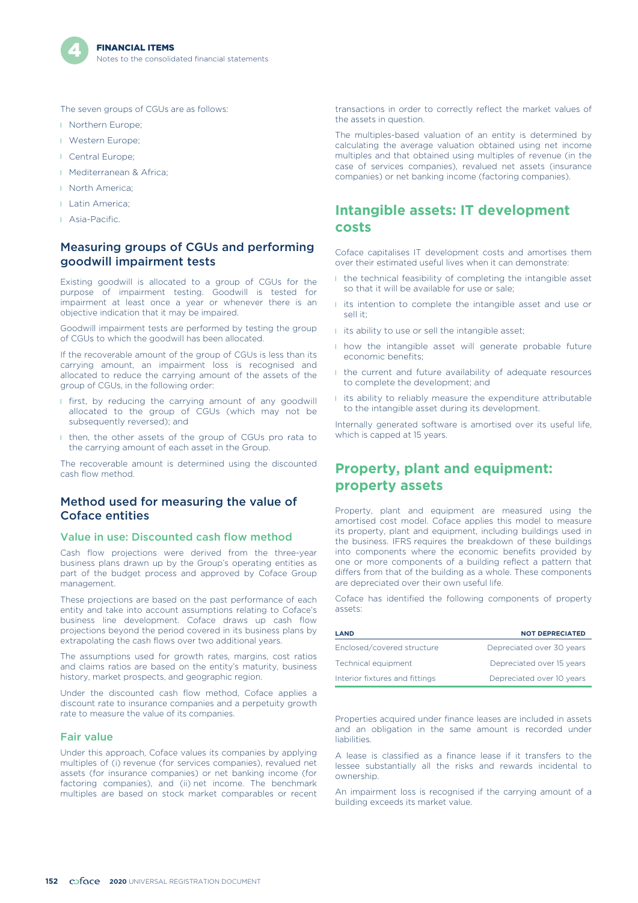The seven groups of CGUs are as follows:

- Northern Europe;
- Western Europe;
- Central Europe;
- Mediterranean & Africa;
- North America;
- Latin America;
- Asia-Pacific.

## Measuring groups of CGUs and performing goodwill impairment tests

Existing goodwill is allocated to a group of CGUs for the purpose of impairment testing. Goodwill is tested for impairment at least once a year or whenever there is an objective indication that it may be impaired.

Goodwill impairment tests are performed by testing the group of CGUs to which the goodwill has been allocated.

If the recoverable amount of the group of CGUs is less than its carrying amount, an impairment loss is recognised and allocated to reduce the carrying amount of the assets of the group of CGUs, in the following order:

- first, by reducing the carrying amount of any goodwill allocated to the group of CGUs (which may not be subsequently reversed); and
- then, the other assets of the group of CGUs pro rata to the carrying amount of each asset in the Group.

The recoverable amount is determined using the discounted cash flow method.

## Method used for measuring the value of Coface entities

### Value in use: Discounted cash flow method

Cash flow projections were derived from the three-year business plans drawn up by the Group's operating entities as part of the budget process and approved by Coface Group management.

These projections are based on the past performance of each entity and take into account assumptions relating to Coface's business line development. Coface draws up cash flow projections beyond the period covered in its business plans by extrapolating the cash flows over two additional years.

The assumptions used for growth rates, margins, cost ratios and claims ratios are based on the entity's maturity, business history, market prospects, and geographic region.

Under the discounted cash flow method, Coface applies a discount rate to insurance companies and a perpetuity growth rate to measure the value of its companies.

### Fair value

Under this approach, Coface values its companies by applying multiples of (i) revenue (for services companies), revalued net assets (for insurance companies) or net banking income (for factoring companies), and (ii) net income. The benchmark multiples are based on stock market comparables or recent transactions in order to correctly reflect the market values of the assets in question.

The multiples-based valuation of an entity is determined by calculating the average valuation obtained using net income multiples and that obtained using multiples of revenue (in the case of services companies), revalued net assets (insurance companies) or net banking income (factoring companies).

# Intangible assets: IT development costs

Coface capitalises IT development costs and amortises them over their estimated useful lives when it can demonstrate:

- the technical feasibility of completing the intangible asset so that it will be available for use or sale;
- its intention to complete the intangible asset and use or sell it;
- its ability to use or sell the intangible asset;
- how the intangible asset will generate probable future economic benefits;
- the current and future availability of adequate resources to complete the development; and
- its ability to reliably measure the expenditure attributable to the intangible asset during its development.

Internally generated software is amortised over its useful life, which is capped at 15 years.

# Property, plant and equipment: property assets

Property, plant and equipment are measured using the amortised cost model. Coface applies this model to measure its property, plant and equipment, including buildings used in the business. IFRS requires the breakdown of these buildings into components where the economic benefits provided by one or more components of a building reflect a pattern that differs from that of the building as a whole. These components are depreciated over their own useful life.

Coface has identified the following components of property assets:

| LAND | NOT DEPRECIATED |
|---|---|
| Enclosed/covered structure | Depreciated over 30 years |
| Technical equipment | Depreciated over 15 years |
| Interior fixtures and fittings | Depreciated over 10 years |

Properties acquired under finance leases are included in assets and an obligation in the same amount is recorded under liabilities.

A lease is classified as a finance lease if it transfers to the lessee substantially all the risks and rewards incidental to ownership.

An impairment loss is recognised if the carrying amount of a building exceeds its market value.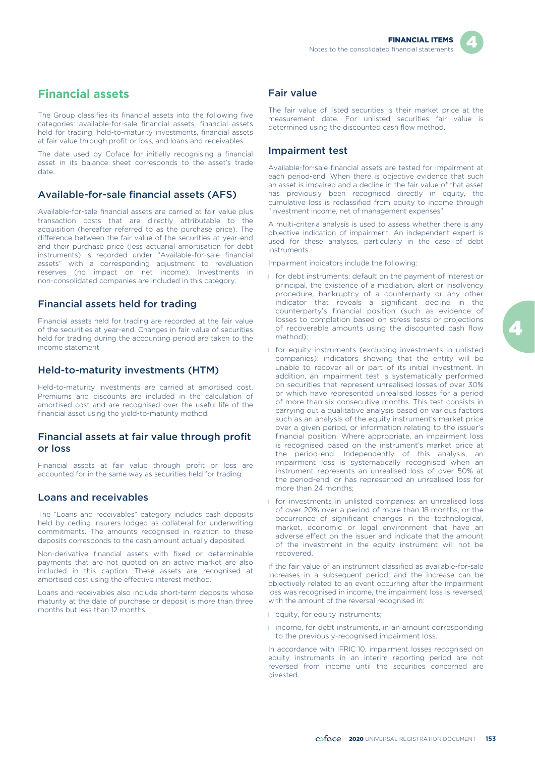## Financial assets

The Group classifies its financial assets into the following five categories: available-for-sale financial assets, financial assets held for trading, held-to-maturity investments, financial assets at fair value through profit or loss, and loans and receivables.

The date used by Coface for initially recognising a financial asset in its balance sheet corresponds to the asset's trade date.

### Available-for-sale financial assets (AFS)

Available-for-sale financial assets are carried at fair value plus transaction costs that are directly attributable to the acquisition (hereafter referred to as the purchase price). The difference between the fair value of the securities at year-end and their purchase price (less actuarial amortisation for debt instruments) is recorded under "Available-for-sale financial assets" with a corresponding adjustment to revaluation reserves (no impact on net income). Investments in non-consolidated companies are included in this category.

### Financial assets held for trading

Financial assets held for trading are recorded at the fair value of the securities at year-end. Changes in fair value of securities held for trading during the accounting period are taken to the income statement.

### Held-to-maturity investments (HTM)

Held-to-maturity investments are carried at amortised cost. Premiums and discounts are included in the calculation of amortised cost and are recognised over the useful life of the financial asset using the yield-to-maturity method.

### Financial assets at fair value through profit or loss

Financial assets at fair value through profit or loss are accounted for in the same way as securities held for trading.

### Loans and receivables

The "Loans and receivables" category includes cash deposits held by ceding insurers lodged as collateral for underwriting commitments. The amounts recognised in relation to these deposits corresponds to the cash amount actually deposited.

Non-derivative financial assets with fixed or determinable payments that are not quoted on an active market are also included in this caption. These assets are recognised at amortised cost using the effective interest method.

Loans and receivables also include short-term deposits whose maturity at the date of purchase or deposit is more than three months but less than 12 months.

### Fair value

The fair value of listed securities is their market price at the measurement date. For unlisted securities fair value is determined using the discounted cash flow method.

### Impairment test

Available-for-sale financial assets are tested for impairment at each period-end. When there is objective evidence that such an asset is impaired and a decline in the fair value of that asset has previously been recognised directly in equity, the cumulative loss is reclassified from equity to income through "Investment income, net of management expenses".

A multi-criteria analysis is used to assess whether there is any objective indication of impairment. An independent expert is used for these analyses, particularly in the case of debt instruments.

Impairment indicators include the following:

- for debt instruments: default on the payment of interest or principal, the existence of a mediation, alert or insolvency procedure, bankruptcy of a counterparty or any other indicator that reveals a significant decline in the counterparty's financial position (such as evidence of losses to completion based on stress tests or projections of recoverable amounts using the discounted cash flow method);
- for equity instruments (excluding investments in unlisted companies): indicators showing that the entity will be unable to recover all or part of its initial investment. In addition, an impairment test is systematically performed on securities that represent unrealised losses of over 30% or which have represented unrealised losses for a period of more than six consecutive months. This test consists in carrying out a qualitative analysis based on various factors such as an analysis of the equity instrument's market price over a given period, or information relating to the issuer's financial position. Where appropriate, an impairment loss is recognised based on the instrument's market price at the period-end. Independently of this analysis, an impairment loss is systematically recognised when an instrument represents an unrealised loss of over 50% at the period-end, or has represented an unrealised loss for more than 24 months;
- for investments in unlisted companies: an unrealised loss of over 20% over a period of more than 18 months, or the occurrence of significant changes in the technological, market, economic or legal environment that have an adverse effect on the issuer and indicate that the amount of the investment in the equity instrument will not be recovered.

If the fair value of an instrument classified as available-for-sale increases in a subsequent period, and the increase can be objectively related to an event occurring after the impairment loss was recognised in income, the impairment loss is reversed, with the amount of the reversal recognised in:

- equity, for equity instruments;
- income, for debt instruments, in an amount corresponding to the previously-recognised impairment loss.

In accordance with IFRIC 10, impairment losses recognised on equity instruments in an interim reporting period are not reversed from income until the securities concerned are divested.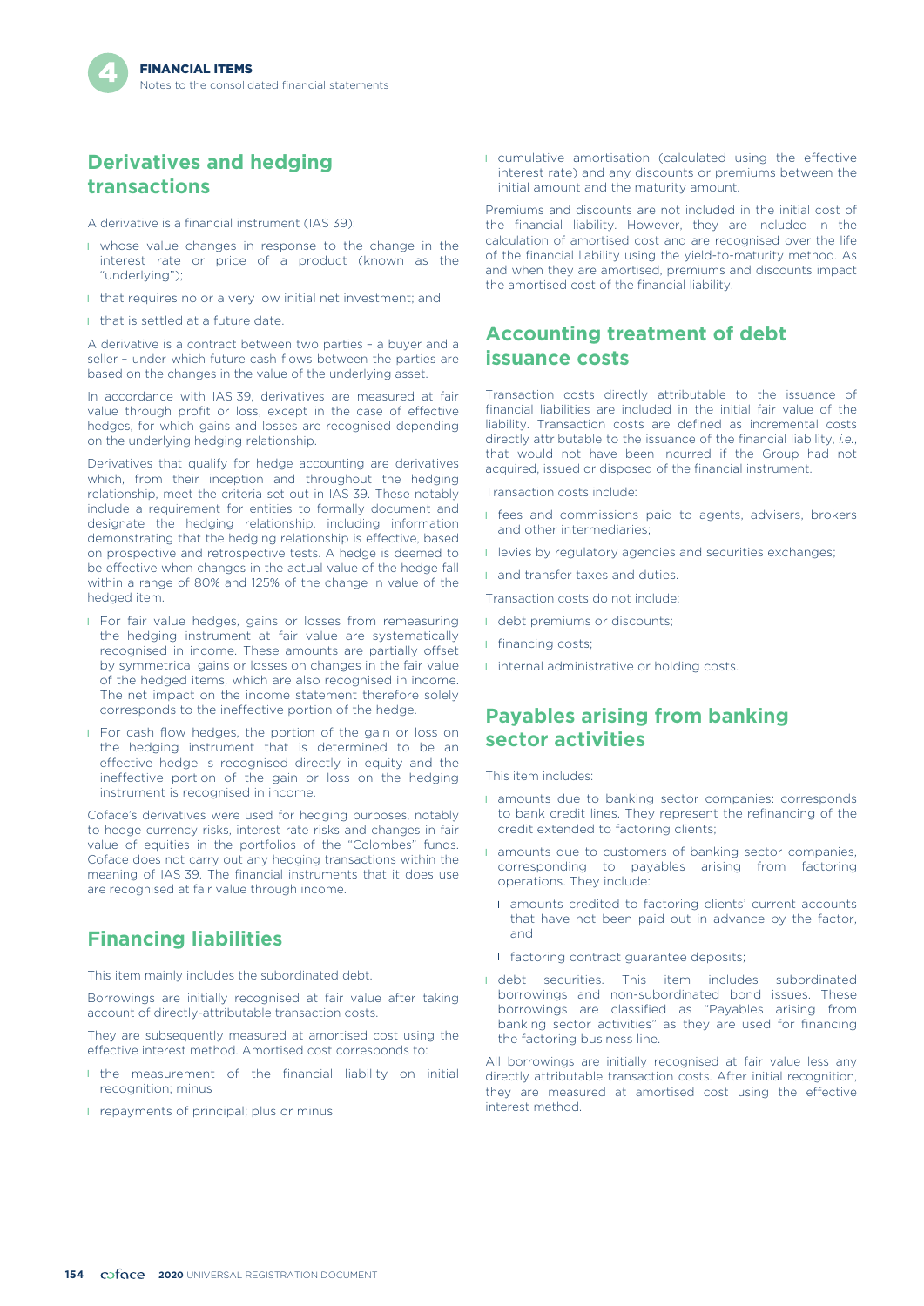## Derivatives and hedging transactions

A derivative is a financial instrument (IAS 39):

- whose value changes in response to the change in the interest rate or price of a product (known as the "underlying");
- that requires no or a very low initial net investment; and
- that is settled at a future date.

A derivative is a contract between two parties – a buyer and a seller – under which future cash flows between the parties are based on the changes in the value of the underlying asset.

In accordance with IAS 39, derivatives are measured at fair value through profit or loss, except in the case of effective hedges, for which gains and losses are recognised depending on the underlying hedging relationship.

Derivatives that qualify for hedge accounting are derivatives which, from their inception and throughout the hedging relationship, meet the criteria set out in IAS 39. These notably include a requirement for entities to formally document and designate the hedging relationship, including information demonstrating that the hedging relationship is effective, based on prospective and retrospective tests. A hedge is deemed to be effective when changes in the actual value of the hedge fall within a range of 80% and 125% of the change in value of the hedged item.

- For fair value hedges, gains or losses from remeasuring the hedging instrument at fair value are systematically recognised in income. These amounts are partially offset by symmetrical gains or losses on changes in the fair value of the hedged items, which are also recognised in income. The net impact on the income statement therefore solely corresponds to the ineffective portion of the hedge.
- For cash flow hedges, the portion of the gain or loss on the hedging instrument that is determined to be an effective hedge is recognised directly in equity and the ineffective portion of the gain or loss on the hedging instrument is recognised in income.

Coface's derivatives were used for hedging purposes, notably to hedge currency risks, interest rate risks and changes in fair value of equities in the portfolios of the "Colombes" funds. Coface does not carry out any hedging transactions within the meaning of IAS 39. The financial instruments that it does use are recognised at fair value through income.

## Financing liabilities

This item mainly includes the subordinated debt.

Borrowings are initially recognised at fair value after taking account of directly-attributable transaction costs.

They are subsequently measured at amortised cost using the effective interest method. Amortised cost corresponds to:

- the measurement of the financial liability on initial recognition; minus
- repayments of principal; plus or minus
- cumulative amortisation (calculated using the effective interest rate) and any discounts or premiums between the initial amount and the maturity amount.

Premiums and discounts are not included in the initial cost of the financial liability. However, they are included in the calculation of amortised cost and are recognised over the life of the financial liability using the yield-to-maturity method. As and when they are amortised, premiums and discounts impact the amortised cost of the financial liability.

## Accounting treatment of debt issuance costs

Transaction costs directly attributable to the issuance of financial liabilities are included in the initial fair value of the liability. Transaction costs are defined as incremental costs directly attributable to the issuance of the financial liability, *i.e.*, that would not have been incurred if the Group had not acquired, issued or disposed of the financial instrument.

Transaction costs include:

- fees and commissions paid to agents, advisers, brokers and other intermediaries;
- levies by regulatory agencies and securities exchanges;
- and transfer taxes and duties.

Transaction costs do not include:

- debt premiums or discounts;
- financing costs;
- internal administrative or holding costs.

## Payables arising from banking sector activities

This item includes:

- amounts due to banking sector companies: corresponds to bank credit lines. They represent the refinancing of the credit extended to factoring clients;
- amounts due to customers of banking sector companies, corresponding to payables arising from factoring operations. They include:
  - amounts credited to factoring clients' current accounts that have not been paid out in advance by the factor, and
  - factoring contract guarantee deposits;
- debt securities. This item includes subordinated borrowings and non-subordinated bond issues. These borrowings are classified as "Payables arising from banking sector activities" as they are used for financing the factoring business line.

All borrowings are initially recognised at fair value less any directly attributable transaction costs. After initial recognition, they are measured at amortised cost using the effective interest method.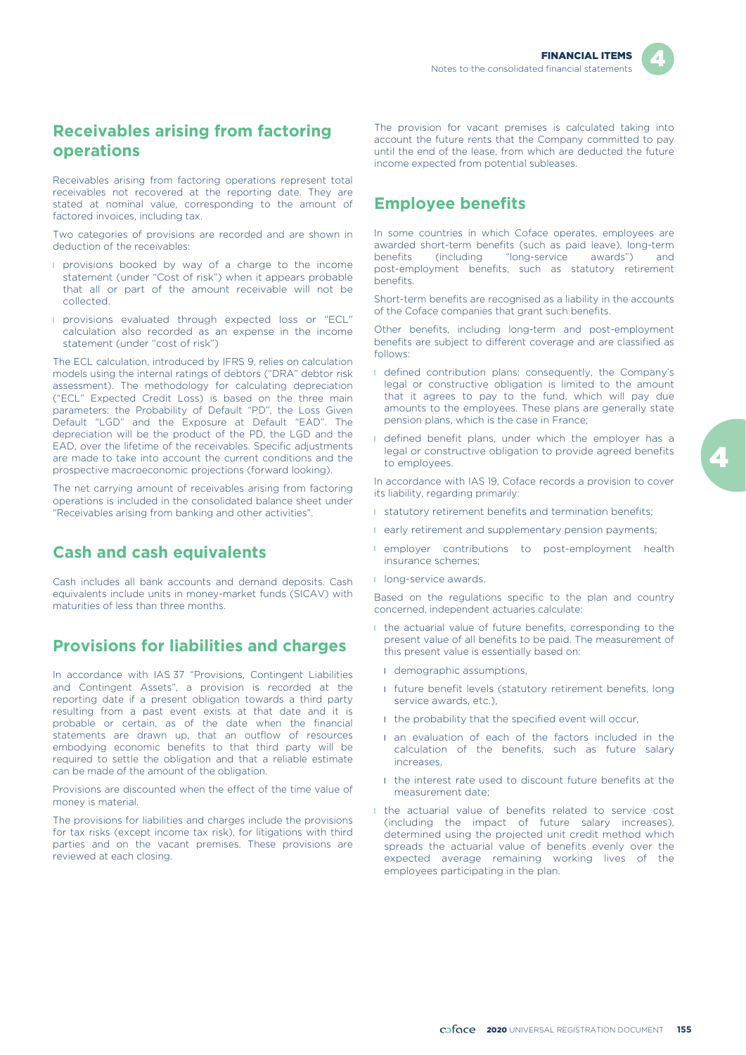## Receivables arising from factoring operations

Receivables arising from factoring operations represent total receivables not recovered at the reporting date. They are stated at nominal value, corresponding to the amount of factored invoices, including tax.

Two categories of provisions are recorded and are shown in deduction of the receivables:

- provisions booked by way of a charge to the income statement (under "Cost of risk") when it appears probable that all or part of the amount receivable will not be collected.
- provisions evaluated through expected loss or "ECL" calculation also recorded as an expense in the income statement (under "cost of risk")

The ECL calculation, introduced by IFRS 9, relies on calculation models using the internal ratings of debtors ("DRA" debtor risk assessment). The methodology for calculating depreciation ("ECL" Expected Credit Loss) is based on the three main parameters: the Probability of Default "PD", the Loss Given Default "LGD" and the Exposure at Default "EAD". The depreciation will be the product of the PD, the LGD and the EAD, over the lifetime of the receivables. Specific adjustments are made to take into account the current conditions and the prospective macroeconomic projections (forward looking).

The net carrying amount of receivables arising from factoring operations is included in the consolidated balance sheet under "Receivables arising from banking and other activities".

## Cash and cash equivalents

Cash includes all bank accounts and demand deposits. Cash equivalents include units in money-market funds (SICAV) with maturities of less than three months.

## Provisions for liabilities and charges

In accordance with IAS 37 "Provisions, Contingent Liabilities and Contingent Assets", a provision is recorded at the reporting date if a present obligation towards a third party resulting from a past event exists at that date and it is probable or certain, as of the date when the financial statements are drawn up, that an outflow of resources embodying economic benefits to that third party will be required to settle the obligation and that a reliable estimate can be made of the amount of the obligation.

Provisions are discounted when the effect of the time value of money is material.

The provisions for liabilities and charges include the provisions for tax risks (except income tax risk), for litigations with third parties and on the vacant premises. These provisions are reviewed at each closing.

The provision for vacant premises is calculated taking into account the future rents that the Company committed to pay until the end of the lease, from which are deducted the future income expected from potential subleases.

## Employee benefits

In some countries in which Coface operates, employees are awarded short-term benefits (such as paid leave), long-term benefits (including "long-service awards") and post-employment benefits, such as statutory retirement benefits.

Short-term benefits are recognised as a liability in the accounts of the Coface companies that grant such benefits.

Other benefits, including long-term and post-employment benefits are subject to different coverage and are classified as follows:

- defined contribution plans: consequently, the Company's legal or constructive obligation is limited to the amount that it agrees to pay to the fund, which will pay due amounts to the employees. These plans are generally state pension plans, which is the case in France;
- defined benefit plans, under which the employer has a legal or constructive obligation to provide agreed benefits to employees.

In accordance with IAS 19, Coface records a provision to cover its liability, regarding primarily:

- statutory retirement benefits and termination benefits;
- early retirement and supplementary pension payments;
- employer contributions to post-employment health insurance schemes;
- long-service awards.

Based on the regulations specific to the plan and country concerned, independent actuaries calculate:

- the actuarial value of future benefits, corresponding to the present value of all benefits to be paid. The measurement of this present value is essentially based on:
  - demographic assumptions,
  - future benefit levels (statutory retirement benefits, long service awards, etc.),
  - the probability that the specified event will occur,
  - an evaluation of each of the factors included in the calculation of the benefits, such as future salary increases,
  - the interest rate used to discount future benefits at the measurement date;
- the actuarial value of benefits related to service cost (including the impact of future salary increases), determined using the projected unit credit method which spreads the actuarial value of benefits evenly over the expected average remaining working lives of the employees participating in the plan.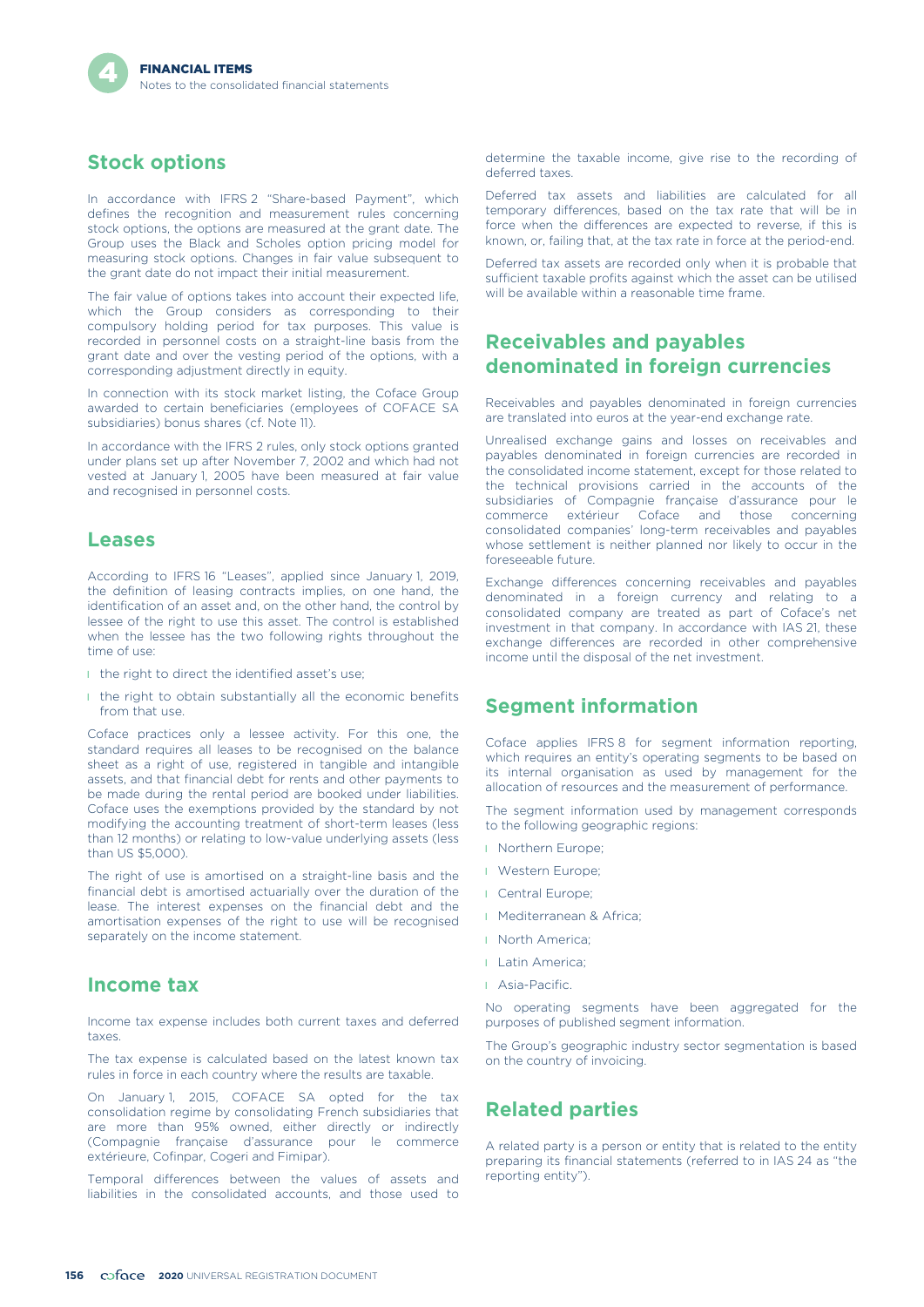## Stock options

In accordance with IFRS 2 "Share-based Payment", which defines the recognition and measurement rules concerning stock options, the options are measured at the grant date. The Group uses the Black and Scholes option pricing model for measuring stock options. Changes in fair value subsequent to the grant date do not impact their initial measurement.

The fair value of options takes into account their expected life, which the Group considers as corresponding to their compulsory holding period for tax purposes. This value is recorded in personnel costs on a straight-line basis from the grant date and over the vesting period of the options, with a corresponding adjustment directly in equity.

In connection with its stock market listing, the Coface Group awarded to certain beneficiaries (employees of COFACE SA subsidiaries) bonus shares (cf. Note 11).

In accordance with the IFRS 2 rules, only stock options granted under plans set up after November 7, 2002 and which had not vested at January 1, 2005 have been measured at fair value and recognised in personnel costs.

## Leases

According to IFRS 16 "Leases", applied since January 1, 2019, the definition of leasing contracts implies, on one hand, the identification of an asset and, on the other hand, the control by lessee of the right to use this asset. The control is established when the lessee has the two following rights throughout the time of use:

- the right to direct the identified asset's use;
- the right to obtain substantially all the economic benefits from that use.

Coface practices only a lessee activity. For this one, the standard requires all leases to be recognised on the balance sheet as a right of use, registered in tangible and intangible assets, and that financial debt for rents and other payments to be made during the rental period are booked under liabilities. Coface uses the exemptions provided by the standard by not modifying the accounting treatment of short-term leases (less than 12 months) or relating to low-value underlying assets (less than US $5,000).

The right of use is amortised on a straight-line basis and the financial debt is amortised actuarially over the duration of the lease. The interest expenses on the financial debt and the amortisation expenses of the right to use will be recognised separately on the income statement.

## Income tax

Income tax expense includes both current taxes and deferred taxes.

The tax expense is calculated based on the latest known tax rules in force in each country where the results are taxable.

On January 1, 2015, COFACE SA opted for the tax consolidation regime by consolidating French subsidiaries that are more than 95% owned, either directly or indirectly (Compagnie française d'assurance pour le commerce extérieure, Cofinpar, Cogeri and Fimipar).

Temporal differences between the values of assets and liabilities in the consolidated accounts, and those used to determine the taxable income, give rise to the recording of deferred taxes.

Deferred tax assets and liabilities are calculated for all temporary differences, based on the tax rate that will be in force when the differences are expected to reverse, if this is known, or, failing that, at the tax rate in force at the period-end.

Deferred tax assets are recorded only when it is probable that sufficient taxable profits against which the asset can be utilised will be available within a reasonable time frame.

## Receivables and payables denominated in foreign currencies

Receivables and payables denominated in foreign currencies are translated into euros at the year-end exchange rate.

Unrealised exchange gains and losses on receivables and payables denominated in foreign currencies are recorded in the consolidated income statement, except for those related to the technical provisions carried in the accounts of the subsidiaries of Compagnie française d'assurance pour le commerce extérieur Coface and those concerning consolidated companies' long-term receivables and payables whose settlement is neither planned nor likely to occur in the foreseeable future.

Exchange differences concerning receivables and payables denominated in a foreign currency and relating to a consolidated company are treated as part of Coface's net investment in that company. In accordance with IAS 21, these exchange differences are recorded in other comprehensive income until the disposal of the net investment.

## Segment information

Coface applies IFRS 8 for segment information reporting, which requires an entity's operating segments to be based on its internal organisation as used by management for the allocation of resources and the measurement of performance.

The segment information used by management corresponds to the following geographic regions:

- Northern Europe;
- Western Europe;
- Central Europe;
- Mediterranean & Africa;
- North America;
- Latin America;
- Asia-Pacific.

No operating segments have been aggregated for the purposes of published segment information.

The Group's geographic industry sector segmentation is based on the country of invoicing.

## Related parties

A related party is a person or entity that is related to the entity preparing its financial statements (referred to in IAS 24 as "the reporting entity").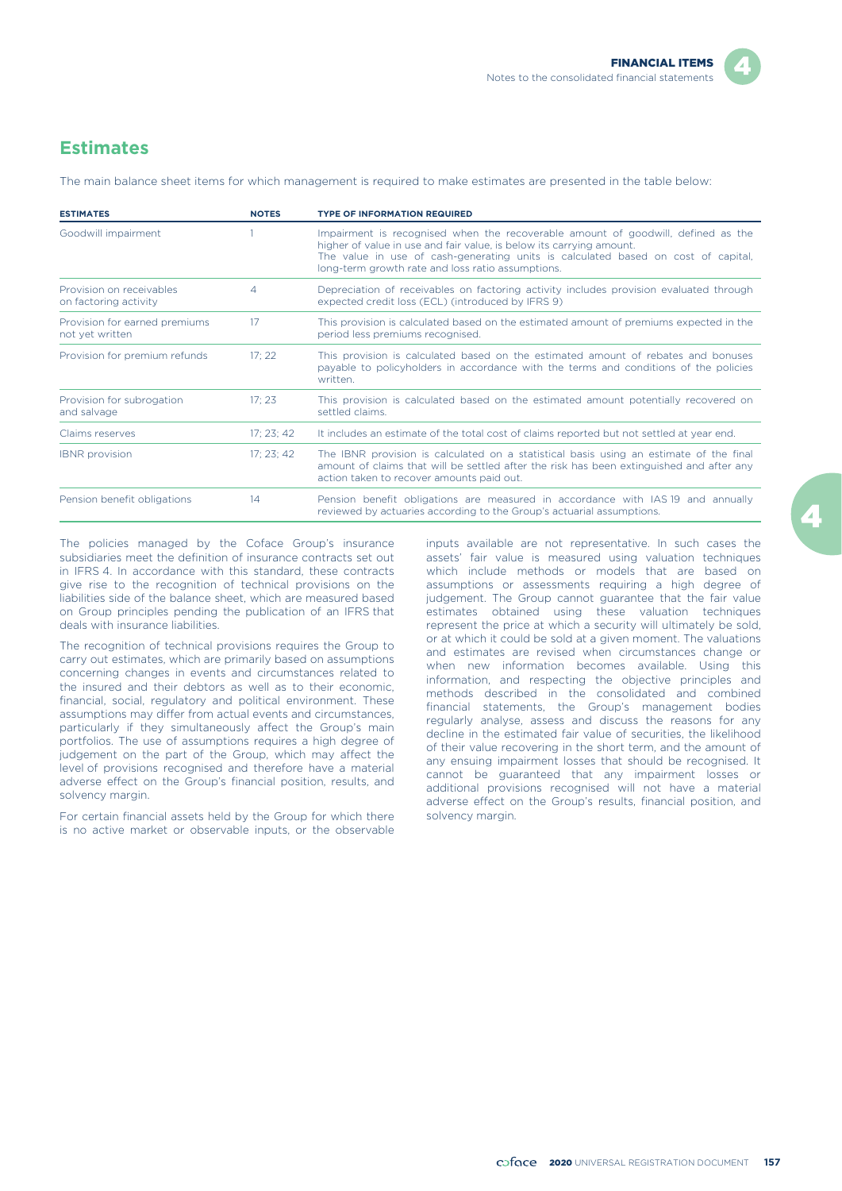## Estimates

The main balance sheet items for which management is required to make estimates are presented in the table below:

| ESTIMATES | NOTES | TYPE OF INFORMATION REQUIRED |
|---|---|---|
| Goodwill impairment | 1 | Impairment is recognised when the recoverable amount of goodwill, defined as the higher of value in use and fair value, is below its carrying amount. The value in use of cash-generating units is calculated based on cost of capital, long-term growth rate and loss ratio assumptions. |
| Provision on receivables on factoring activity | 4 | Depreciation of receivables on factoring activity includes provision evaluated through expected credit loss (ECL) (introduced by IFRS 9) |
| Provision for earned premiums not yet written | 17 | This provision is calculated based on the estimated amount of premiums expected in the period less premiums recognised. |
| Provision for premium refunds | 17; 22 | This provision is calculated based on the estimated amount of rebates and bonuses payable to policyholders in accordance with the terms and conditions of the policies written. |
| Provision for subrogation and salvage | 17; 23 | This provision is calculated based on the estimated amount potentially recovered on settled claims. |
| Claims reserves | 17; 23; 42 | It includes an estimate of the total cost of claims reported but not settled at year end. |
| IBNR provision | 17; 23; 42 | The IBNR provision is calculated on a statistical basis using an estimate of the final amount of claims that will be settled after the risk has been extinguished and after any action taken to recover amounts paid out. |
| Pension benefit obligations | 14 | Pension benefit obligations are measured in accordance with IAS 19 and annually reviewed by actuaries according to the Group's actuarial assumptions. |

The policies managed by the Coface Group's insurance subsidiaries meet the definition of insurance contracts set out in IFRS 4. In accordance with this standard, these contracts give rise to the recognition of technical provisions on the liabilities side of the balance sheet, which are measured based on Group principles pending the publication of an IFRS that deals with insurance liabilities.

The recognition of technical provisions requires the Group to carry out estimates, which are primarily based on assumptions concerning changes in events and circumstances related to the insured and their debtors as well as to their economic, financial, social, regulatory and political environment. These assumptions may differ from actual events and circumstances, particularly if they simultaneously affect the Group's main portfolios. The use of assumptions requires a high degree of judgement on the part of the Group, which may affect the level of provisions recognised and therefore have a material adverse effect on the Group's financial position, results, and solvency margin.

For certain financial assets held by the Group for which there is no active market or observable inputs, or the observable inputs available are not representative. In such cases the assets' fair value is measured using valuation techniques which include methods or models that are based on assumptions or assessments requiring a high degree of judgement. The Group cannot guarantee that the fair value estimates obtained using these valuation techniques represent the price at which a security will ultimately be sold, or at which it could be sold at a given moment. The valuations and estimates are revised when circumstances change or when new information becomes available. Using this information, and respecting the objective principles and methods described in the consolidated and combined financial statements, the Group's management bodies regularly analyse, assess and discuss the reasons for any decline in the estimated fair value of securities, the likelihood of their value recovering in the short term, and the amount of any ensuing impairment losses that should be recognised. It cannot be guaranteed that any impairment losses or additional provisions recognised will not have a material adverse effect on the Group's results, financial position, and solvency margin.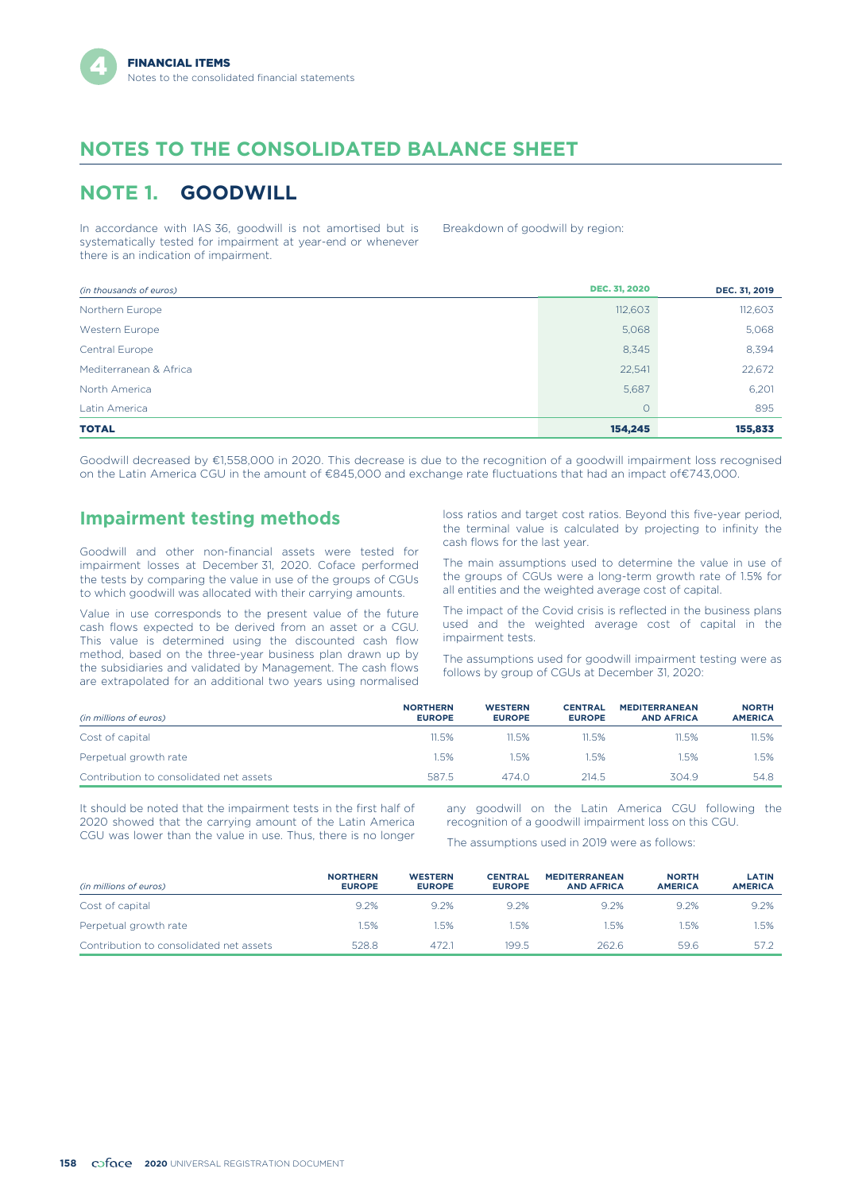# NOTES TO THE CONSOLIDATED BALANCE SHEET

## NOTE 1. GOODWILL

In accordance with IAS 36, goodwill is not amortised but is systematically tested for impairment at year-end or whenever there is an indication of impairment.

Breakdown of goodwill by region:

| *(in thousands of euros)* | DEC. 31, 2020 | DEC. 31, 2019 |
|---|---|---|
| Northern Europe | 112,603 | 112,603 |
| Western Europe | 5,068 | 5,068 |
| Central Europe | 8,345 | 8,394 |
| Mediterranean & Africa | 22,541 | 22,672 |
| North America | 5,687 | 6,201 |
| Latin America | 0 | 895 |
| **TOTAL** | **154,245** | **155,833** |

Goodwill decreased by €1,558,000 in 2020. This decrease is due to the recognition of a goodwill impairment loss recognised on the Latin America CGU in the amount of €845,000 and exchange rate fluctuations that had an impact of€743,000.

## Impairment testing methods

Goodwill and other non-financial assets were tested for impairment losses at December 31, 2020. Coface performed the tests by comparing the value in use of the groups of CGUs to which goodwill was allocated with their carrying amounts.

Value in use corresponds to the present value of the future cash flows expected to be derived from an asset or a CGU. This value is determined using the discounted cash flow method, based on the three-year business plan drawn up by the subsidiaries and validated by Management. The cash flows are extrapolated for an additional two years using normalised loss ratios and target cost ratios. Beyond this five-year period, the terminal value is calculated by projecting to infinity the cash flows for the last year.

The main assumptions used to determine the value in use of the groups of CGUs were a long-term growth rate of 1.5% for all entities and the weighted average cost of capital.

The impact of the Covid crisis is reflected in the business plans used and the weighted average cost of capital in the impairment tests.

The assumptions used for goodwill impairment testing were as follows by group of CGUs at December 31, 2020:

| *(in millions of euros)* | NORTHERN EUROPE | WESTERN EUROPE | CENTRAL EUROPE | MEDITERRANEAN AND AFRICA | NORTH AMERICA |
|---|---|---|---|---|---|
| Cost of capital | 11.5% | 11.5% | 11.5% | 11.5% | 11.5% |
| Perpetual growth rate | 1.5% | 1.5% | 1.5% | 1.5% | 1.5% |
| Contribution to consolidated net assets | 587.5 | 474.0 | 214.5 | 304.9 | 54.8 |

It should be noted that the impairment tests in the first half of 2020 showed that the carrying amount of the Latin America CGU was lower than the value in use. Thus, there is no longer any goodwill on the Latin America CGU following the recognition of a goodwill impairment loss on this CGU.

The assumptions used in 2019 were as follows:

| *(in millions of euros)* | NORTHERN EUROPE | WESTERN EUROPE | CENTRAL EUROPE | MEDITERRANEAN AND AFRICA | NORTH AMERICA | LATIN AMERICA |
|---|---|---|---|---|---|---|
| Cost of capital | 9.2% | 9.2% | 9.2% | 9.2% | 9.2% | 9.2% |
| Perpetual growth rate | 1.5% | 1.5% | 1.5% | 1.5% | 1.5% | 1.5% |
| Contribution to consolidated net assets | 528.8 | 472.1 | 199.5 | 262.6 | 59.6 | 57.2 |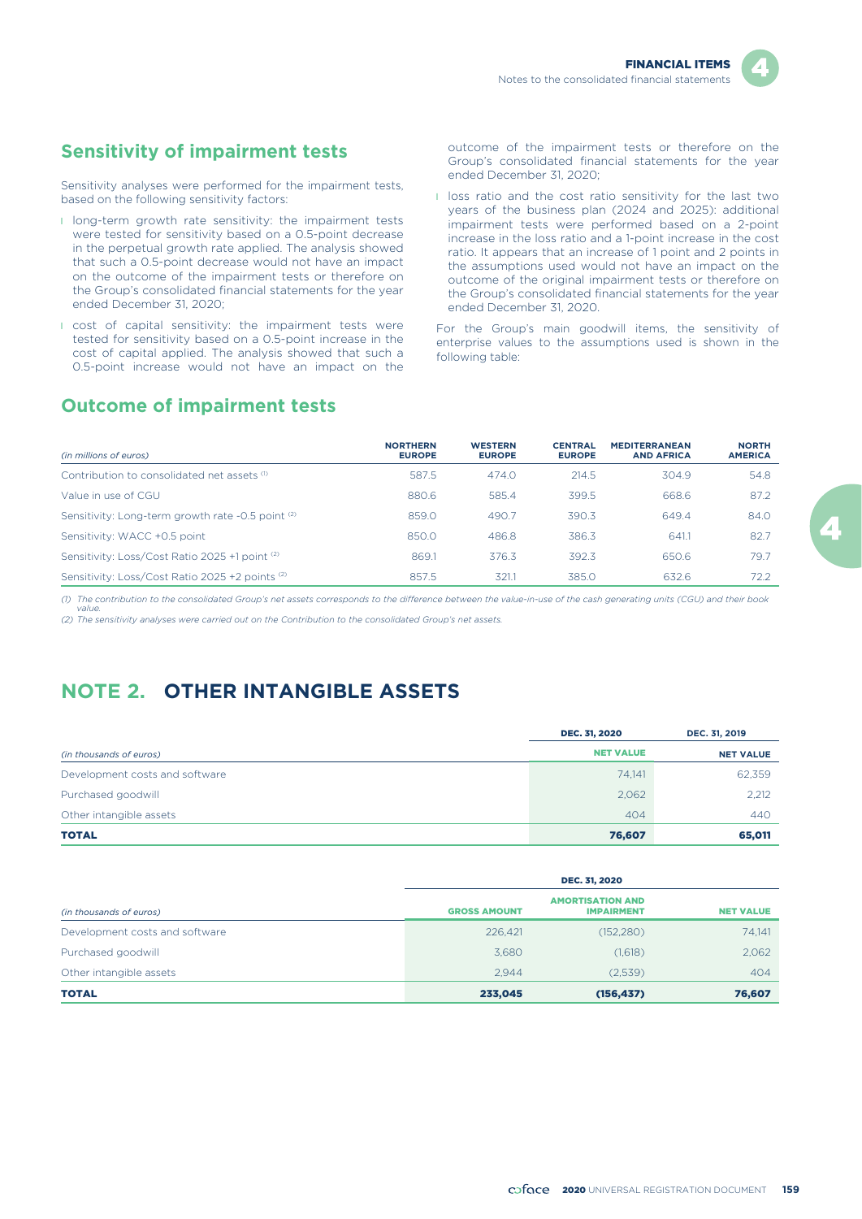## Sensitivity of impairment tests

Sensitivity analyses were performed for the impairment tests, based on the following sensitivity factors:

- long-term growth rate sensitivity: the impairment tests were tested for sensitivity based on a 0.5-point decrease in the perpetual growth rate applied. The analysis showed that such a 0.5-point decrease would not have an impact on the outcome of the impairment tests or therefore on the Group's consolidated financial statements for the year ended December 31, 2020;
- cost of capital sensitivity: the impairment tests were tested for sensitivity based on a 0.5-point increase in the cost of capital applied. The analysis showed that such a 0.5-point increase would not have an impact on the outcome of the impairment tests or therefore on the Group's consolidated financial statements for the year ended December 31, 2020;
- loss ratio and the cost ratio sensitivity for the last two years of the business plan (2024 and 2025): additional impairment tests were performed based on a 2-point increase in the loss ratio and a 1-point increase in the cost ratio. It appears that an increase of 1 point and 2 points in the assumptions used would not have an impact on the outcome of the original impairment tests or therefore on the Group's consolidated financial statements for the year ended December 31, 2020.

For the Group's main goodwill items, the sensitivity of enterprise values to the assumptions used is shown in the following table:

## Outcome of impairment tests

| *(in millions of euros)* | NORTHERN EUROPE | WESTERN EUROPE | CENTRAL EUROPE | MEDITERRANEAN AND AFRICA | NORTH AMERICA |
|---|---|---|---|---|---|
| Contribution to consolidated net assets [(1)] | 587.5 | 474.0 | 214.5 | 304.9 | 54.8 |
| Value in use of CGU | 880.6 | 585.4 | 399.5 | 668.6 | 87.2 |
| Sensitivity: Long-term growth rate -0.5 point [(2)] | 859.0 | 490.7 | 390.3 | 649.4 | 84.0 |
| Sensitivity: WACC +0.5 point | 850.0 | 486.8 | 386.3 | 641.1 | 82.7 |
| Sensitivity: Loss/Cost Ratio 2025 +1 point [(2)] | 869.1 | 376.3 | 392.3 | 650.6 | 79.7 |
| Sensitivity: Loss/Cost Ratio 2025 +2 points [(2)] | 857.5 | 321.1 | 385.0 | 632.6 | 72.2 |

*(1) The contribution to the consolidated Group's net assets corresponds to the difference between the value-in-use of the cash generating units (CGU) and their book value.*

*(2) The sensitivity analyses were carried out on the Contribution to the consolidated Group's net assets.*

# NOTE 2. OTHER INTANGIBLE ASSETS

| | DEC. 31, 2020 | DEC. 31, 2019 |
|---|---|---|
| *(in thousands of euros)* | NET VALUE | NET VALUE |
| Development costs and software | 74,141 | 62,359 |
| Purchased goodwill | 2,062 | 2,212 |
| Other intangible assets | 404 | 440 |
| **TOTAL** | **76,607** | **65,011** |

| | DEC. 31, 2020 | | |
|---|---|---|---|
| *(in thousands of euros)* | GROSS AMOUNT | AMORTISATION AND IMPAIRMENT | NET VALUE |
| Development costs and software | 226,421 | (152,280) | 74,141 |
| Purchased goodwill | 3,680 | (1,618) | 2,062 |
| Other intangible assets | 2,944 | (2,539) | 404 |
| **TOTAL** | **233,045** | **(156,437)** | **76,607** |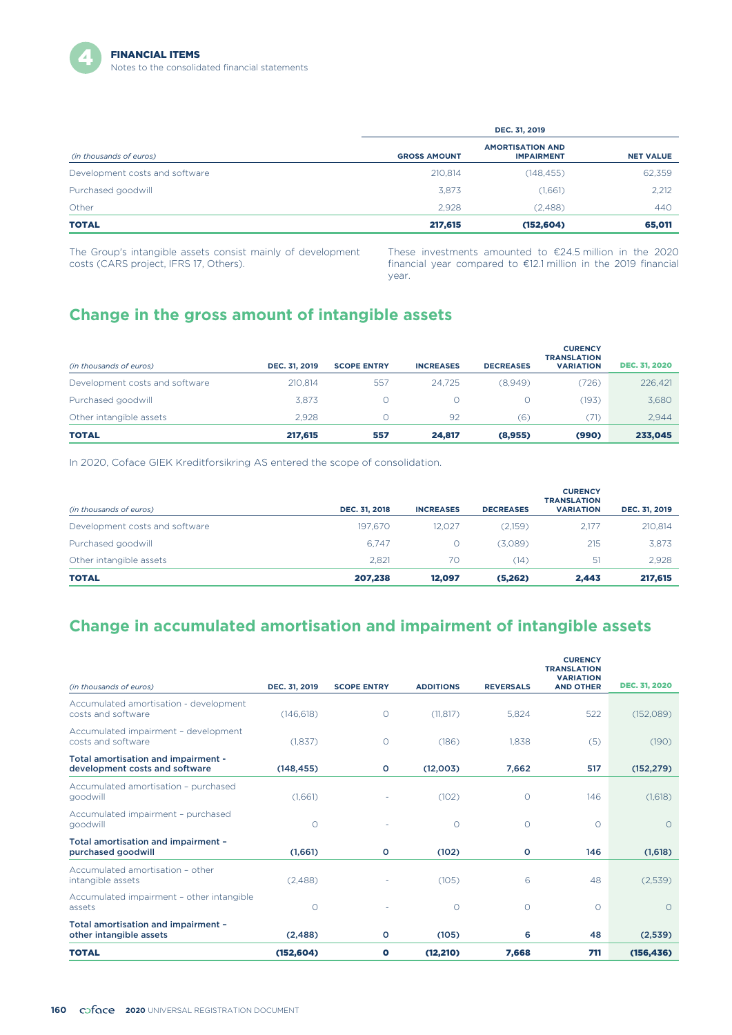| *(in thousands of euros)* | DEC. 31, 2019 | | |
|---|---|---|---|
| | **GROSS AMOUNT** | **AMORTISATION AND IMPAIRMENT** | **NET VALUE** |
| Development costs and software | 210,814 | (148,455) | 62,359 |
| Purchased goodwill | 3,873 | (1,661) | 2,212 |
| Other | 2,928 | (2,488) | 440 |
| **TOTAL** | **217,615** | **(152,604)** | **65,011** |

The Group's intangible assets consist mainly of development costs (CARS project, IFRS 17, Others).

These investments amounted to €24.5 million in the 2020 financial year compared to €12.1 million in the 2019 financial year.

## Change in the gross amount of intangible assets

| *(in thousands of euros)* | DEC. 31, 2019 | SCOPE ENTRY | INCREASES | DECREASES | CURENCY TRANSLATION VARIATION | DEC. 31, 2020 |
|---|---|---|---|---|---|---|
| Development costs and software | 210,814 | 557 | 24,725 | (8,949) | (726) | 226,421 |
| Purchased goodwill | 3,873 | 0 | 0 | 0 | (193) | 3,680 |
| Other intangible assets | 2,928 | 0 | 92 | (6) | (71) | 2,944 |
| **TOTAL** | **217,615** | **557** | **24,817** | **(8,955)** | **(990)** | **233,045** |

In 2020, Coface GIEK Kreditforsikring AS entered the scope of consolidation.

| *(in thousands of euros)* | DEC. 31, 2018 | INCREASES | DECREASES | CURENCY TRANSLATION VARIATION | DEC. 31, 2019 |
|---|---|---|---|---|---|
| Development costs and software | 197,670 | 12,027 | (2,159) | 2,177 | 210,814 |
| Purchased goodwill | 6,747 | 0 | (3,089) | 215 | 3,873 |
| Other intangible assets | 2,821 | 70 | (14) | 51 | 2,928 |
| **TOTAL** | **207,238** | **12,097** | **(5,262)** | **2,443** | **217,615** |

## Change in accumulated amortisation and impairment of intangible assets

| *(in thousands of euros)* | DEC. 31, 2019 | SCOPE ENTRY | ADDITIONS | REVERSALS | CURENCY TRANSLATION VARIATION AND OTHER | DEC. 31, 2020 |
|---|---|---|---|---|---|---|
| Accumulated amortisation - development costs and software | (146,618) | 0 | (11,817) | 5,824 | 522 | (152,089) |
| Accumulated impairment - development costs and software | (1,837) | 0 | (186) | 1,838 | (5) | (190) |
| **Total amortisation and impairment - development costs and software** | **(148,455)** | **0** | **(12,003)** | **7,662** | **517** | **(152,279)** |
| Accumulated amortisation – purchased goodwill | (1,661) | - | (102) | 0 | 146 | (1,618) |
| Accumulated impairment – purchased goodwill | 0 | - | 0 | 0 | 0 | 0 |
| **Total amortisation and impairment – purchased goodwill** | **(1,661)** | **0** | **(102)** | **0** | **146** | **(1,618)** |
| Accumulated amortisation – other intangible assets | (2,488) | - | (105) | 6 | 48 | (2,539) |
| Accumulated impairment – other intangible assets | 0 | - | 0 | 0 | 0 | 0 |
| **Total amortisation and impairment – other intangible assets** | **(2,488)** | **0** | **(105)** | **6** | **48** | **(2,539)** |
| **TOTAL** | **(152,604)** | **0** | **(12,210)** | **7,668** | **711** | **(156,436)** |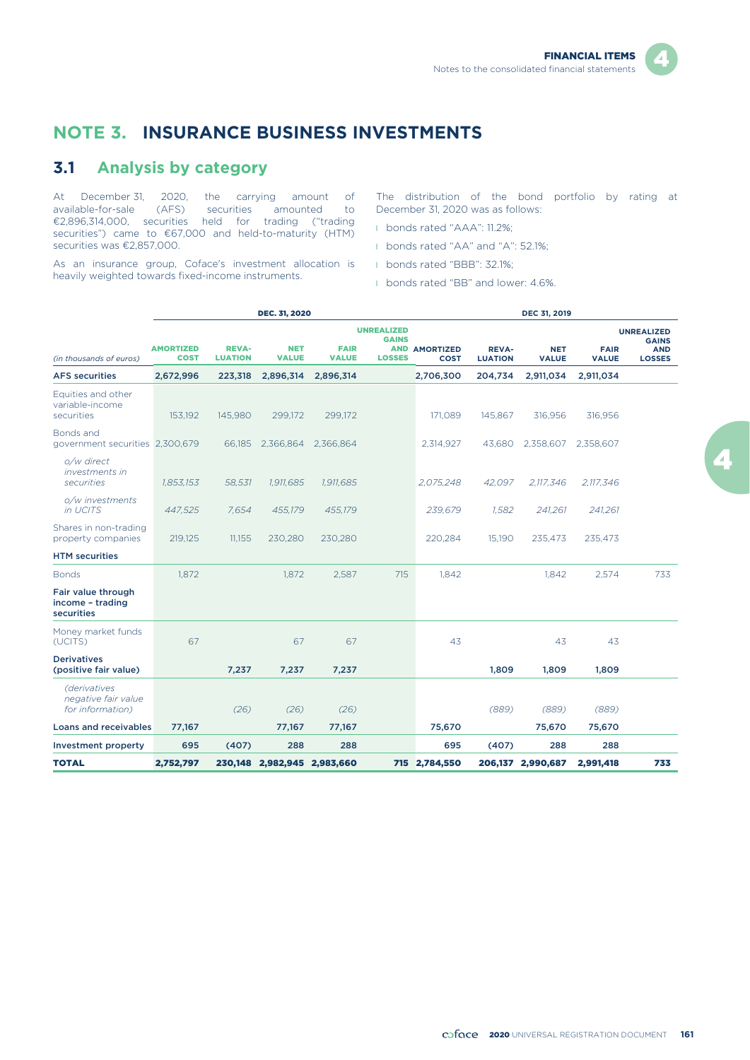# NOTE 3. INSURANCE BUSINESS INVESTMENTS

## 3.1 Analysis by category

At December 31, 2020, the carrying amount of available-for-sale (AFS) securities amounted to €2,896,314,000, securities held for trading ("trading securities") came to €67,000 and held-to-maturity (HTM) securities was €2,857,000.

As an insurance group, Coface's investment allocation is heavily weighted towards fixed-income instruments.

The distribution of the bond portfolio by rating at December 31, 2020 was as follows:

- bonds rated "AAA": 11.2%;
- bonds rated "AA" and "A": 52.1%;
- bonds rated "BBB": 32.1%;
- bonds rated "BB" and lower: 4.6%.

| | DEC. 31, 2020 | | | | | DEC 31, 2019 | | | | |
|---|---|---|---|---|---|---|---|---|---|---|
| *(in thousands of euros)* | **AMORTIZED COST** | **REVA-LUATION** | **NET VALUE** | **FAIR VALUE** | **UNREALIZED GAINS AND LOSSES** | **AMORTIZED COST** | **REVA-LUATION** | **NET VALUE** | **FAIR VALUE** | **UNREALIZED GAINS AND LOSSES** |
| **AFS securities** | **2,672,996** | **223,318** | **2,896,314** | **2,896,314** | | **2,706,300** | **204,734** | **2,911,034** | **2,911,034** | |
| Equities and other variable-income securities | 153,192 | 145,980 | 299,172 | 299,172 | | 171,089 | 145,867 | 316,956 | 316,956 | |
| Bonds and government securities | 2,300,679 | 66,185 | 2,366,864 | 2,366,864 | | 2,314,927 | 43,680 | 2,358,607 | 2,358,607 | |
| *o/w direct investments in securities* | *1,853,153* | *58,531* | *1,911,685* | *1,911,685* | | *2,075,248* | *42,097* | *2,117,346* | *2,117,346* | |
| *o/w investments in UCITS* | *447,525* | *7,654* | *455,179* | *455,179* | | *239,679* | *1,582* | *241,261* | *241,261* | |
| Shares in non-trading property companies | 219,125 | 11,155 | 230,280 | 230,280 | | 220,284 | 15,190 | 235,473 | 235,473 | |
| **HTM securities** | | | | | | | | | | |
| Bonds | 1,872 | | 1,872 | 2,587 | 715 | 1,842 | | 1,842 | 2,574 | 733 |
| **Fair value through income – trading securities** | | | | | | | | | | |
| Money market funds (UCITS) | 67 | | 67 | 67 | | 43 | | 43 | 43 | |
| **Derivatives (positive fair value)** | | **7,237** | **7,237** | **7,237** | | | **1,809** | **1,809** | **1,809** | |
| *(derivatives negative fair value for information)* | | *(26)* | *(26)* | *(26)* | | | *(889)* | *(889)* | *(889)* | |
| **Loans and receivables** | **77,167** | | **77,167** | **77,167** | | **75,670** | | **75,670** | **75,670** | |
| **Investment property** | **695** | **(407)** | **288** | **288** | | **695** | **(407)** | **288** | **288** | |
| **TOTAL** | **2,752,797** | **230,148** | **2,982,945** | **2,983,660** | **715** | **2,784,550** | **206,137** | **2,990,687** | **2,991,418** | **733** |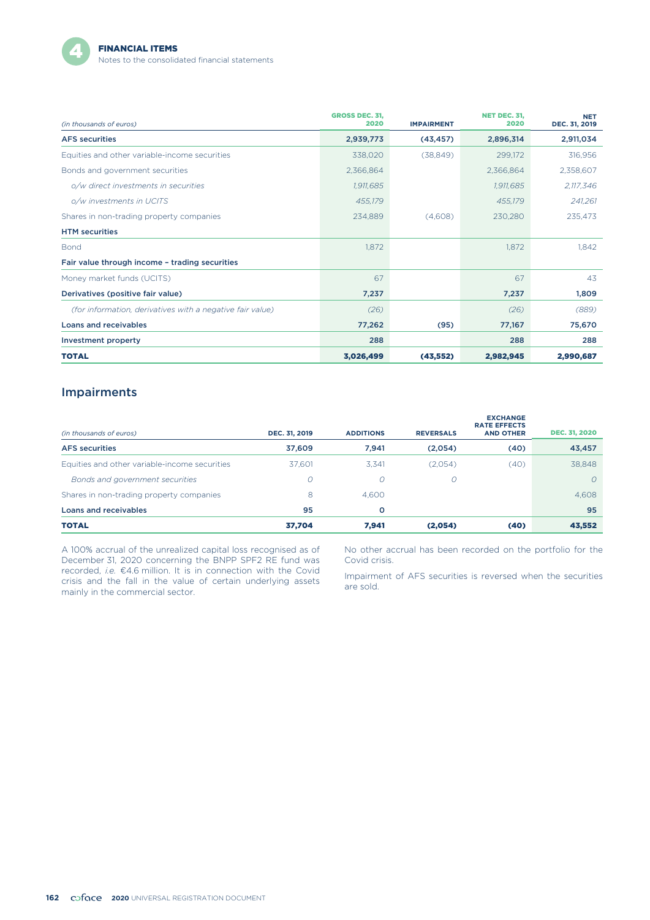| *(in thousands of euros)* | GROSS DEC. 31, 2020 | IMPAIRMENT | NET DEC. 31, 2020 | NET DEC. 31, 2019 |
|---|---|---|---|---|
| **AFS securities** | **2,939,773** | **(43,457)** | **2,896,314** | **2,911,034** |
| Equities and other variable-income securities | 338,020 | (38,849) | 299,172 | 316,956 |
| Bonds and government securities | 2,366,864 | | 2,366,864 | 2,358,607 |
| *o/w direct investments in securities* | *1,911,685* | | *1,911,685* | *2,117,346* |
| *o/w investments in UCITS* | *455,179* | | *455,179* | *241,261* |
| Shares in non-trading property companies | 234,889 | (4,608) | 230,280 | 235,473 |
| **HTM securities** | | | | |
| Bond | 1,872 | | 1,872 | 1,842 |
| **Fair value through income – trading securities** | | | | |
| Money market funds (UCITS) | 67 | | 67 | 43 |
| **Derivatives (positive fair value)** | **7,237** | | **7,237** | **1,809** |
| *(for information, derivatives with a negative fair value)* | *(26)* | | *(26)* | *(889)* |
| **Loans and receivables** | **77,262** | **(95)** | **77,167** | **75,670** |
| **Investment property** | **288** | | **288** | **288** |
| **TOTAL** | **3,026,499** | **(43,552)** | **2,982,945** | **2,990,687** |

## Impairments

| *(in thousands of euros)* | DEC. 31, 2019 | ADDITIONS | REVERSALS | EXCHANGE RATE EFFECTS AND OTHER | DEC. 31, 2020 |
|---|---|---|---|---|---|
| **AFS securities** | **37,609** | **7,941** | **(2,054)** | **(40)** | **43,457** |
| Equities and other variable-income securities | 37,601 | 3,341 | (2,054) | (40) | 38,848 |
| *Bonds and government securities* | *0* | *0* | *0* | | *0* |
| Shares in non-trading property companies | 8 | 4,600 | | | 4,608 |
| **Loans and receivables** | **95** | **0** | | | **95** |
| **TOTAL** | **37,704** | **7,941** | **(2,054)** | **(40)** | **43,552** |

A 100% accrual of the unrealized capital loss recognised as of December 31, 2020 concerning the BNPP SPF2 RE fund was recorded, *i.e.* €4.6 million. It is in connection with the Covid crisis and the fall in the value of certain underlying assets mainly in the commercial sector.

No other accrual has been recorded on the portfolio for the Covid crisis.

Impairment of AFS securities is reversed when the securities are sold.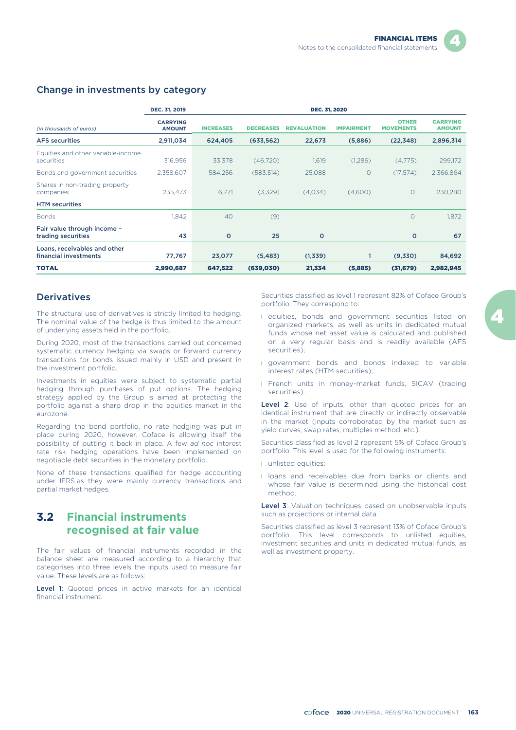## Change in investments by category

| | DEC. 31, 2019 | DEC. 31, 2020 | | | | | |
|---|---|---|---|---|---|---|---|
| *(in thousands of euros)* | CARRYING AMOUNT | INCREASES | DECREASES | REVALUATION | IMPAIRMENT | OTHER MOVEMENTS | CARRYING AMOUNT |
| **AFS securities** | **2,911,034** | **624,405** | **(633,562)** | **22,673** | **(5,886)** | **(22,348)** | **2,896,314** |
| Equities and other variable-income securities | 316,956 | 33,378 | (46,720) | 1,619 | (1,286) | (4,775) | 299,172 |
| Bonds and government securities | 2,358,607 | 584,256 | (583,514) | 25,088 | 0 | (17,574) | 2,366,864 |
| Shares in non-trading property companies | 235,473 | 6,771 | (3,329) | (4,034) | (4,600) | 0 | 230,280 |
| **HTM securities** | | | | | | | |
| Bonds | 1,842 | 40 | (9) | | | 0 | 1,872 |
| **Fair value through income – trading securities** | **43** | **0** | **25** | **0** | | **0** | **67** |
| **Loans, receivables and other financial investments** | **77,767** | **23,077** | **(5,483)** | **(1,339)** | **1** | **(9,330)** | **84,692** |
| **TOTAL** | **2,990,687** | **647,522** | **(639,030)** | **21,334** | **(5,885)** | **(31,679)** | **2,982,945** |

## Derivatives

The structural use of derivatives is strictly limited to hedging. The nominal value of the hedge is thus limited to the amount of underlying assets held in the portfolio.

During 2020, most of the transactions carried out concerned systematic currency hedging via swaps or forward currency transactions for bonds issued mainly in USD and present in the investment portfolio.

Investments in equities were subject to systematic partial hedging through purchases of put options. The hedging strategy applied by the Group is aimed at protecting the portfolio against a sharp drop in the equities market in the eurozone.

Regarding the bond portfolio, no rate hedging was put in place during 2020, however, Coface is allowing itself the possibility of putting it back in place. A few *ad hoc* interest rate risk hedging operations have been implemented on negotiable debt securities in the monetary portfolio.

None of these transactions qualified for hedge accounting under IFRS as they were mainly currency transactions and partial market hedges.

## 3.2 Financial instruments recognised at fair value

The fair values of financial instruments recorded in the balance sheet are measured according to a hierarchy that categorises into three levels the inputs used to measure fair value. These levels are as follows:

**Level 1**: Quoted prices in active markets for an identical financial instrument.

Securities classified as level 1 represent 82% of Coface Group's portfolio. They correspond to:

- equities, bonds and government securities listed on organized markets, as well as units in dedicated mutual funds whose net asset value is calculated and published on a very regular basis and is readily available (AFS securities);
- government bonds and bonds indexed to variable interest rates (HTM securities);
- French units in money-market funds, SICAV (trading securities).

**Level 2**: Use of inputs, other than quoted prices for an identical instrument that are directly or indirectly observable in the market (inputs corroborated by the market such as yield curves, swap rates, multiples method, etc.).

Securities classified as level 2 represent 5% of Coface Group's portfolio. This level is used for the following instruments:

- unlisted equities;
- loans and receivables due from banks or clients and whose fair value is determined using the historical cost method.

**Level 3**: Valuation techniques based on unobservable inputs such as projections or internal data.

Securities classified as level 3 represent 13% of Coface Group's portfolio. This level corresponds to unlisted equities, investment securities and units in dedicated mutual funds, as well as investment property.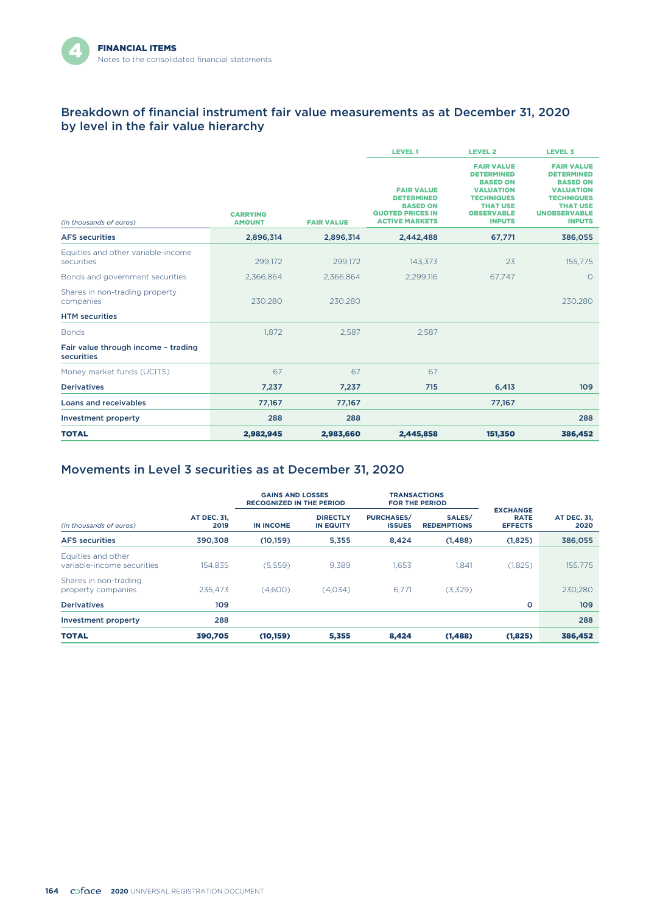## Breakdown of financial instrument fair value measurements as at December 31, 2020 by level in the fair value hierarchy

| *(in thousands of euros)* | CARRYING AMOUNT | FAIR VALUE | LEVEL 1 FAIR VALUE DETERMINED BASED ON QUOTED PRICES IN ACTIVE MARKETS | LEVEL 2 FAIR VALUE DETERMINED BASED ON VALUATION TECHNIQUES THAT USE OBSERVABLE INPUTS | LEVEL 3 FAIR VALUE DETERMINED BASED ON VALUATION TECHNIQUES THAT USE UNOBSERVABLE INPUTS |
|---|---|---|---|---|---|
| **AFS securities** | **2,896,314** | **2,896,314** | **2,442,488** | **67,771** | **386,055** |
| Equities and other variable-income securities | 299,172 | 299,172 | 143,373 | 23 | 155,775 |
| Bonds and government securities | 2,366,864 | 2,366,864 | 2,299,116 | 67,747 | 0 |
| Shares in non-trading property companies | 230,280 | 230,280 | | | 230,280 |
| **HTM securities** | | | | | |
| Bonds | 1,872 | 2,587 | 2,587 | | |
| **Fair value through income – trading securities** | | | | | |
| Money market funds (UCITS) | 67 | 67 | 67 | | |
| **Derivatives** | **7,237** | **7,237** | **715** | **6,413** | **109** |
| **Loans and receivables** | **77,167** | **77,167** | | **77,167** | |
| **Investment property** | **288** | **288** | | | **288** |
| **TOTAL** | **2,982,945** | **2,983,660** | **2,445,858** | **151,350** | **386,452** |

## Movements in Level 3 securities as at December 31, 2020

| | | GAINS AND LOSSES RECOGNIZED IN THE PERIOD | | TRANSACTIONS FOR THE PERIOD | | | |
|---|---|---|---|---|---|---|---|
| *(in thousands of euros)* | AT DEC. 31, 2019 | IN INCOME | DIRECTLY IN EQUITY | PURCHASES/ ISSUES | SALES/ REDEMPTIONS | EXCHANGE RATE EFFECTS | AT DEC. 31, 2020 |
| **AFS securities** | **390,308** | **(10,159)** | **5,355** | **8,424** | **(1,488)** | **(1,825)** | **386,055** |
| Equities and other variable-income securities | 154,835 | (5,559) | 9,389 | 1,653 | 1,841 | (1,825) | 155,775 |
| Shares in non-trading property companies | 235,473 | (4,600) | (4,034) | 6,771 | (3,329) | | 230,280 |
| **Derivatives** | **109** | | | | | **0** | **109** |
| **Investment property** | **288** | | | | | | **288** |
| **TOTAL** | **390,705** | **(10,159)** | **5,355** | **8,424** | **(1,488)** | **(1,825)** | **386,452** |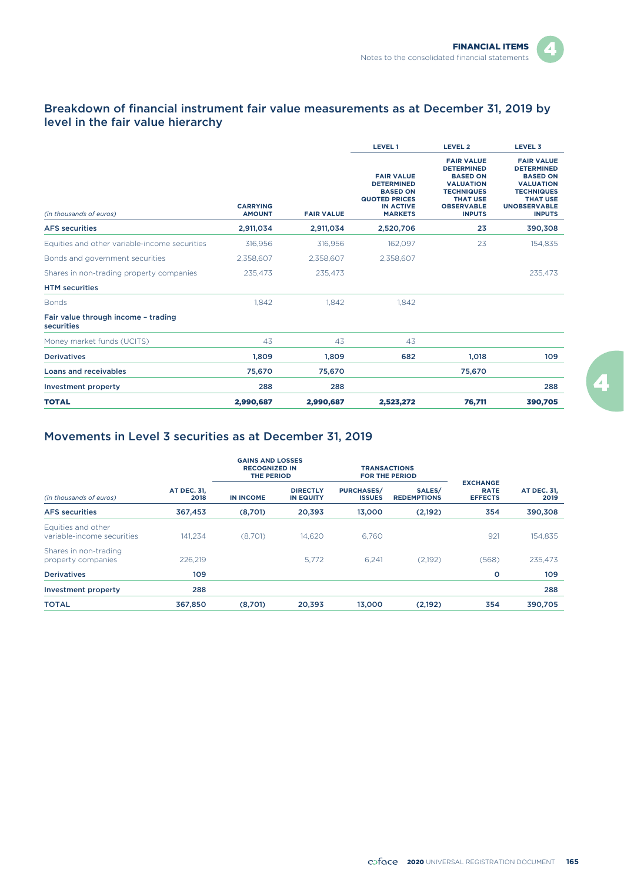## Breakdown of financial instrument fair value measurements as at December 31, 2019 by level in the fair value hierarchy

| | | | LEVEL 1 | LEVEL 2 | LEVEL 3 |
|---|---|---|---|---|---|
| *(in thousands of euros)* | CARRYING AMOUNT | FAIR VALUE | FAIR VALUE DETERMINED BASED ON QUOTED PRICES IN ACTIVE MARKETS | FAIR VALUE DETERMINED BASED ON VALUATION TECHNIQUES THAT USE OBSERVABLE INPUTS | FAIR VALUE DETERMINED BASED ON VALUATION TECHNIQUES THAT USE UNOBSERVABLE INPUTS |
| **AFS securities** | **2,911,034** | **2,911,034** | **2,520,706** | **23** | **390,308** |
| Equities and other variable-income securities | 316,956 | 316,956 | 162,097 | 23 | 154,835 |
| Bonds and government securities | 2,358,607 | 2,358,607 | 2,358,607 | | |
| Shares in non-trading property companies | 235,473 | 235,473 | | | 235,473 |
| **HTM securities** | | | | | |
| Bonds | 1,842 | 1,842 | 1,842 | | |
| **Fair value through income – trading securities** | | | | | |
| Money market funds (UCITS) | 43 | 43 | 43 | | |
| **Derivatives** | **1,809** | **1,809** | **682** | **1,018** | **109** |
| **Loans and receivables** | **75,670** | **75,670** | | **75,670** | |
| **Investment property** | **288** | **288** | | | **288** |
| **TOTAL** | **2,990,687** | **2,990,687** | **2,523,272** | **76,711** | **390,705** |

## Movements in Level 3 securities as at December 31, 2019

| | | GAINS AND LOSSES RECOGNIZED IN THE PERIOD | | TRANSACTIONS FOR THE PERIOD | | | |
|---|---|---|---|---|---|---|---|
| *(in thousands of euros)* | AT DEC. 31, 2018 | IN INCOME | DIRECTLY IN EQUITY | PURCHASES/ ISSUES | SALES/ REDEMPTIONS | EXCHANGE RATE EFFECTS | AT DEC. 31, 2019 |
| **AFS securities** | **367,453** | **(8,701)** | **20,393** | **13,000** | **(2,192)** | **354** | **390,308** |
| Equities and other variable-income securities | 141,234 | (8,701) | 14,620 | 6,760 | | 921 | 154,835 |
| Shares in non-trading property companies | 226,219 | | 5,772 | 6,241 | (2,192) | (568) | 235,473 |
| **Derivatives** | **109** | | | | | **0** | **109** |
| **Investment property** | **288** | | | | | | **288** |
| **TOTAL** | **367,850** | **(8,701)** | **20,393** | **13,000** | **(2,192)** | **354** | **390,705** |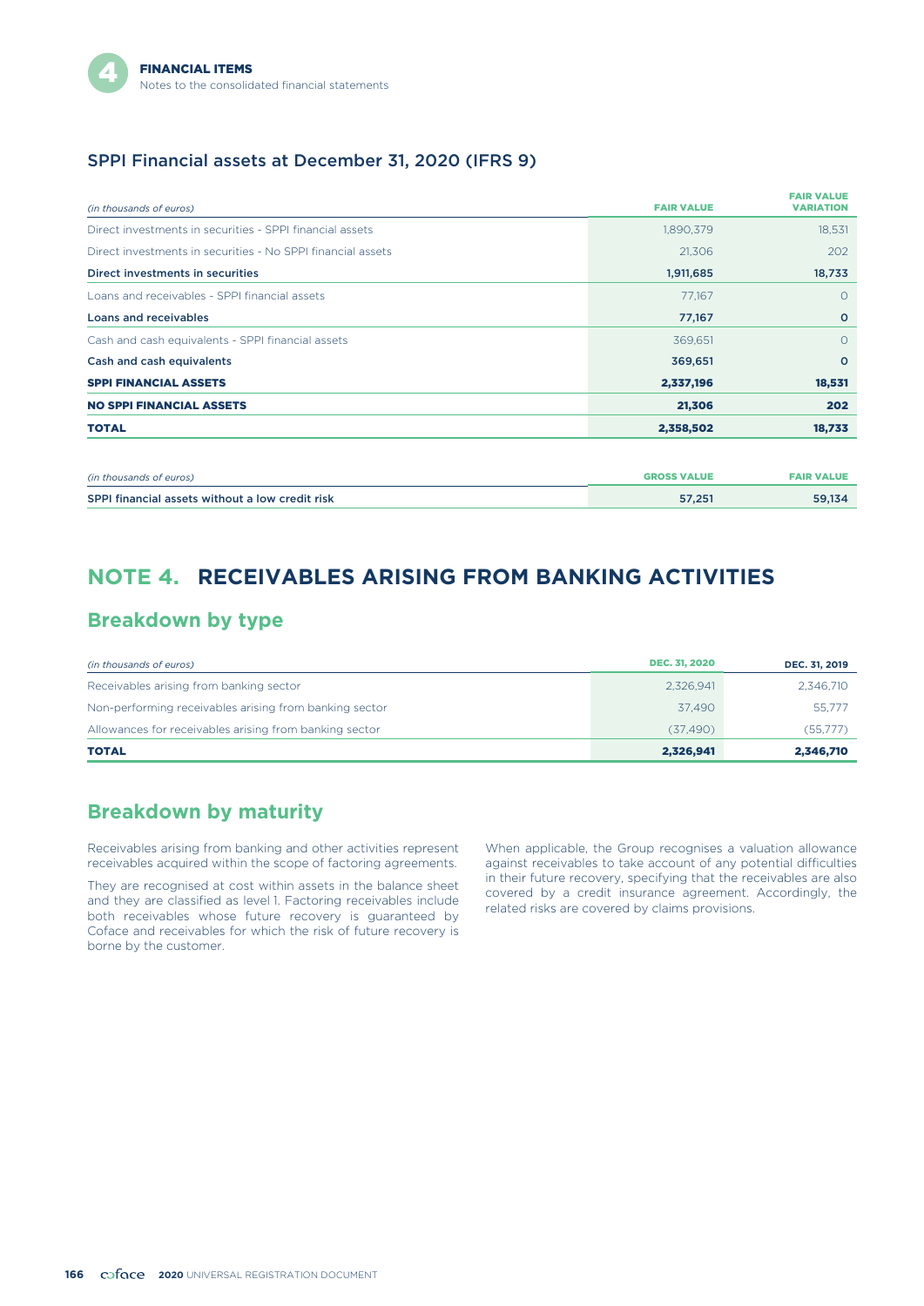### SPPI Financial assets at December 31, 2020 (IFRS 9)

| *(in thousands of euros)* | FAIR VALUE | FAIR VALUE VARIATION |
|---|---|---|
| Direct investments in securities - SPPI financial assets | 1,890,379 | 18,531 |
| Direct investments in securities - No SPPI financial assets | 21,306 | 202 |
| **Direct investments in securities** | **1,911,685** | **18,733** |
| Loans and receivables - SPPI financial assets | 77,167 | 0 |
| **Loans and receivables** | **77,167** | **0** |
| Cash and cash equivalents - SPPI financial assets | 369,651 | 0 |
| **Cash and cash equivalents** | **369,651** | **0** |
| **SPPI FINANCIAL ASSETS** | **2,337,196** | **18,531** |
| **NO SPPI FINANCIAL ASSETS** | **21,306** | **202** |
| **TOTAL** | **2,358,502** | **18,733** |

| *(in thousands of euros)* | GROSS VALUE | FAIR VALUE |
|---|---|---|
| **SPPI financial assets without a low credit risk** | **57,251** | **59,134** |

## NOTE 4. RECEIVABLES ARISING FROM BANKING ACTIVITIES

### Breakdown by type

| *(in thousands of euros)* | DEC. 31, 2020 | DEC. 31, 2019 |
|---|---|---|
| Receivables arising from banking sector | 2,326,941 | 2,346,710 |
| Non-performing receivables arising from banking sector | 37,490 | 55,777 |
| Allowances for receivables arising from banking sector | (37,490) | (55,777) |
| **TOTAL** | **2,326,941** | **2,346,710** |

### Breakdown by maturity

Receivables arising from banking and other activities represent receivables acquired within the scope of factoring agreements.

They are recognised at cost within assets in the balance sheet and they are classified as level 1. Factoring receivables include both receivables whose future recovery is guaranteed by Coface and receivables for which the risk of future recovery is borne by the customer.

When applicable, the Group recognises a valuation allowance against receivables to take account of any potential difficulties in their future recovery, specifying that the receivables are also covered by a credit insurance agreement. Accordingly, the related risks are covered by claims provisions.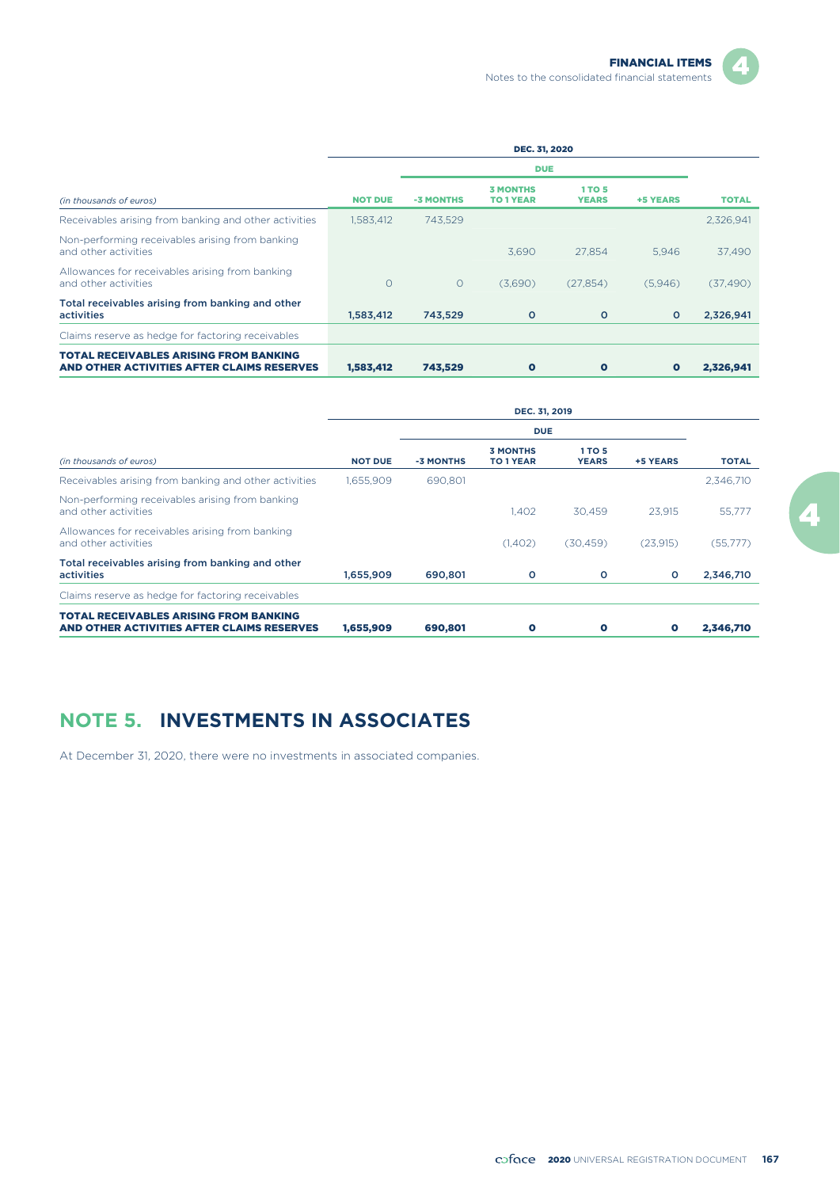| *(in thousands of euros)* | DEC. 31, 2020 | | | | | |
|---|---|---|---|---|---|---|
| | | DUE | | | | |
| | NOT DUE | -3 MONTHS | 3 MONTHS TO 1 YEAR | 1 TO 5 YEARS | +5 YEARS | TOTAL |
| Receivables arising from banking and other activities | 1,583,412 | 743,529 | | | | 2,326,941 |
| Non-performing receivables arising from banking and other activities | | | 3,690 | 27,854 | 5,946 | 37,490 |
| Allowances for receivables arising from banking and other activities | 0 | 0 | (3,690) | (27,854) | (5,946) | (37,490) |
| **Total receivables arising from banking and other activities** | **1,583,412** | **743,529** | **0** | **0** | **0** | **2,326,941** |
| Claims reserve as hedge for factoring receivables | | | | | | |
| **TOTAL RECEIVABLES ARISING FROM BANKING AND OTHER ACTIVITIES AFTER CLAIMS RESERVES** | **1,583,412** | **743,529** | **0** | **0** | **0** | **2,326,941** |

| *(in thousands of euros)* | DEC. 31, 2019 | | | | | |
|---|---|---|---|---|---|---|
| | | DUE | | | | |
| | NOT DUE | -3 MONTHS | 3 MONTHS TO 1 YEAR | 1 TO 5 YEARS | +5 YEARS | TOTAL |
| Receivables arising from banking and other activities | 1,655,909 | 690,801 | | | | 2,346,710 |
| Non-performing receivables arising from banking and other activities | | | 1,402 | 30,459 | 23,915 | 55,777 |
| Allowances for receivables arising from banking and other activities | | | (1,402) | (30,459) | (23,915) | (55,777) |
| **Total receivables arising from banking and other activities** | **1,655,909** | **690,801** | **0** | **0** | **0** | **2,346,710** |
| Claims reserve as hedge for factoring receivables | | | | | | |
| **TOTAL RECEIVABLES ARISING FROM BANKING AND OTHER ACTIVITIES AFTER CLAIMS RESERVES** | **1,655,909** | **690,801** | **0** | **0** | **0** | **2,346,710** |

## NOTE 5. INVESTMENTS IN ASSOCIATES

At December 31, 2020, there were no investments in associated companies.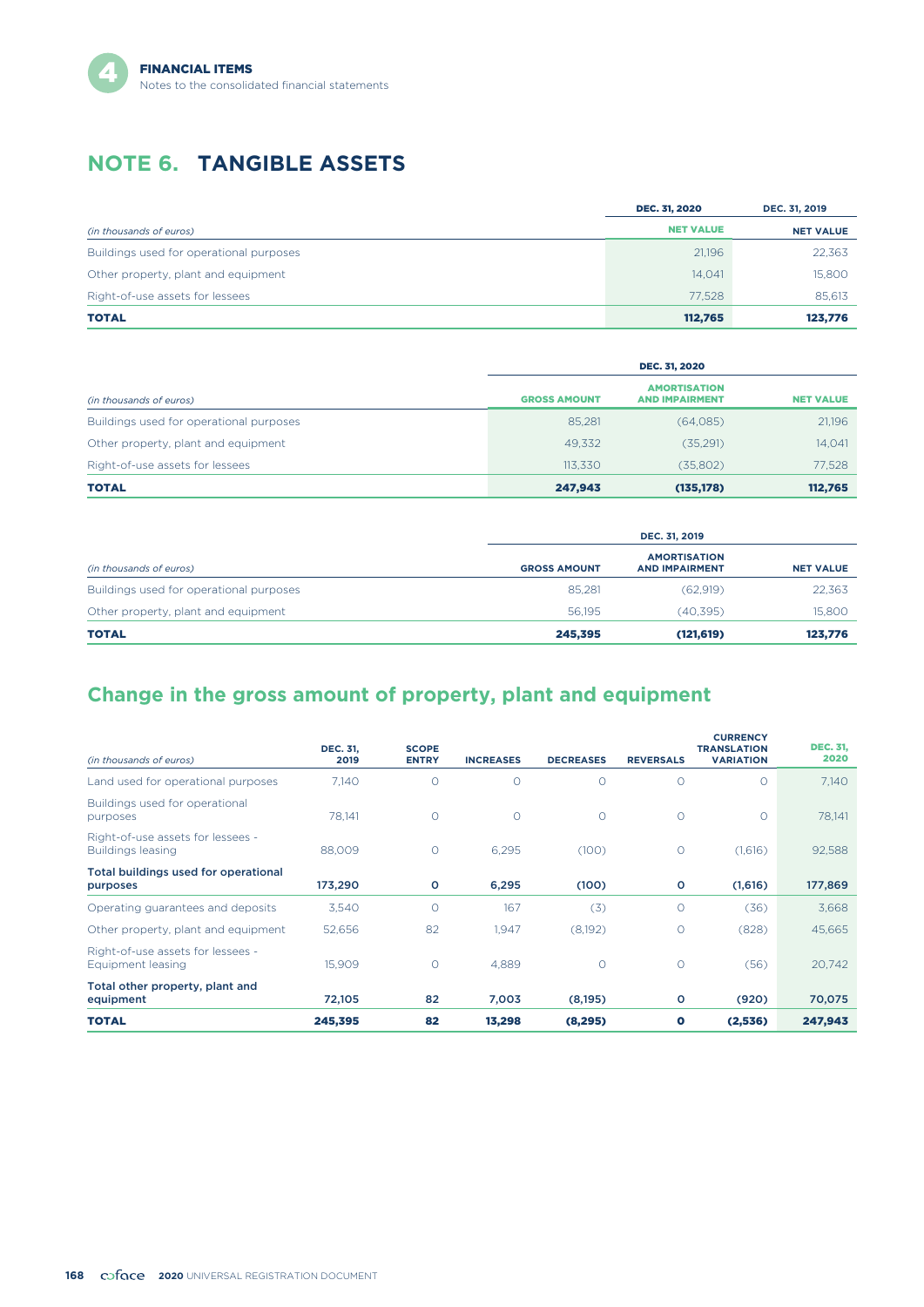# NOTE 6. TANGIBLE ASSETS

| *(in thousands of euros)* | DEC. 31, 2020 NET VALUE | DEC. 31, 2019 NET VALUE |
|---|---|---|
| Buildings used for operational purposes | 21,196 | 22,363 |
| Other property, plant and equipment | 14,041 | 15,800 |
| Right-of-use assets for lessees | 77,528 | 85,613 |
| **TOTAL** | **112,765** | **123,776** |

| | DEC. 31, 2020 | | |
|---|---|---|---|
| *(in thousands of euros)* | GROSS AMOUNT | AMORTISATION AND IMPAIRMENT | NET VALUE |
| Buildings used for operational purposes | 85,281 | (64,085) | 21,196 |
| Other property, plant and equipment | 49,332 | (35,291) | 14,041 |
| Right-of-use assets for lessees | 113,330 | (35,802) | 77,528 |
| **TOTAL** | **247,943** | **(135,178)** | **112,765** |

| | DEC. 31, 2019 | | |
|---|---|---|---|
| *(in thousands of euros)* | GROSS AMOUNT | AMORTISATION AND IMPAIRMENT | NET VALUE |
| Buildings used for operational purposes | 85,281 | (62,919) | 22,363 |
| Other property, plant and equipment | 56,195 | (40,395) | 15,800 |
| **TOTAL** | **245,395** | **(121,619)** | **123,776** |

## Change in the gross amount of property, plant and equipment

| *(in thousands of euros)* | DEC. 31, 2019 | SCOPE ENTRY | INCREASES | DECREASES | REVERSALS | CURRENCY TRANSLATION VARIATION | DEC. 31, 2020 |
|---|---|---|---|---|---|---|---|
| Land used for operational purposes | 7,140 | 0 | 0 | 0 | 0 | 0 | 7,140 |
| Buildings used for operational purposes | 78,141 | 0 | 0 | 0 | 0 | 0 | 78,141 |
| Right-of-use assets for lessees - Buildings leasing | 88,009 | 0 | 6,295 | (100) | 0 | (1,616) | 92,588 |
| **Total buildings used for operational purposes** | **173,290** | **0** | **6,295** | **(100)** | **0** | **(1,616)** | **177,869** |
| Operating guarantees and deposits | 3,540 | 0 | 167 | (3) | 0 | (36) | 3,668 |
| Other property, plant and equipment | 52,656 | 82 | 1,947 | (8,192) | 0 | (828) | 45,665 |
| Right-of-use assets for lessees - Equipment leasing | 15,909 | 0 | 4,889 | 0 | 0 | (56) | 20,742 |
| **Total other property, plant and equipment** | **72,105** | **82** | **7,003** | **(8,195)** | **0** | **(920)** | **70,075** |
| **TOTAL** | **245,395** | **82** | **13,298** | **(8,295)** | **0** | **(2,536)** | **247,943** |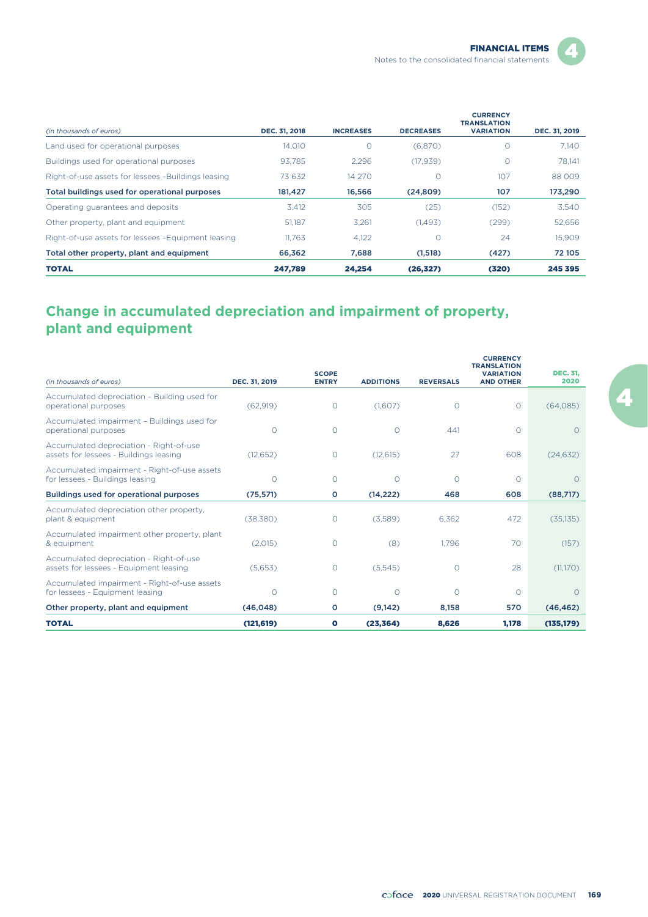| *(in thousands of euros)* | DEC. 31, 2018 | INCREASES | DECREASES | CURRENCY TRANSLATION VARIATION | DEC. 31, 2019 |
|---|---|---|---|---|---|
| Land used for operational purposes | 14,010 | 0 | (6,870) | 0 | 7,140 |
| Buildings used for operational purposes | 93,785 | 2,296 | (17,939) | 0 | 78,141 |
| Right-of-use assets for lessees –Buildings leasing | 73 632 | 14 270 | 0 | 107 | 88 009 |
| **Total buildings used for operational purposes** | **181,427** | **16,566** | **(24,809)** | **107** | **173,290** |
| Operating guarantees and deposits | 3,412 | 305 | (25) | (152) | 3,540 |
| Other property, plant and equipment | 51,187 | 3,261 | (1,493) | (299) | 52,656 |
| Right-of-use assets for lessees –Equipment leasing | 11,763 | 4,122 | 0 | 24 | 15,909 |
| **Total other property, plant and equipment** | **66,362** | **7,688** | **(1,518)** | **(427)** | **72 105** |
| **TOTAL** | **247,789** | **24,254** | **(26,327)** | **(320)** | **245 395** |

## Change in accumulated depreciation and impairment of property, plant and equipment

| *(in thousands of euros)* | DEC. 31, 2019 | SCOPE ENTRY | ADDITIONS | REVERSALS | CURRENCY TRANSLATION VARIATION AND OTHER | DEC. 31, 2020 |
|---|---|---|---|---|---|---|
| Accumulated depreciation – Building used for operational purposes | (62,919) | 0 | (1,607) | 0 | 0 | (64,085) |
| Accumulated impairment – Buildings used for operational purposes | 0 | 0 | 0 | 441 | 0 | 0 |
| Accumulated depreciation - Right-of-use assets for lessees - Buildings leasing | (12,652) | 0 | (12,615) | 27 | 608 | (24,632) |
| Accumulated impairment - Right-of-use assets for lessees - Buildings leasing | 0 | 0 | 0 | 0 | 0 | 0 |
| **Buildings used for operational purposes** | **(75,571)** | **0** | **(14,222)** | **468** | **608** | **(88,717)** |
| Accumulated depreciation other property, plant & equipment | (38,380) | 0 | (3,589) | 6,362 | 472 | (35,135) |
| Accumulated impairment other property, plant & equipment | (2,015) | 0 | (8) | 1,796 | 70 | (157) |
| Accumulated depreciation - Right-of-use assets for lessees - Equipment leasing | (5,653) | 0 | (5,545) | 0 | 28 | (11,170) |
| Accumulated impairment - Right-of-use assets for lessees - Equipment leasing | 0 | 0 | 0 | 0 | 0 | 0 |
| **Other property, plant and equipment** | **(46,048)** | **0** | **(9,142)** | **8,158** | **570** | **(46,462)** |
| **TOTAL** | **(121,619)** | **0** | **(23,364)** | **8,626** | **1,178** | **(135,179)** |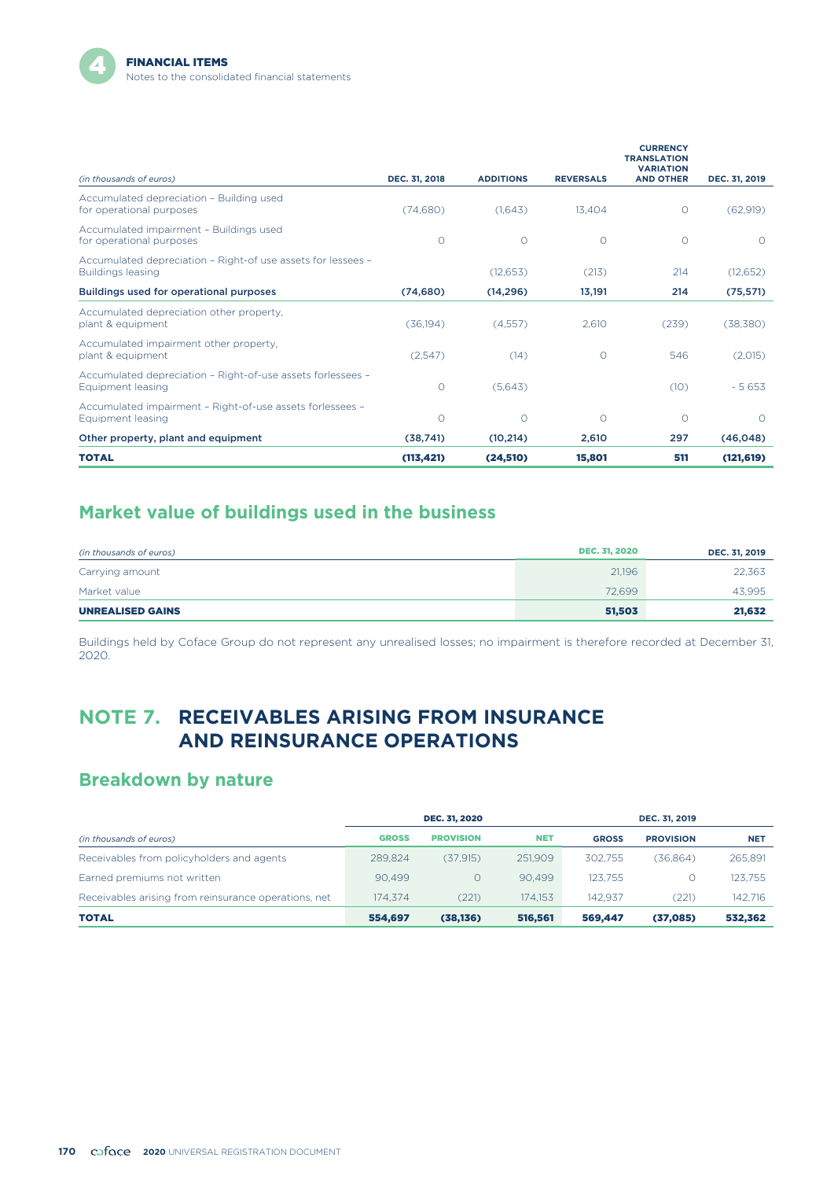| (in thousands of euros) | DEC. 31, 2018 | ADDITIONS | REVERSALS | CURRENCY TRANSLATION VARIATION AND OTHER | DEC. 31, 2019 |
|---|---|---|---|---|---|
| Accumulated depreciation – Building used for operational purposes | (74,680) | (1,643) | 13,404 | 0 | (62,919) |
| Accumulated impairment – Buildings used for operational purposes | 0 | 0 | 0 | 0 | 0 |
| Accumulated depreciation – Right-of use assets for lessees – Buildings leasing | | (12,653) | (213) | 214 | (12,652) |
| **Buildings used for operational purposes** | **(74,680)** | **(14,296)** | **13,191** | **214** | **(75,571)** |
| Accumulated depreciation other property, plant & equipment | (36,194) | (4,557) | 2,610 | (239) | (38,380) |
| Accumulated impairment other property, plant & equipment | (2,547) | (14) | 0 | 546 | (2,015) |
| Accumulated depreciation – Right-of-use assets forlessees – Equipment leasing | 0 | (5,643) | | (10) | - 5 653 |
| Accumulated impairment – Right-of-use assets forlessees – Equipment leasing | 0 | 0 | 0 | 0 | 0 |
| **Other property, plant and equipment** | **(38,741)** | **(10,214)** | **2,610** | **297** | **(46,048)** |
| **TOTAL** | **(113,421)** | **(24,510)** | **15,801** | **511** | **(121,619)** |

## Market value of buildings used in the business

| (in thousands of euros) | DEC. 31, 2020 | DEC. 31, 2019 |
|---|---|---|
| Carrying amount | 21,196 | 22,363 |
| Market value | 72,699 | 43,995 |
| **UNREALISED GAINS** | **51,503** | **21,632** |

Buildings held by Coface Group do not represent any unrealised losses; no impairment is therefore recorded at December 31, 2020.

# NOTE 7. RECEIVABLES ARISING FROM INSURANCE AND REINSURANCE OPERATIONS

## Breakdown by nature

| | DEC. 31, 2020 | | | DEC. 31, 2019 | | |
|---|---|---|---|---|---|---|
| (in thousands of euros) | GROSS | PROVISION | NET | GROSS | PROVISION | NET |
| Receivables from policyholders and agents | 289,824 | (37,915) | 251,909 | 302,755 | (36,864) | 265,891 |
| Earned premiums not written | 90,499 | 0 | 90,499 | 123,755 | 0 | 123,755 |
| Receivables arising from reinsurance operations, net | 174,374 | (221) | 174,153 | 142,937 | (221) | 142,716 |
| **TOTAL** | **554,697** | **(38,136)** | **516,561** | **569,447** | **(37,085)** | **532,362** |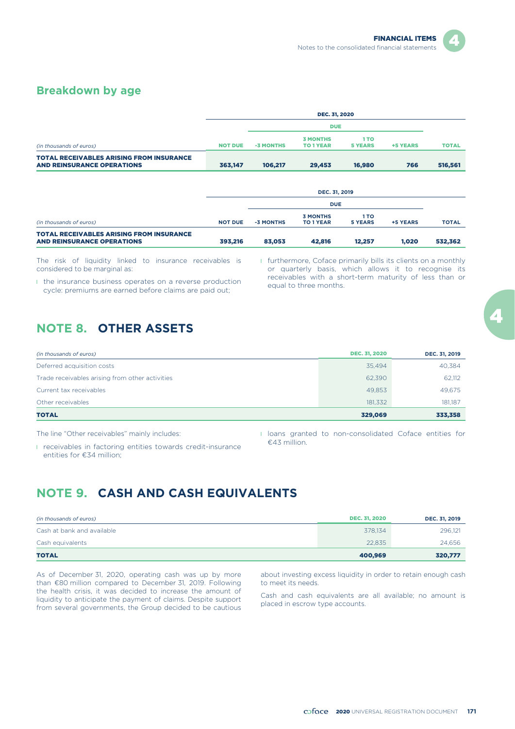## Breakdown by age

| *(in thousands of euros)* | DEC. 31, 2020 | | | | | |
|---|---|---|---|---|---|---|
| | | DUE | | | | |
| | NOT DUE | -3 MONTHS | 3 MONTHS TO 1 YEAR | 1 TO 5 YEARS | +5 YEARS | TOTAL |
| **TOTAL RECEIVABLES ARISING FROM INSURANCE AND REINSURANCE OPERATIONS** | **363,147** | **106,217** | **29,453** | **16,980** | **766** | **516,561** |

| *(in thousands of euros)* | DEC. 31, 2019 | | | | | |
|---|---|---|---|---|---|---|
| | | DUE | | | | |
| | NOT DUE | -3 MONTHS | 3 MONTHS TO 1 YEAR | 1 TO 5 YEARS | +5 YEARS | TOTAL |
| **TOTAL RECEIVABLES ARISING FROM INSURANCE AND REINSURANCE OPERATIONS** | **393,216** | **83,053** | **42,816** | **12,257** | **1,020** | **532,362** |

The risk of liquidity linked to insurance receivables is considered to be marginal as:

- the insurance business operates on a reverse production cycle: premiums are earned before claims are paid out;
- furthermore, Coface primarily bills its clients on a monthly or quarterly basis, which allows it to recognise its receivables with a short-term maturity of less than or equal to three months.

# NOTE 8. OTHER ASSETS

| *(in thousands of euros)* | DEC. 31, 2020 | DEC. 31, 2019 |
|---|---|---|
| Deferred acquisition costs | 35,494 | 40,384 |
| Trade receivables arising from other activities | 62,390 | 62,112 |
| Current tax receivables | 49,853 | 49,675 |
| Other receivables | 181,332 | 181,187 |
| **TOTAL** | **329,069** | **333,358** |

The line "Other receivables" mainly includes:

- receivables in factoring entities towards credit-insurance entities for €34 million;
- loans granted to non-consolidated Coface entities for €43 million.

# NOTE 9. CASH AND CASH EQUIVALENTS

| *(in thousands of euros)* | DEC. 31, 2020 | DEC. 31, 2019 |
|---|---|---|
| Cash at bank and available | 378,134 | 296,121 |
| Cash equivalents | 22,835 | 24,656 |
| **TOTAL** | **400,969** | **320,777** |

As of December 31, 2020, operating cash was up by more than €80 million compared to December 31, 2019. Following the health crisis, it was decided to increase the amount of liquidity to anticipate the payment of claims. Despite support from several governments, the Group decided to be cautious about investing excess liquidity in order to retain enough cash to meet its needs.

Cash and cash equivalents are all available; no amount is placed in escrow type accounts.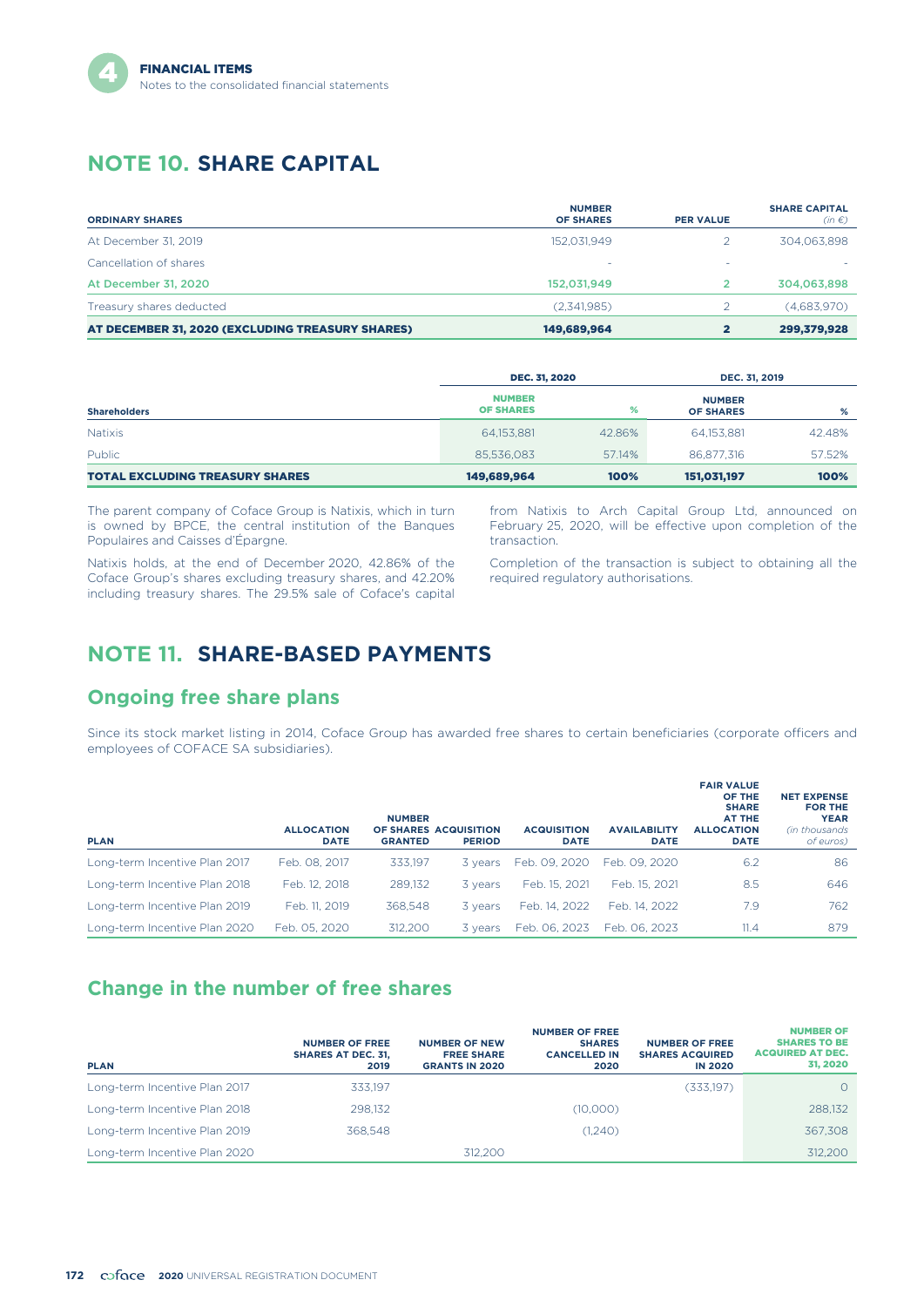# NOTE 10. SHARE CAPITAL

| ORDINARY SHARES | NUMBER OF SHARES | PER VALUE | SHARE CAPITAL *(in €)* |
|---|---|---|---|
| At December 31, 2019 | 152,031,949 | 2 | 304,063,898 |
| Cancellation of shares | - | - | - |
| **At December 31, 2020** | **152,031,949** | **2** | **304,063,898** |
| Treasury shares deducted | (2,341,985) | 2 | (4,683,970) |
| **AT DECEMBER 31, 2020 (EXCLUDING TREASURY SHARES)** | **149,689,964** | **2** | **299,379,928** |

| | DEC. 31, 2020 | | DEC. 31, 2019 | |
|---|---|---|---|---|
| **Shareholders** | **NUMBER OF SHARES** | **%** | **NUMBER OF SHARES** | **%** |
| Natixis | 64,153,881 | 42.86% | 64,153,881 | 42.48% |
| Public | 85,536,083 | 57.14% | 86,877,316 | 57.52% |
| **TOTAL EXCLUDING TREASURY SHARES** | **149,689,964** | **100%** | **151,031,197** | **100%** |

The parent company of Coface Group is Natixis, which in turn is owned by BPCE, the central institution of the Banques Populaires and Caisses d'Épargne.

Natixis holds, at the end of December 2020, 42.86% of the Coface Group's shares excluding treasury shares, and 42.20% including treasury shares. The 29.5% sale of Coface's capital from Natixis to Arch Capital Group Ltd, announced on February 25, 2020, will be effective upon completion of the transaction.

Completion of the transaction is subject to obtaining all the required regulatory authorisations.

# NOTE 11. SHARE-BASED PAYMENTS

## Ongoing free share plans

Since its stock market listing in 2014, Coface Group has awarded free shares to certain beneficiaries (corporate officers and employees of COFACE SA subsidiaries).

| PLAN | ALLOCATION DATE | NUMBER OF SHARES GRANTED | ACQUISITION PERIOD | ACQUISITION DATE | AVAILABILITY DATE | FAIR VALUE OF THE SHARE AT THE ALLOCATION DATE | NET EXPENSE FOR THE YEAR *(in thousands of euros)* |
|---|---|---|---|---|---|---|---|
| Long-term Incentive Plan 2017 | Feb. 08, 2017 | 333,197 | 3 years | Feb. 09, 2020 | Feb. 09, 2020 | 6.2 | 86 |
| Long-term Incentive Plan 2018 | Feb. 12, 2018 | 289,132 | 3 years | Feb. 15, 2021 | Feb. 15, 2021 | 8.5 | 646 |
| Long-term Incentive Plan 2019 | Feb. 11, 2019 | 368,548 | 3 years | Feb. 14, 2022 | Feb. 14, 2022 | 7.9 | 762 |
| Long-term Incentive Plan 2020 | Feb. 05, 2020 | 312,200 | 3 years | Feb. 06, 2023 | Feb. 06, 2023 | 11.4 | 879 |

## Change in the number of free shares

| PLAN | NUMBER OF FREE SHARES AT DEC. 31, 2019 | NUMBER OF NEW FREE SHARE GRANTS IN 2020 | NUMBER OF FREE SHARES CANCELLED IN 2020 | NUMBER OF FREE SHARES ACQUIRED IN 2020 | NUMBER OF SHARES TO BE ACQUIRED AT DEC. 31, 2020 |
|---|---|---|---|---|---|
| Long-term Incentive Plan 2017 | 333,197 | | | (333,197) | 0 |
| Long-term Incentive Plan 2018 | 298,132 | | (10,000) | | 288,132 |
| Long-term Incentive Plan 2019 | 368,548 | | (1,240) | | 367,308 |
| Long-term Incentive Plan 2020 | | 312,200 | | | 312,200 |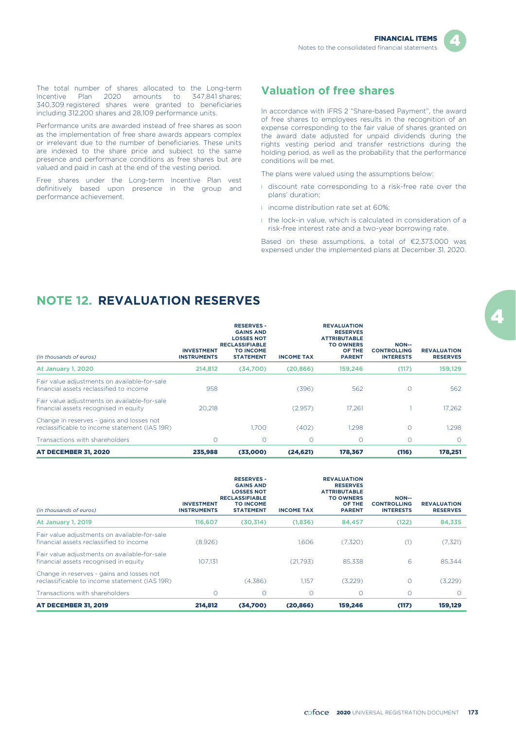The total number of shares allocated to the Long-term Incentive Plan 2020 amounts to 347,841 shares; 340,309 registered shares were granted to beneficiaries including 312,200 shares and 28,109 performance units.

Performance units are awarded instead of free shares as soon as the implementation of free share awards appears complex or irrelevant due to the number of beneficiaries. These units are indexed to the share price and subject to the same presence and performance conditions as free shares but are valued and paid in cash at the end of the vesting period.

Free shares under the Long-term Incentive Plan vest definitively based upon presence in the group and performance achievement.

## Valuation of free shares

In accordance with IFRS 2 "Share-based Payment", the award of free shares to employees results in the recognition of an expense corresponding to the fair value of shares granted on the award date adjusted for unpaid dividends during the rights vesting period and transfer restrictions during the holding period, as well as the probability that the performance conditions will be met.

The plans were valued using the assumptions below:

- discount rate corresponding to a risk-free rate over the plans' duration;
- income distribution rate set at 60%;
- the lock-in value, which is calculated in consideration of a risk-free interest rate and a two-year borrowing rate.

Based on these assumptions, a total of €2,373,000 was expensed under the implemented plans at December 31, 2020.

# NOTE 12. REVALUATION RESERVES

| *(in thousands of euros)* | INVESTMENT INSTRUMENTS | RESERVES - GAINS AND LOSSES NOT RECLASSIFIABLE TO INCOME STATEMENT | INCOME TAX | REVALUATION RESERVES ATTRIBUTABLE TO OWNERS OF THE PARENT | NON-- CONTROLLING INTERESTS | REVALUATION RESERVES |
|---|---|---|---|---|---|---|
| **At January 1, 2020** | **214,812** | **(34,700)** | **(20,866)** | **159,246** | **(117)** | **159,129** |
| Fair value adjustments on available-for-sale financial assets reclassified to income | 958 | | (396) | 562 | 0 | 562 |
| Fair value adjustments on available-for-sale financial assets recognised in equity | 20,218 | | (2,957) | 17,261 | 1 | 17,262 |
| Change in reserves - gains and losses not reclassificable to income statement (IAS 19R) | | 1,700 | (402) | 1,298 | 0 | 1,298 |
| Transactions with shareholders | 0 | 0 | 0 | 0 | 0 | 0 |
| **AT DECEMBER 31, 2020** | **235,988** | **(33,000)** | **(24,621)** | **178,367** | **(116)** | **178,251** |

| *(in thousands of euros)* | INVESTMENT INSTRUMENTS | RESERVES - GAINS AND LOSSES NOT RECLASSIFIABLE TO INCOME STATEMENT | INCOME TAX | REVALUATION RESERVES ATTRIBUTABLE TO OWNERS OF THE PARENT | NON-- CONTROLLING INTERESTS | REVALUATION RESERVES |
|---|---|---|---|---|---|---|
| **At January 1, 2019** | **116,607** | **(30,314)** | **(1,836)** | **84,457** | **(122)** | **84,335** |
| Fair value adjustments on available-for-sale financial assets reclassified to income | (8,926) | | 1,606 | (7,320) | (1) | (7,321) |
| Fair value adjustments on available-for-sale financial assets recognised in equity | 107,131 | | (21,793) | 85,338 | 6 | 85,344 |
| Change in reserves - gains and losses not reclassificable to income statement (IAS 19R) | | (4,386) | 1,157 | (3,229) | 0 | (3,229) |
| Transactions with shareholders | 0 | 0 | 0 | 0 | 0 | 0 |
| **AT DECEMBER 31, 2019** | **214,812** | **(34,700)** | **(20,866)** | **159,246** | **(117)** | **159,129** |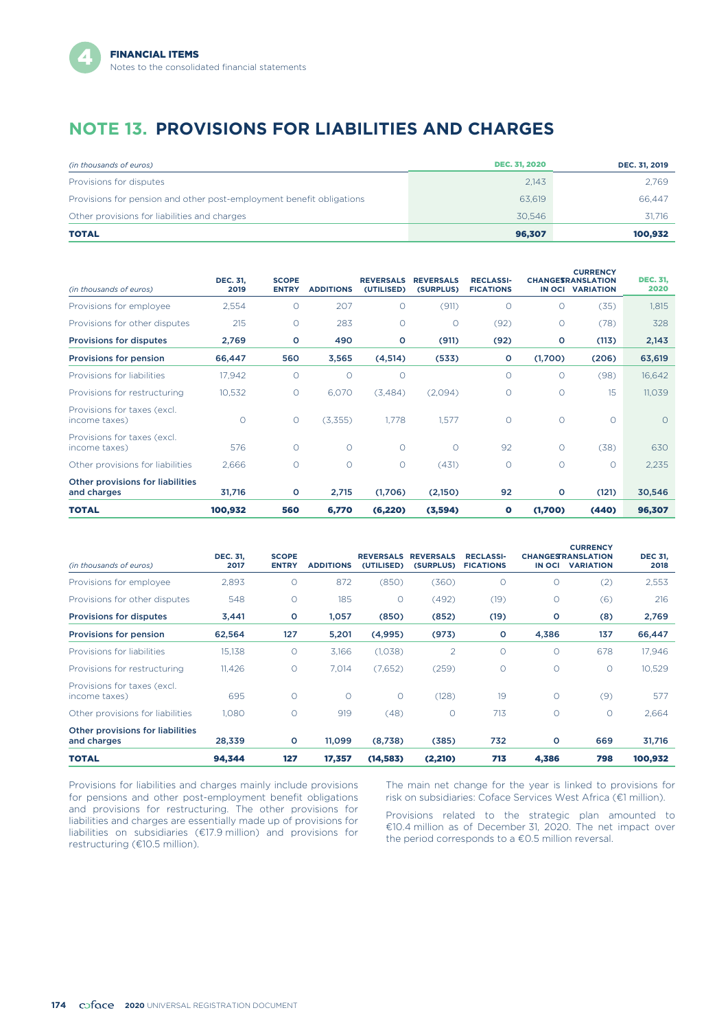# NOTE 13. PROVISIONS FOR LIABILITIES AND CHARGES

| *(in thousands of euros)* | DEC. 31, 2020 | DEC. 31, 2019 |
|---|---|---|
| Provisions for disputes | 2,143 | 2,769 |
| Provisions for pension and other post-employment benefit obligations | 63,619 | 66,447 |
| Other provisions for liabilities and charges | 30,546 | 31,716 |
| **TOTAL** | **96,307** | **100,932** |

| *(in thousands of euros)* | DEC. 31, 2019 | SCOPE ENTRY | ADDITIONS | REVERSALS (UTILISED) | REVERSALS (SURPLUS) | RECLASSI-FICATIONS | CHANGES IN OCI | CURRENCY TRANSLATION VARIATION | DEC. 31, 2020 |
|---|---|---|---|---|---|---|---|---|---|
| Provisions for employee | 2,554 | 0 | 207 | 0 | (911) | 0 | 0 | (35) | 1,815 |
| Provisions for other disputes | 215 | 0 | 283 | 0 | 0 | (92) | 0 | (78) | 328 |
| **Provisions for disputes** | **2,769** | **0** | **490** | **0** | **(911)** | **(92)** | **0** | **(113)** | **2,143** |
| **Provisions for pension** | **66,447** | **560** | **3,565** | **(4,514)** | **(533)** | **0** | **(1,700)** | **(206)** | **63,619** |
| Provisions for liabilities | 17,942 | 0 | 0 | 0 | | 0 | 0 | (98) | 16,642 |
| Provisions for restructuring | 10,532 | 0 | 6,070 | (3,484) | (2,094) | 0 | 0 | 15 | 11,039 |
| Provisions for taxes (excl. income taxes) | 0 | 0 | (3,355) | 1,778 | 1,577 | 0 | 0 | 0 | 0 |
| Provisions for taxes (excl. income taxes) | 576 | 0 | 0 | 0 | 0 | 92 | 0 | (38) | 630 |
| Other provisions for liabilities | 2,666 | 0 | 0 | 0 | (431) | 0 | 0 | 0 | 2,235 |
| **Other provisions for liabilities and charges** | **31,716** | **0** | **2,715** | **(1,706)** | **(2,150)** | **92** | **0** | **(121)** | **30,546** |
| **TOTAL** | **100,932** | **560** | **6,770** | **(6,220)** | **(3,594)** | **0** | **(1,700)** | **(440)** | **96,307** |

| *(in thousands of euros)* | DEC. 31, 2017 | SCOPE ENTRY | ADDITIONS | REVERSALS (UTILISED) | REVERSALS (SURPLUS) | RECLASSI-FICATIONS | CHANGES IN OCI | CURRENCY TRANSLATION VARIATION | DEC 31, 2018 |
|---|---|---|---|---|---|---|---|---|---|
| Provisions for employee | 2,893 | 0 | 872 | (850) | (360) | 0 | 0 | (2) | 2,553 |
| Provisions for other disputes | 548 | 0 | 185 | 0 | (492) | (19) | 0 | (6) | 216 |
| **Provisions for disputes** | **3,441** | **0** | **1,057** | **(850)** | **(852)** | **(19)** | **0** | **(8)** | **2,769** |
| **Provisions for pension** | **62,564** | **127** | **5,201** | **(4,995)** | **(973)** | **0** | **4,386** | **137** | **66,447** |
| Provisions for liabilities | 15,138 | 0 | 3,166 | (1,038) | 2 | 0 | 0 | 678 | 17,946 |
| Provisions for restructuring | 11,426 | 0 | 7,014 | (7,652) | (259) | 0 | 0 | 0 | 10,529 |
| Provisions for taxes (excl. income taxes) | 695 | 0 | 0 | 0 | (128) | 19 | 0 | (9) | 577 |
| Other provisions for liabilities | 1,080 | 0 | 919 | (48) | 0 | 713 | 0 | 0 | 2,664 |
| **Other provisions for liabilities and charges** | **28,339** | **0** | **11,099** | **(8,738)** | **(385)** | **732** | **0** | **669** | **31,716** |
| **TOTAL** | **94,344** | **127** | **17,357** | **(14,583)** | **(2,210)** | **713** | **4,386** | **798** | **100,932** |

Provisions for liabilities and charges mainly include provisions for pensions and other post-employment benefit obligations and provisions for restructuring. The other provisions for liabilities and charges are essentially made up of provisions for liabilities on subsidiaries (€17.9 million) and provisions for restructuring (€10.5 million).

The main net change for the year is linked to provisions for risk on subsidiaries: Coface Services West Africa (€1 million).

Provisions related to the strategic plan amounted to €10.4 million as of December 31, 2020. The net impact over the period corresponds to a €0.5 million reversal.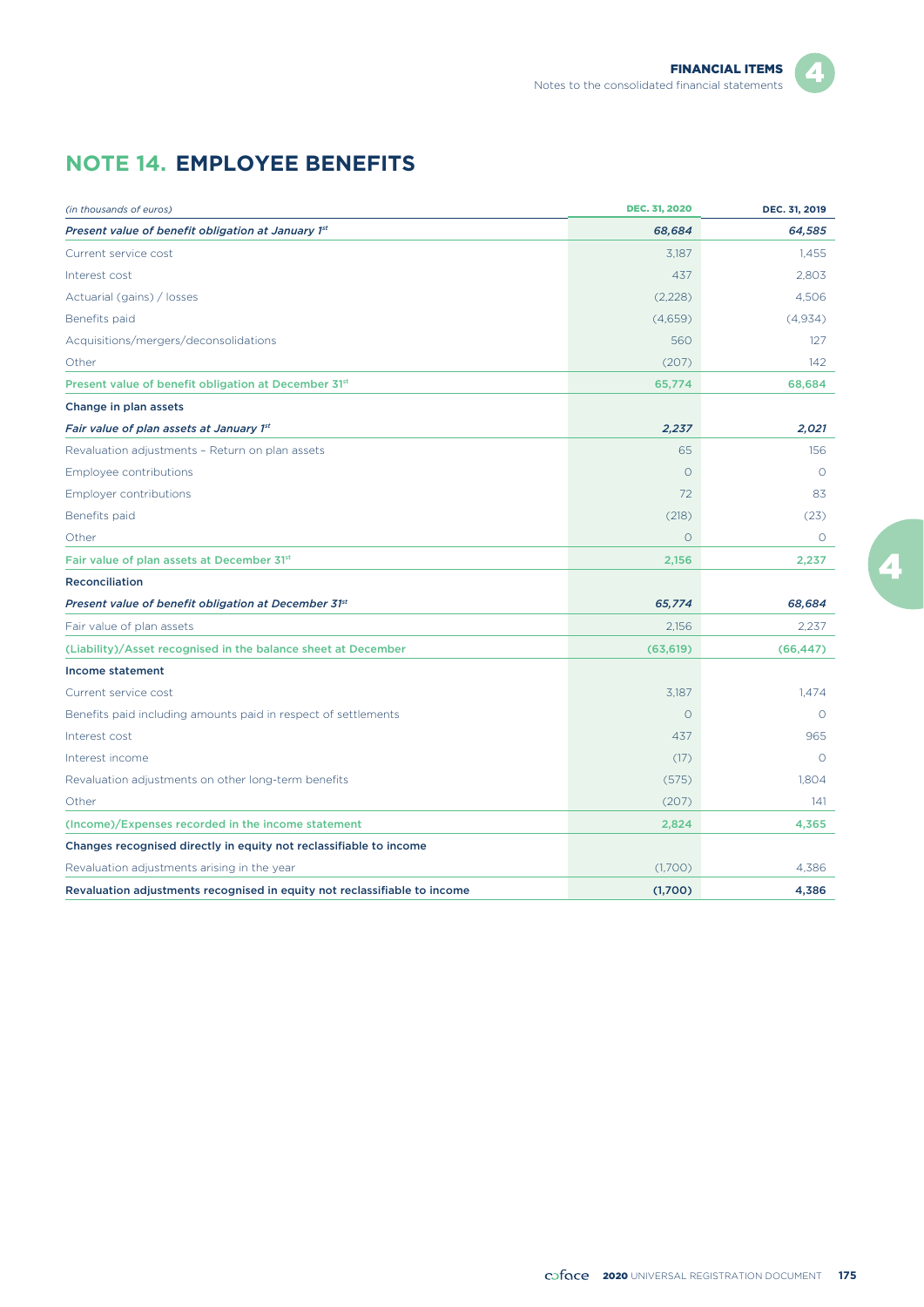## NOTE 14. EMPLOYEE BENEFITS

| *(in thousands of euros)* | DEC. 31, 2020 | DEC. 31, 2019 |
|---|---|---|
| ***Present value of benefit obligation at January 1st*** | ***68,684*** | ***64,585*** |
| Current service cost | 3,187 | 1,455 |
| Interest cost | 437 | 2,803 |
| Actuarial (gains) / losses | (2,228) | 4,506 |
| Benefits paid | (4,659) | (4,934) |
| Acquisitions/mergers/deconsolidations | 560 | 127 |
| Other | (207) | 142 |
| **Present value of benefit obligation at December 31st** | **65,774** | **68,684** |
| **Change in plan assets** | | |
| ***Fair value of plan assets at January 1st*** | ***2,237*** | ***2,021*** |
| Revaluation adjustments – Return on plan assets | 65 | 156 |
| Employee contributions | 0 | 0 |
| Employer contributions | 72 | 83 |
| Benefits paid | (218) | (23) |
| Other | 0 | 0 |
| **Fair value of plan assets at December 31st** | **2,156** | **2,237** |
| **Reconciliation** | | |
| ***Present value of benefit obligation at December 31st*** | ***65,774*** | ***68,684*** |
| Fair value of plan assets | 2,156 | 2,237 |
| **(Liability)/Asset recognised in the balance sheet at December** | **(63,619)** | **(66,447)** |
| **Income statement** | | |
| Current service cost | 3,187 | 1,474 |
| Benefits paid including amounts paid in respect of settlements | 0 | 0 |
| Interest cost | 437 | 965 |
| Interest income | (17) | 0 |
| Revaluation adjustments on other long-term benefits | (575) | 1,804 |
| Other | (207) | 141 |
| **(Income)/Expenses recorded in the income statement** | **2,824** | **4,365** |
| **Changes recognised directly in equity not reclassifiable to income** | | |
| Revaluation adjustments arising in the year | (1,700) | 4,386 |
| **Revaluation adjustments recognised in equity not reclassifiable to income** | **(1,700)** | **4,386** |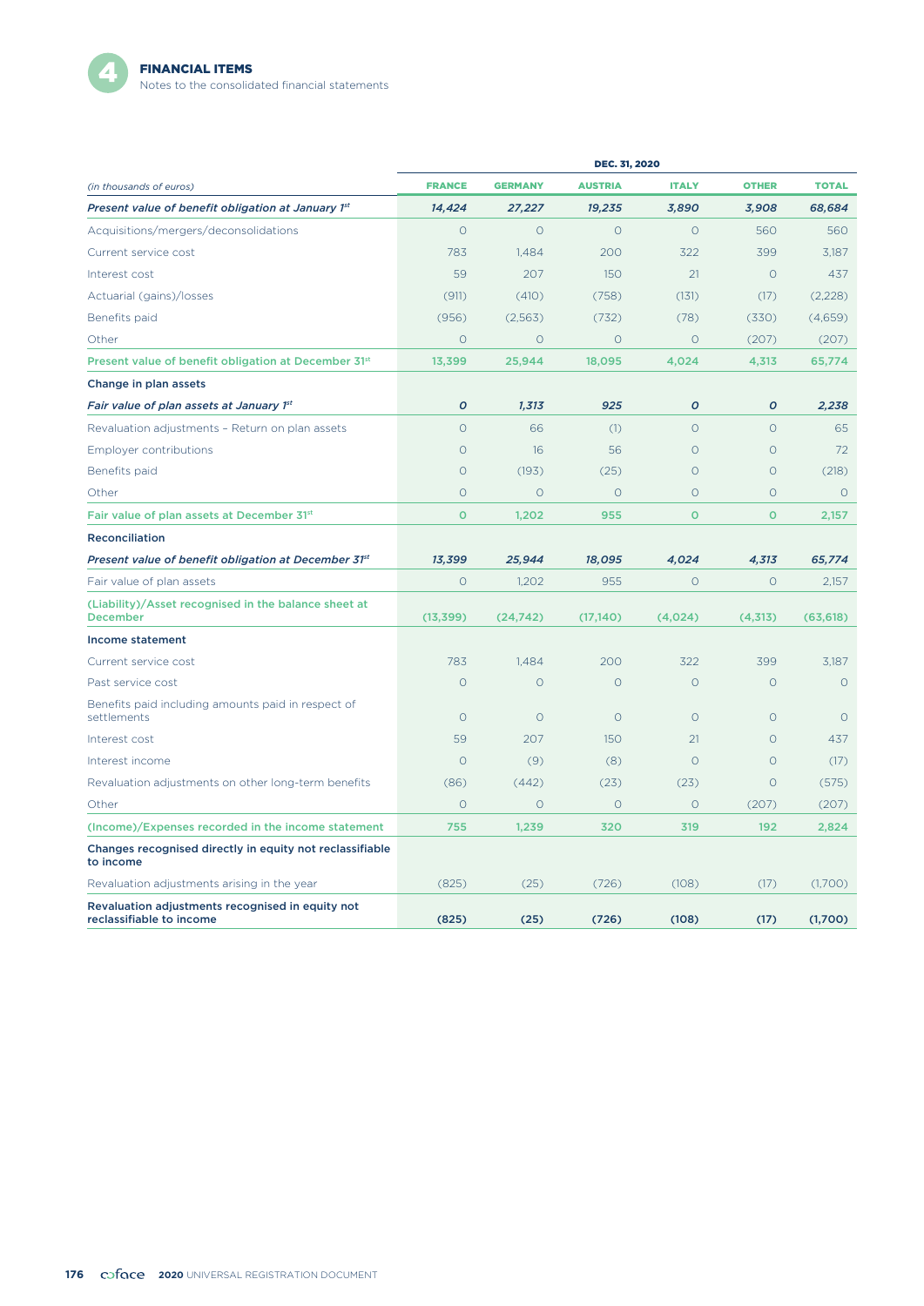| (in thousands of euros) | DEC. 31, 2020 | | | | | |
|---|---|---|---|---|---|---|
| | FRANCE | GERMANY | AUSTRIA | ITALY | OTHER | TOTAL |
| ***Present value of benefit obligation at January 1st*** | ***14,424*** | ***27,227*** | ***19,235*** | ***3,890*** | ***3,908*** | ***68,684*** |
| Acquisitions/mergers/deconsolidations | 0 | 0 | 0 | 0 | 560 | 560 |
| Current service cost | 783 | 1,484 | 200 | 322 | 399 | 3,187 |
| Interest cost | 59 | 207 | 150 | 21 | 0 | 437 |
| Actuarial (gains)/losses | (911) | (410) | (758) | (131) | (17) | (2,228) |
| Benefits paid | (956) | (2,563) | (732) | (78) | (330) | (4,659) |
| Other | 0 | 0 | 0 | 0 | (207) | (207) |
| **Present value of benefit obligation at December 31st** | **13,399** | **25,944** | **18,095** | **4,024** | **4,313** | **65,774** |
| **Change in plan assets** | | | | | | |
| ***Fair value of plan assets at January 1st*** | ***0*** | ***1,313*** | ***925*** | ***0*** | ***0*** | ***2,238*** |
| Revaluation adjustments – Return on plan assets | 0 | 66 | (1) | 0 | 0 | 65 |
| Employer contributions | 0 | 16 | 56 | 0 | 0 | 72 |
| Benefits paid | 0 | (193) | (25) | 0 | 0 | (218) |
| Other | 0 | 0 | 0 | 0 | 0 | 0 |
| **Fair value of plan assets at December 31st** | **0** | **1,202** | **955** | **0** | **0** | **2,157** |
| **Reconciliation** | | | | | | |
| ***Present value of benefit obligation at December 31st*** | ***13,399*** | ***25,944*** | ***18,095*** | ***4,024*** | ***4,313*** | ***65,774*** |
| Fair value of plan assets | 0 | 1,202 | 955 | 0 | 0 | 2,157 |
| **(Liability)/Asset recognised in the balance sheet at December** | **(13,399)** | **(24,742)** | **(17,140)** | **(4,024)** | **(4,313)** | **(63,618)** |
| **Income statement** | | | | | | |
| Current service cost | 783 | 1,484 | 200 | 322 | 399 | 3,187 |
| Past service cost | 0 | 0 | 0 | 0 | 0 | 0 |
| Benefits paid including amounts paid in respect of settlements | 0 | 0 | 0 | 0 | 0 | 0 |
| Interest cost | 59 | 207 | 150 | 21 | 0 | 437 |
| Interest income | 0 | (9) | (8) | 0 | 0 | (17) |
| Revaluation adjustments on other long-term benefits | (86) | (442) | (23) | (23) | 0 | (575) |
| Other | 0 | 0 | 0 | 0 | (207) | (207) |
| **(Income)/Expenses recorded in the income statement** | **755** | **1,239** | **320** | **319** | **192** | **2,824** |
| **Changes recognised directly in equity not reclassifiable to income** | | | | | | |
| Revaluation adjustments arising in the year | (825) | (25) | (726) | (108) | (17) | (1,700) |
| **Revaluation adjustments recognised in equity not reclassifiable to income** | **(825)** | **(25)** | **(726)** | **(108)** | **(17)** | **(1,700)** |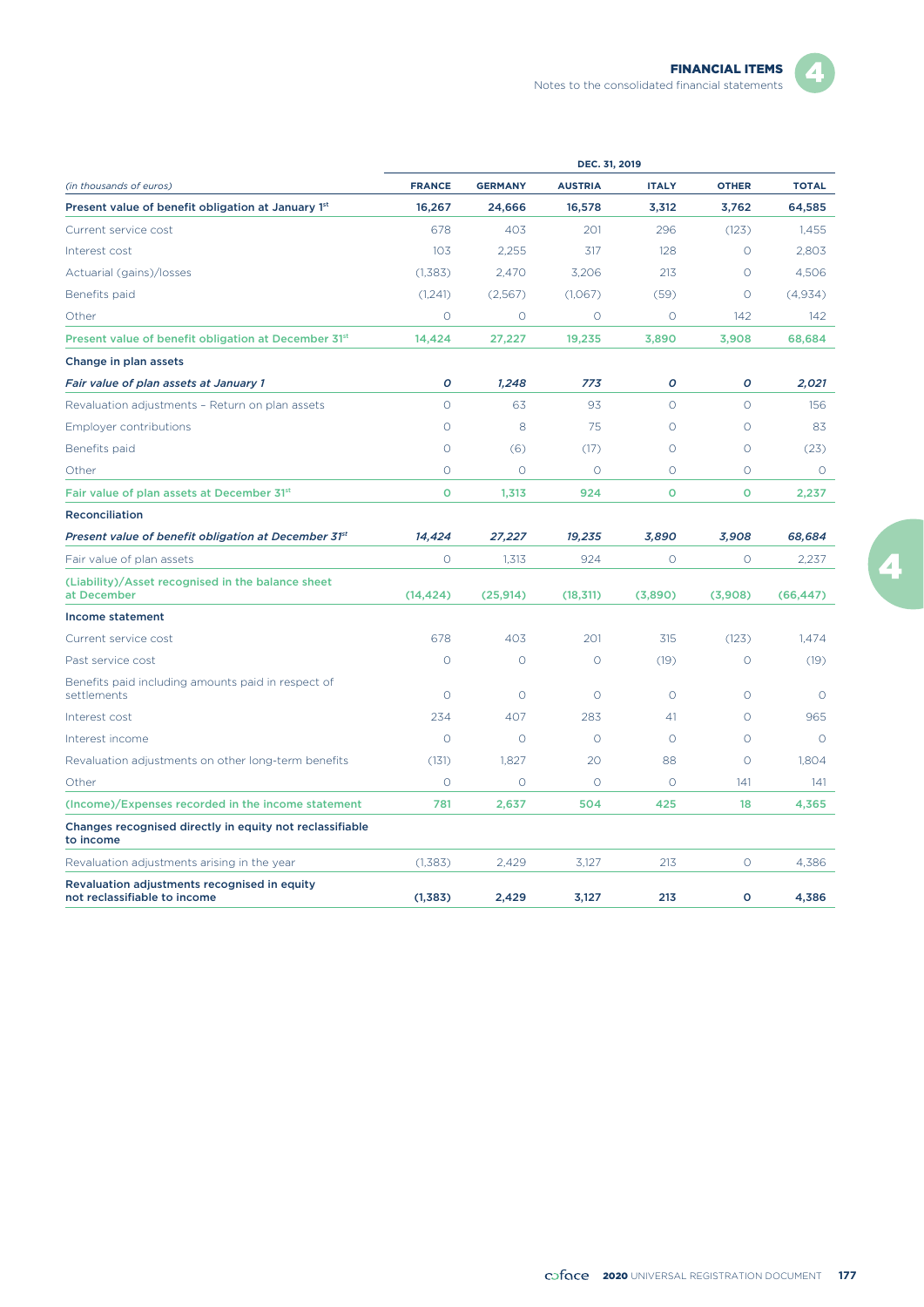| (in thousands of euros) | DEC. 31, 2019 | | | | | |
|---|---|---|---|---|---|---|
| | **FRANCE** | **GERMANY** | **AUSTRIA** | **ITALY** | **OTHER** | **TOTAL** |
| **Present value of benefit obligation at January 1st** | **16,267** | **24,666** | **16,578** | **3,312** | **3,762** | **64,585** |
| Current service cost | 678 | 403 | 201 | 296 | (123) | 1,455 |
| Interest cost | 103 | 2,255 | 317 | 128 | 0 | 2,803 |
| Actuarial (gains)/losses | (1,383) | 2,470 | 3,206 | 213 | 0 | 4,506 |
| Benefits paid | (1,241) | (2,567) | (1,067) | (59) | 0 | (4,934) |
| Other | 0 | 0 | 0 | 0 | 142 | 142 |
| **Present value of benefit obligation at December 31st** | **14,424** | **27,227** | **19,235** | **3,890** | **3,908** | **68,684** |
| **Change in plan assets** | | | | | | |
| ***Fair value of plan assets at January 1*** | ***0*** | ***1,248*** | ***773*** | ***0*** | ***0*** | ***2,021*** |
| Revaluation adjustments – Return on plan assets | 0 | 63 | 93 | 0 | 0 | 156 |
| Employer contributions | 0 | 8 | 75 | 0 | 0 | 83 |
| Benefits paid | 0 | (6) | (17) | 0 | 0 | (23) |
| Other | 0 | 0 | 0 | 0 | 0 | 0 |
| **Fair value of plan assets at December 31st** | **0** | **1,313** | **924** | **0** | **0** | **2,237** |
| **Reconciliation** | | | | | | |
| ***Present value of benefit obligation at December 31st*** | ***14,424*** | ***27,227*** | ***19,235*** | ***3,890*** | ***3,908*** | ***68,684*** |
| Fair value of plan assets | 0 | 1,313 | 924 | 0 | 0 | 2,237 |
| **(Liability)/Asset recognised in the balance sheet at December** | **(14,424)** | **(25,914)** | **(18,311)** | **(3,890)** | **(3,908)** | **(66,447)** |
| **Income statement** | | | | | | |
| Current service cost | 678 | 403 | 201 | 315 | (123) | 1,474 |
| Past service cost | 0 | 0 | 0 | (19) | 0 | (19) |
| Benefits paid including amounts paid in respect of settlements | 0 | 0 | 0 | 0 | 0 | 0 |
| Interest cost | 234 | 407 | 283 | 41 | 0 | 965 |
| Interest income | 0 | 0 | 0 | 0 | 0 | 0 |
| Revaluation adjustments on other long-term benefits | (131) | 1,827 | 20 | 88 | 0 | 1,804 |
| Other | 0 | 0 | 0 | 0 | 141 | 141 |
| **(Income)/Expenses recorded in the income statement** | **781** | **2,637** | **504** | **425** | **18** | **4,365** |
| **Changes recognised directly in equity not reclassifiable to income** | | | | | | |
| Revaluation adjustments arising in the year | (1,383) | 2,429 | 3,127 | 213 | 0 | 4,386 |
| **Revaluation adjustments recognised in equity not reclassifiable to income** | **(1,383)** | **2,429** | **3,127** | **213** | **0** | **4,386** |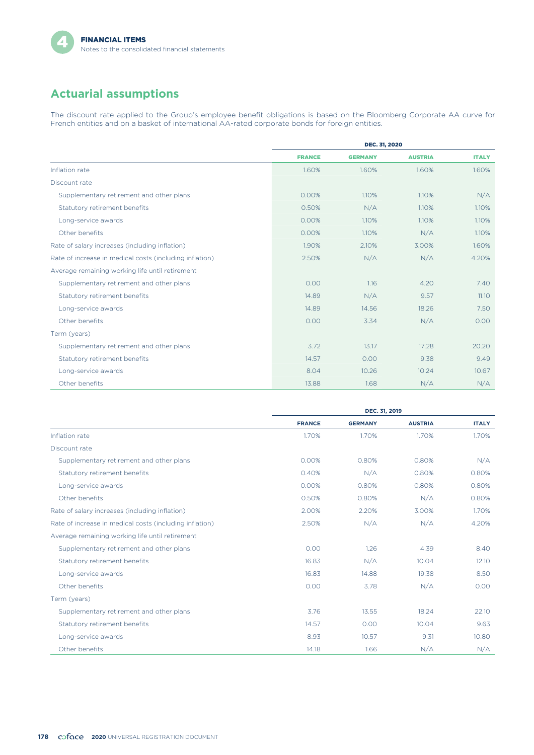## Actuarial assumptions

The discount rate applied to the Group's employee benefit obligations is based on the Bloomberg Corporate AA curve for French entities and on a basket of international AA-rated corporate bonds for foreign entities.

| | DEC. 31, 2020 | | | |
|---|---|---|---|---|
| | FRANCE | GERMANY | AUSTRIA | ITALY |
| Inflation rate | 1.60% | 1.60% | 1.60% | 1.60% |
| Discount rate | | | | |
| Supplementary retirement and other plans | 0.00% | 1.10% | 1.10% | N/A |
| Statutory retirement benefits | 0.50% | N/A | 1.10% | 1.10% |
| Long-service awards | 0.00% | 1.10% | 1.10% | 1.10% |
| Other benefits | 0.00% | 1.10% | N/A | 1.10% |
| Rate of salary increases (including inflation) | 1.90% | 2.10% | 3.00% | 1.60% |
| Rate of increase in medical costs (including inflation) | 2.50% | N/A | N/A | 4.20% |
| Average remaining working life until retirement | | | | |
| Supplementary retirement and other plans | 0.00 | 1.16 | 4.20 | 7.40 |
| Statutory retirement benefits | 14.89 | N/A | 9.57 | 11.10 |
| Long-service awards | 14.89 | 14.56 | 18.26 | 7.50 |
| Other benefits | 0.00 | 3.34 | N/A | 0.00 |
| Term (years) | | | | |
| Supplementary retirement and other plans | 3.72 | 13.17 | 17.28 | 20.20 |
| Statutory retirement benefits | 14.57 | 0.00 | 9.38 | 9.49 |
| Long-service awards | 8.04 | 10.26 | 10.24 | 10.67 |
| Other benefits | 13.88 | 1.68 | N/A | N/A |

| | DEC. 31, 2019 | | | |
|---|---|---|---|---|
| | FRANCE | GERMANY | AUSTRIA | ITALY |
| Inflation rate | 1.70% | 1.70% | 1.70% | 1.70% |
| Discount rate | | | | |
| Supplementary retirement and other plans | 0.00% | 0.80% | 0.80% | N/A |
| Statutory retirement benefits | 0.40% | N/A | 0.80% | 0.80% |
| Long-service awards | 0.00% | 0.80% | 0.80% | 0.80% |
| Other benefits | 0.50% | 0.80% | N/A | 0.80% |
| Rate of salary increases (including inflation) | 2.00% | 2.20% | 3.00% | 1.70% |
| Rate of increase in medical costs (including inflation) | 2.50% | N/A | N/A | 4.20% |
| Average remaining working life until retirement | | | | |
| Supplementary retirement and other plans | 0.00 | 1.26 | 4.39 | 8.40 |
| Statutory retirement benefits | 16.83 | N/A | 10.04 | 12.10 |
| Long-service awards | 16.83 | 14.88 | 19.38 | 8.50 |
| Other benefits | 0.00 | 3.78 | N/A | 0.00 |
| Term (years) | | | | |
| Supplementary retirement and other plans | 3.76 | 13.55 | 18.24 | 22.10 |
| Statutory retirement benefits | 14.57 | 0.00 | 10.04 | 9.63 |
| Long-service awards | 8.93 | 10.57 | 9.31 | 10.80 |
| Other benefits | 14.18 | 1.66 | N/A | N/A |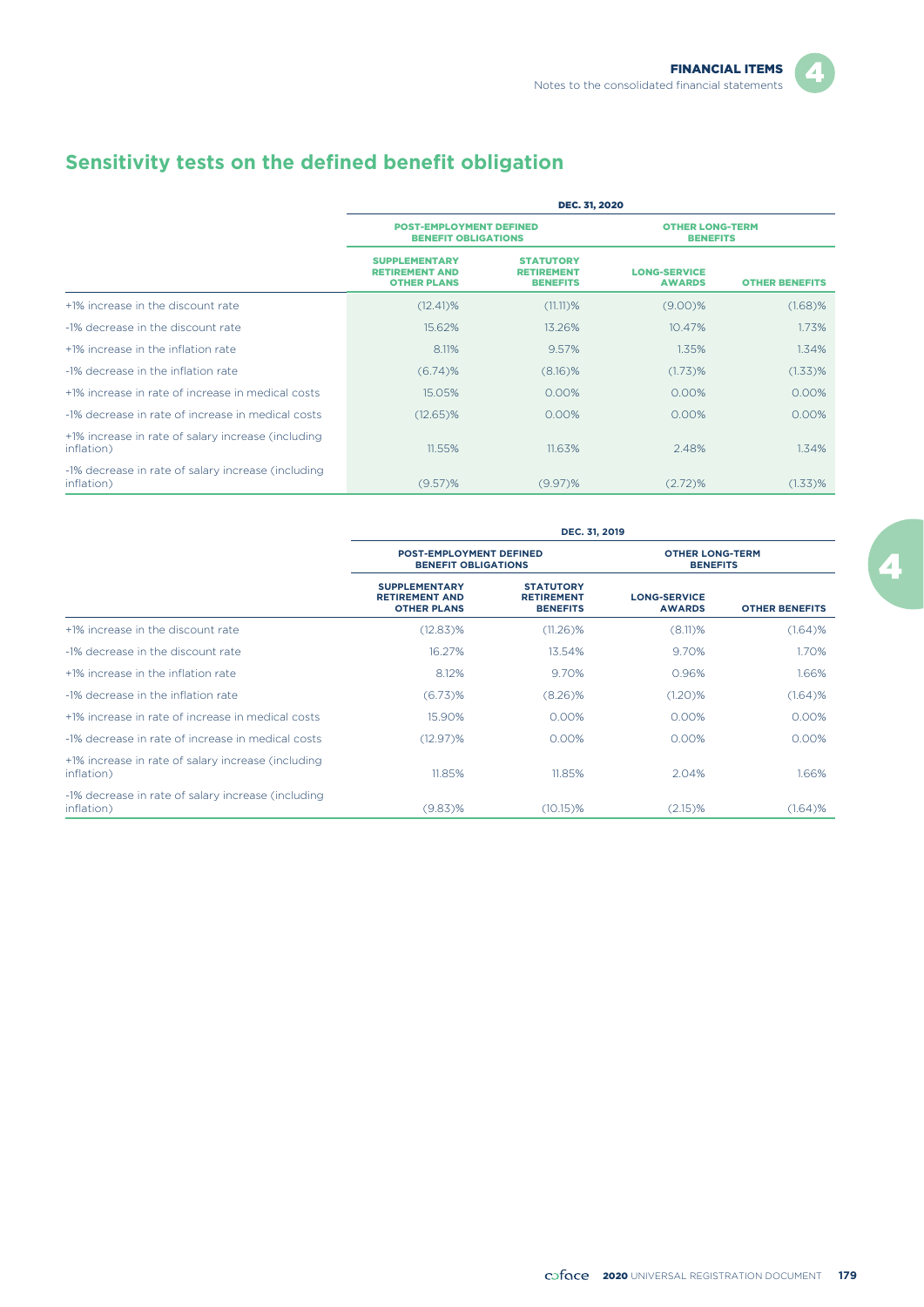## Sensitivity tests on the defined benefit obligation

| | DEC. 31, 2020 | | | |
|---|---|---|---|---|
| | POST-EMPLOYMENT DEFINED BENEFIT OBLIGATIONS | | OTHER LONG-TERM BENEFITS | |
| | SUPPLEMENTARY RETIREMENT AND OTHER PLANS | STATUTORY RETIREMENT BENEFITS | LONG-SERVICE AWARDS | OTHER BENEFITS |
| +1% increase in the discount rate | (12.41)% | (11.11)% | (9.00)% | (1.68)% |
| -1% decrease in the discount rate | 15.62% | 13.26% | 10.47% | 1.73% |
| +1% increase in the inflation rate | 8.11% | 9.57% | 1.35% | 1.34% |
| -1% decrease in the inflation rate | (6.74)% | (8.16)% | (1.73)% | (1.33)% |
| +1% increase in rate of increase in medical costs | 15.05% | 0.00% | 0.00% | 0.00% |
| -1% decrease in rate of increase in medical costs | (12.65)% | 0.00% | 0.00% | 0.00% |
| +1% increase in rate of salary increase (including inflation) | 11.55% | 11.63% | 2.48% | 1.34% |
| -1% decrease in rate of salary increase (including inflation) | (9.57)% | (9.97)% | (2.72)% | (1.33)% |

| | DEC. 31, 2019 | | | |
|---|---|---|---|---|
| | POST-EMPLOYMENT DEFINED BENEFIT OBLIGATIONS | | OTHER LONG-TERM BENEFITS | |
| | SUPPLEMENTARY RETIREMENT AND OTHER PLANS | STATUTORY RETIREMENT BENEFITS | LONG-SERVICE AWARDS | OTHER BENEFITS |
| +1% increase in the discount rate | (12.83)% | (11.26)% | (8.11)% | (1.64)% |
| -1% decrease in the discount rate | 16.27% | 13.54% | 9.70% | 1.70% |
| +1% increase in the inflation rate | 8.12% | 9.70% | 0.96% | 1.66% |
| -1% decrease in the inflation rate | (6.73)% | (8.26)% | (1.20)% | (1.64)% |
| +1% increase in rate of increase in medical costs | 15.90% | 0.00% | 0.00% | 0.00% |
| -1% decrease in rate of increase in medical costs | (12.97)% | 0.00% | 0.00% | 0.00% |
| +1% increase in rate of salary increase (including inflation) | 11.85% | 11.85% | 2.04% | 1.66% |
| -1% decrease in rate of salary increase (including inflation) | (9.83)% | (10.15)% | (2.15)% | (1.64)% |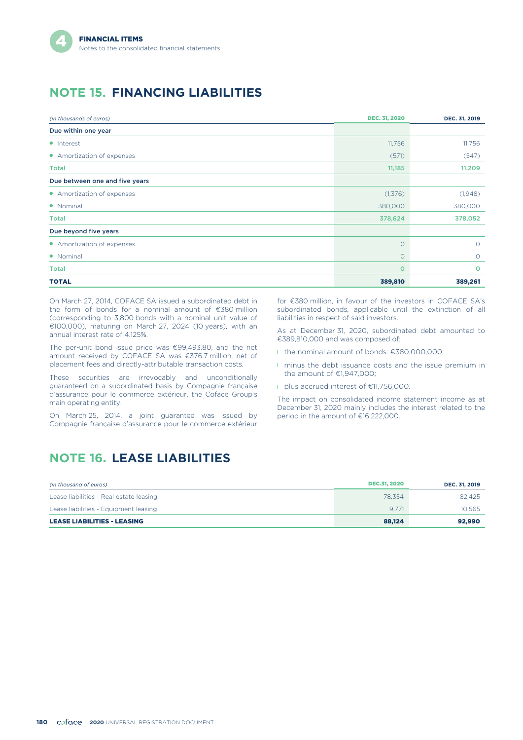## NOTE 15. FINANCING LIABILITIES

| *(in thousands of euros)* | DEC. 31, 2020 | DEC. 31, 2019 |
|---|---|---|
| **Due within one year** | | |
| • Interest | 11,756 | 11,756 |
| • Amortization of expenses | (571) | (547) |
| **Total** | **11,185** | **11,209** |
| **Due between one and five years** | | |
| • Amortization of expenses | (1,376) | (1,948) |
| • Nominal | 380,000 | 380,000 |
| **Total** | **378,624** | **378,052** |
| **Due beyond five years** | | |
| • Amortization of expenses | 0 | 0 |
| • Nominal | 0 | 0 |
| **Total** | **0** | **0** |
| **TOTAL** | **389,810** | **389,261** |

On March 27, 2014, COFACE SA issued a subordinated debt in the form of bonds for a nominal amount of €380 million (corresponding to 3,800 bonds with a nominal unit value of €100,000), maturing on March 27, 2024 (10 years), with an annual interest rate of 4.125%.

The per-unit bond issue price was €99,493.80, and the net amount received by COFACE SA was €376.7 million, net of placement fees and directly-attributable transaction costs.

These securities are irrevocably and unconditionally guaranteed on a subordinated basis by Compagnie française d'assurance pour le commerce extérieur, the Coface Group's main operating entity.

On March 25, 2014, a joint guarantee was issued by Compagnie française d'assurance pour le commerce extérieur for €380 million, in favour of the investors in COFACE SA's subordinated bonds, applicable until the extinction of all liabilities in respect of said investors.

As at December 31, 2020, subordinated debt amounted to €389,810,000 and was composed of:

- the nominal amount of bonds: €380,000,000;
- minus the debt issuance costs and the issue premium in the amount of €1,947,000;
- plus accrued interest of €11,756,000.

The impact on consolidated income statement income as at December 31, 2020 mainly includes the interest related to the period in the amount of €16,222,000.

## NOTE 16. LEASE LIABILITIES

| *(in thousand of euros)* | DEC.31, 2020 | DEC. 31, 2019 |
|---|---|---|
| Lease liabilities - Real estate leasing | 78,354 | 82,425 |
| Lease liabilities - Equipment leasing | 9,771 | 10,565 |
| **LEASE LIABILITIES - LEASING** | **88,124** | **92,990** |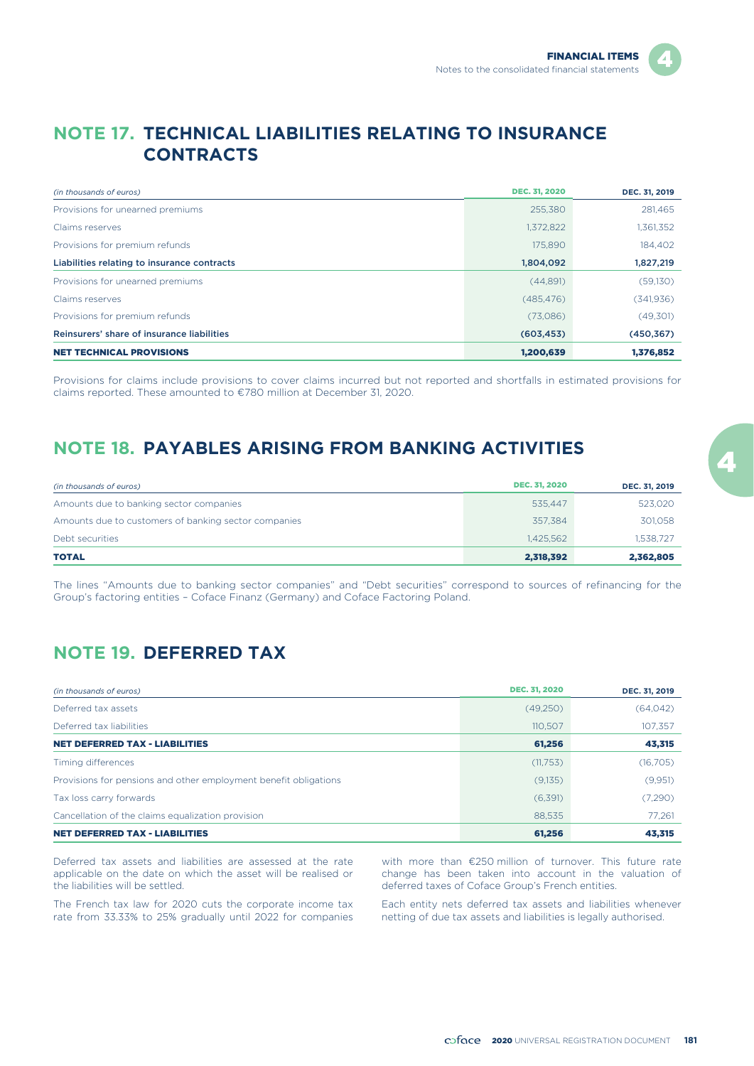## NOTE 17. TECHNICAL LIABILITIES RELATING TO INSURANCE CONTRACTS

| *(in thousands of euros)* | DEC. 31, 2020 | DEC. 31, 2019 |
| --- | --- | --- |
| Provisions for unearned premiums | 255,380 | 281,465 |
| Claims reserves | 1,372,822 | 1,361,352 |
| Provisions for premium refunds | 175,890 | 184,402 |
| **Liabilities relating to insurance contracts** | **1,804,092** | **1,827,219** |
| Provisions for unearned premiums | (44,891) | (59,130) |
| Claims reserves | (485,476) | (341,936) |
| Provisions for premium refunds | (73,086) | (49,301) |
| **Reinsurers' share of insurance liabilities** | **(603,453)** | **(450,367)** |
| **NET TECHNICAL PROVISIONS** | **1,200,639** | **1,376,852** |

Provisions for claims include provisions to cover claims incurred but not reported and shortfalls in estimated provisions for claims reported. These amounted to €780 million at December 31, 2020.

## NOTE 18. PAYABLES ARISING FROM BANKING ACTIVITIES

| *(in thousands of euros)* | DEC. 31, 2020 | DEC. 31, 2019 |
| --- | --- | --- |
| Amounts due to banking sector companies | 535,447 | 523,020 |
| Amounts due to customers of banking sector companies | 357,384 | 301,058 |
| Debt securities | 1,425,562 | 1,538,727 |
| **TOTAL** | **2,318,392** | **2,362,805** |

The lines "Amounts due to banking sector companies" and "Debt securities" correspond to sources of refinancing for the Group's factoring entities – Coface Finanz (Germany) and Coface Factoring Poland.

## NOTE 19. DEFERRED TAX

| *(in thousands of euros)* | DEC. 31, 2020 | DEC. 31, 2019 |
| --- | --- | --- |
| Deferred tax assets | (49,250) | (64,042) |
| Deferred tax liabilities | 110,507 | 107,357 |
| **NET DEFERRED TAX - LIABILITIES** | **61,256** | **43,315** |
| Timing differences | (11,753) | (16,705) |
| Provisions for pensions and other employment benefit obligations | (9,135) | (9,951) |
| Tax loss carry forwards | (6,391) | (7,290) |
| Cancellation of the claims equalization provision | 88,535 | 77,261 |
| **NET DEFERRED TAX - LIABILITIES** | **61,256** | **43,315** |

Deferred tax assets and liabilities are assessed at the rate applicable on the date on which the asset will be realised or the liabilities will be settled.

The French tax law for 2020 cuts the corporate income tax rate from 33.33% to 25% gradually until 2022 for companies with more than €250 million of turnover. This future rate change has been taken into account in the valuation of deferred taxes of Coface Group's French entities.

Each entity nets deferred tax assets and liabilities whenever netting of due tax assets and liabilities is legally authorised.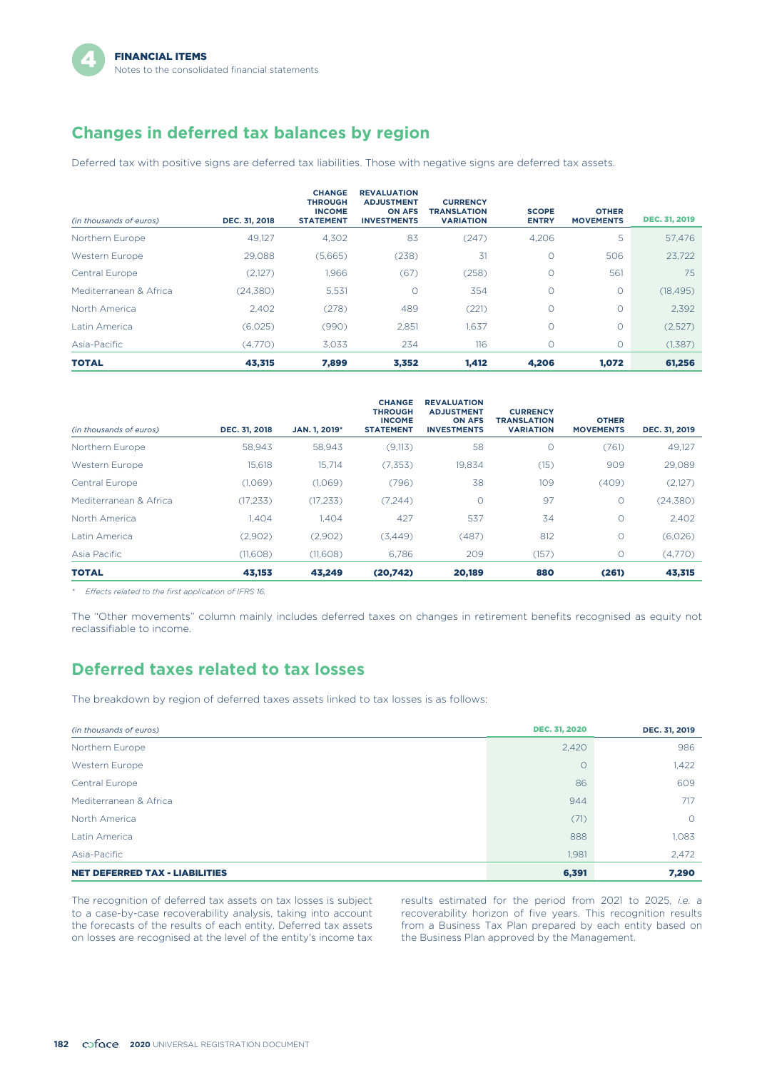## Changes in deferred tax balances by region

Deferred tax with positive signs are deferred tax liabilities. Those with negative signs are deferred tax assets.

| (in thousands of euros) | DEC. 31, 2018 | CHANGE THROUGH INCOME STATEMENT | REVALUATION ADJUSTMENT ON AFS INVESTMENTS | CURRENCY TRANSLATION VARIATION | SCOPE ENTRY | OTHER MOVEMENTS | DEC. 31, 2019 |
|---|---|---|---|---|---|---|---|
| Northern Europe | 49,127 | 4,302 | 83 | (247) | 4,206 | 5 | 57,476 |
| Western Europe | 29,088 | (5,665) | (238) | 31 | 0 | 506 | 23,722 |
| Central Europe | (2,127) | 1,966 | (67) | (258) | 0 | 561 | 75 |
| Mediterranean & Africa | (24,380) | 5,531 | 0 | 354 | 0 | 0 | (18,495) |
| North America | 2,402 | (278) | 489 | (221) | 0 | 0 | 2,392 |
| Latin America | (6,025) | (990) | 2,851 | 1,637 | 0 | 0 | (2,527) |
| Asia-Pacific | (4,770) | 3,033 | 234 | 116 | 0 | 0 | (1,387) |
| **TOTAL** | **43,315** | **7,899** | **3,352** | **1,412** | **4,206** | **1,072** | **61,256** |

| (in thousands of euros) | DEC. 31, 2018 | JAN. 1, 2019* | CHANGE THROUGH INCOME STATEMENT | REVALUATION ADJUSTMENT ON AFS INVESTMENTS | CURRENCY TRANSLATION VARIATION | OTHER MOVEMENTS | DEC. 31, 2019 |
|---|---|---|---|---|---|---|---|
| Northern Europe | 58,943 | 58,943 | (9,113) | 58 | 0 | (761) | 49,127 |
| Western Europe | 15,618 | 15,714 | (7,353) | 19,834 | (15) | 909 | 29,089 |
| Central Europe | (1,069) | (1,069) | (796) | 38 | 109 | (409) | (2,127) |
| Mediterranean & Africa | (17,233) | (17,233) | (7,244) | 0 | 97 | 0 | (24,380) |
| North America | 1,404 | 1,404 | 427 | 537 | 34 | 0 | 2,402 |
| Latin America | (2,902) | (2,902) | (3,449) | (487) | 812 | 0 | (6,026) |
| Asia Pacific | (11,608) | (11,608) | 6,786 | 209 | (157) | 0 | (4,770) |
| **TOTAL** | **43,153** | **43,249** | **(20,742)** | **20,189** | **880** | **(261)** | **43,315** |

\* *Effects related to the first application of IFRS 16.*

The "Other movements" column mainly includes deferred taxes on changes in retirement benefits recognised as equity not reclassifiable to income.

## Deferred taxes related to tax losses

The breakdown by region of deferred taxes assets linked to tax losses is as follows:

| (in thousands of euros) | DEC. 31, 2020 | DEC. 31, 2019 |
|---|---|---|
| Northern Europe | 2,420 | 986 |
| Western Europe | 0 | 1,422 |
| Central Europe | 86 | 609 |
| Mediterranean & Africa | 944 | 717 |
| North America | (71) | 0 |
| Latin America | 888 | 1,083 |
| Asia-Pacific | 1,981 | 2,472 |
| **NET DEFERRED TAX - LIABILITIES** | **6,391** | **7,290** |

The recognition of deferred tax assets on tax losses is subject to a case-by-case recoverability analysis, taking into account the forecasts of the results of each entity. Deferred tax assets on losses are recognised at the level of the entity's income tax results estimated for the period from 2021 to 2025, *i.e.* a recoverability horizon of five years. This recognition results from a Business Tax Plan prepared by each entity based on the Business Plan approved by the Management.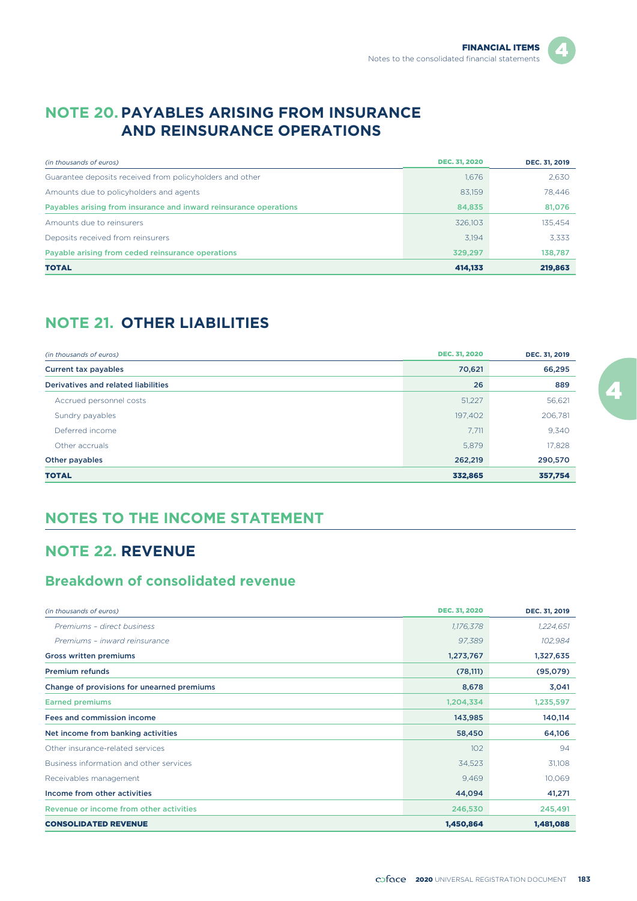# NOTE 20. PAYABLES ARISING FROM INSURANCE AND REINSURANCE OPERATIONS

| *(in thousands of euros)* | DEC. 31, 2020 | DEC. 31, 2019 |
|---|---|---|
| Guarantee deposits received from policyholders and other | 1,676 | 2,630 |
| Amounts due to policyholders and agents | 83,159 | 78,446 |
| Payables arising from insurance and inward reinsurance operations | 84,835 | 81,076 |
| Amounts due to reinsurers | 326,103 | 135,454 |
| Deposits received from reinsurers | 3,194 | 3,333 |
| Payable arising from ceded reinsurance operations | 329,297 | 138,787 |
| **TOTAL** | **414,133** | **219,863** |

# NOTE 21. OTHER LIABILITIES

| *(in thousands of euros)* | DEC. 31, 2020 | DEC. 31, 2019 |
|---|---|---|
| **Current tax payables** | **70,621** | **66,295** |
| **Derivatives and related liabilities** | **26** | **889** |
| Accrued personnel costs | 51,227 | 56,621 |
| Sundry payables | 197,402 | 206,781 |
| Deferred income | 7,711 | 9,340 |
| Other accruals | 5,879 | 17,828 |
| **Other payables** | **262,219** | **290,570** |
| **TOTAL** | **332,865** | **357,754** |

# NOTES TO THE INCOME STATEMENT

# NOTE 22. REVENUE

## Breakdown of consolidated revenue

| *(in thousands of euros)* | DEC. 31, 2020 | DEC. 31, 2019 |
|---|---|---|
| *Premiums – direct business* | *1,176,378* | *1,224,651* |
| *Premiums – inward reinsurance* | *97,389* | *102,984* |
| **Gross written premiums** | **1,273,767** | **1,327,635** |
| **Premium refunds** | **(78,111)** | **(95,079)** |
| **Change of provisions for unearned premiums** | **8,678** | **3,041** |
| Earned premiums | 1,204,334 | 1,235,597 |
| **Fees and commission income** | **143,985** | **140,114** |
| **Net income from banking activities** | **58,450** | **64,106** |
| Other insurance-related services | 102 | 94 |
| Business information and other services | 34,523 | 31,108 |
| Receivables management | 9,469 | 10,069 |
| **Income from other activities** | **44,094** | **41,271** |
| Revenue or income from other activities | 246,530 | 245,491 |
| **CONSOLIDATED REVENUE** | **1,450,864** | **1,481,088** |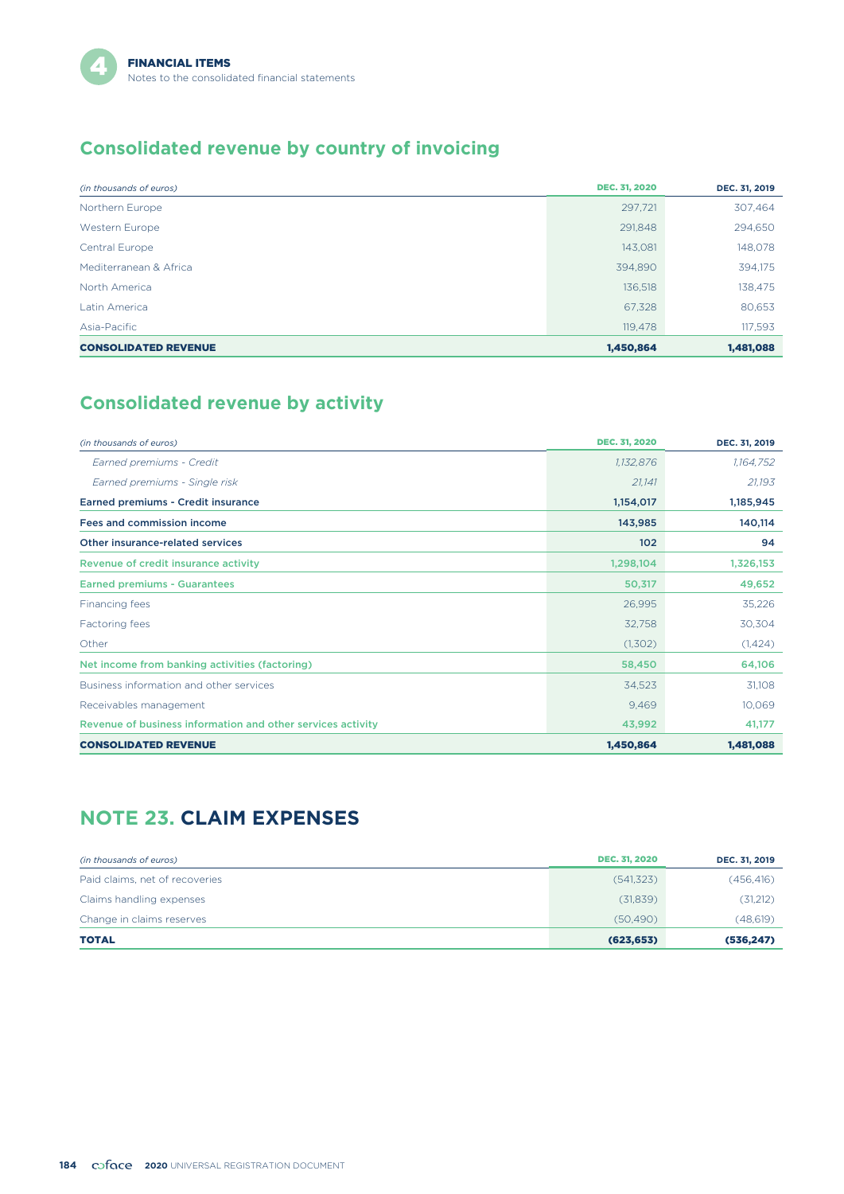## Consolidated revenue by country of invoicing

| *(in thousands of euros)* | DEC. 31, 2020 | DEC. 31, 2019 |
|---|---|---|
| Northern Europe | 297,721 | 307,464 |
| Western Europe | 291,848 | 294,650 |
| Central Europe | 143,081 | 148,078 |
| Mediterranean & Africa | 394,890 | 394,175 |
| North America | 136,518 | 138,475 |
| Latin America | 67,328 | 80,653 |
| Asia-Pacific | 119,478 | 117,593 |
| **CONSOLIDATED REVENUE** | **1,450,864** | **1,481,088** |

## Consolidated revenue by activity

| *(in thousands of euros)* | DEC. 31, 2020 | DEC. 31, 2019 |
|---|---|---|
| *Earned premiums - Credit* | *1,132,876* | *1,164,752* |
| *Earned premiums - Single risk* | *21,141* | *21,193* |
| **Earned premiums - Credit insurance** | **1,154,017** | **1,185,945** |
| **Fees and commission income** | **143,985** | **140,114** |
| **Other insurance-related services** | **102** | **94** |
| **Revenue of credit insurance activity** | **1,298,104** | **1,326,153** |
| **Earned premiums - Guarantees** | **50,317** | **49,652** |
| Financing fees | 26,995 | 35,226 |
| Factoring fees | 32,758 | 30,304 |
| Other | (1,302) | (1,424) |
| **Net income from banking activities (factoring)** | **58,450** | **64,106** |
| Business information and other services | 34,523 | 31,108 |
| Receivables management | 9,469 | 10,069 |
| **Revenue of business information and other services activity** | **43,992** | **41,177** |
| **CONSOLIDATED REVENUE** | **1,450,864** | **1,481,088** |

## NOTE 23. CLAIM EXPENSES

| *(in thousands of euros)* | DEC. 31, 2020 | DEC. 31, 2019 |
|---|---|---|
| Paid claims, net of recoveries | (541,323) | (456,416) |
| Claims handling expenses | (31,839) | (31,212) |
| Change in claims reserves | (50,490) | (48,619) |
| **TOTAL** | **(623,653)** | **(536,247)** |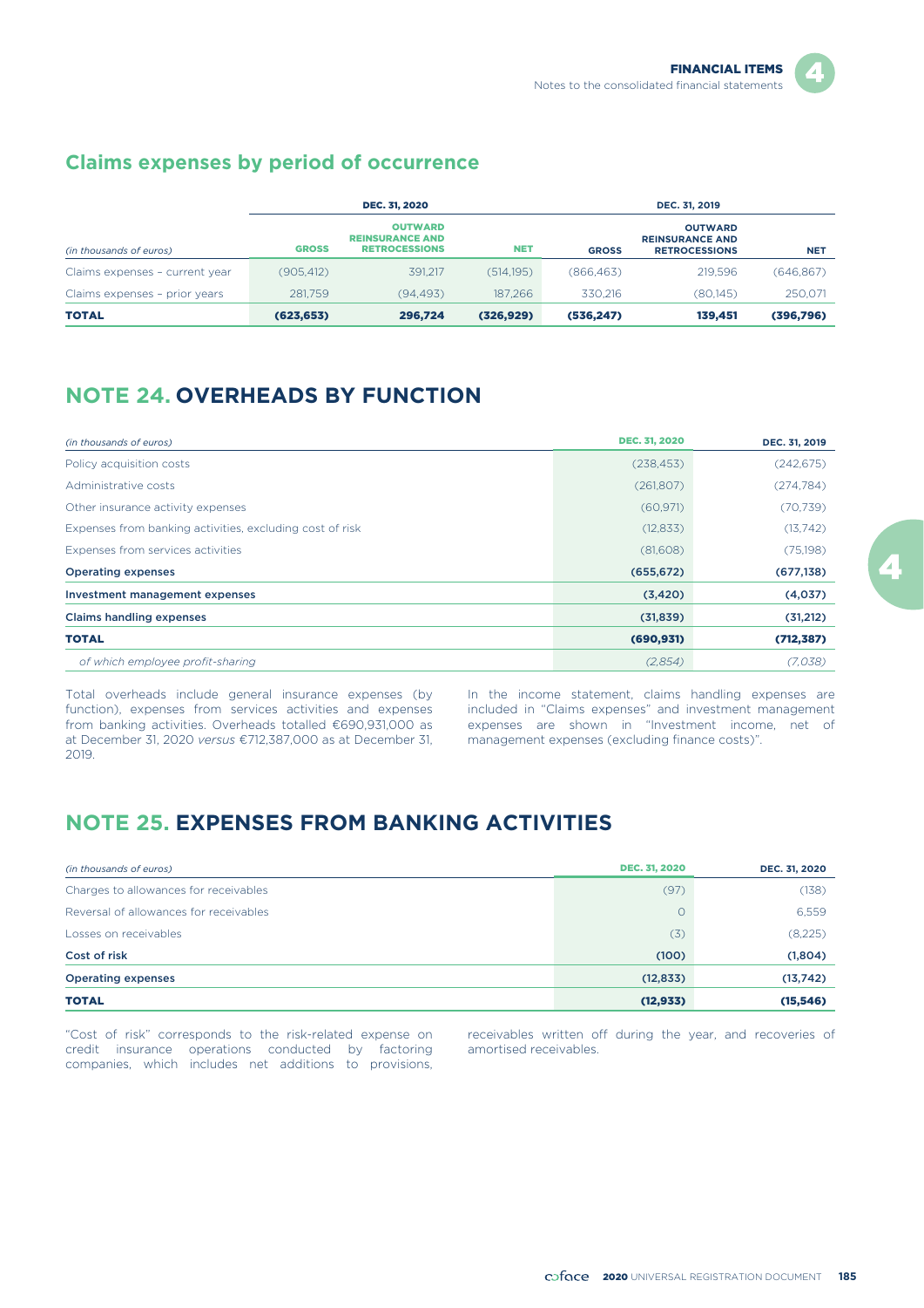## Claims expenses by period of occurrence

| (in thousands of euros) | DEC. 31, 2020 | | | DEC. 31, 2019 | | |
|---|---|---|---|---|---|---|
| | GROSS | OUTWARD REINSURANCE AND RETROCESSIONS | NET | GROSS | OUTWARD REINSURANCE AND RETROCESSIONS | NET |
| Claims expenses – current year | (905,412) | 391,217 | (514,195) | (866,463) | 219,596 | (646,867) |
| Claims expenses – prior years | 281,759 | (94,493) | 187,266 | 330,216 | (80,145) | 250,071 |
| **TOTAL** | **(623,653)** | **296,724** | **(326,929)** | **(536,247)** | **139,451** | **(396,796)** |

## NOTE 24. OVERHEADS BY FUNCTION

| (in thousands of euros) | DEC. 31, 2020 | DEC. 31, 2019 |
|---|---|---|
| Policy acquisition costs | (238,453) | (242,675) |
| Administrative costs | (261,807) | (274,784) |
| Other insurance activity expenses | (60,971) | (70,739) |
| Expenses from banking activities, excluding cost of risk | (12,833) | (13,742) |
| Expenses from services activities | (81,608) | (75,198) |
| **Operating expenses** | **(655,672)** | **(677,138)** |
| **Investment management expenses** | **(3,420)** | **(4,037)** |
| **Claims handling expenses** | **(31,839)** | **(31,212)** |
| **TOTAL** | **(690,931)** | **(712,387)** |
| *of which employee profit-sharing* | *(2,854)* | *(7,038)* |

Total overheads include general insurance expenses (by function), expenses from services activities and expenses from banking activities. Overheads totalled €690,931,000 as at December 31, 2020 *versus* €712,387,000 as at December 31, 2019.

In the income statement, claims handling expenses are included in "Claims expenses" and investment management expenses are shown in "Investment income, net of management expenses (excluding finance costs)".

## NOTE 25. EXPENSES FROM BANKING ACTIVITIES

| (in thousands of euros) | DEC. 31, 2020 | DEC. 31, 2020 |
|---|---|---|
| Charges to allowances for receivables | (97) | (138) |
| Reversal of allowances for receivables | 0 | 6,559 |
| Losses on receivables | (3) | (8,225) |
| **Cost of risk** | **(100)** | **(1,804)** |
| **Operating expenses** | **(12,833)** | **(13,742)** |
| **TOTAL** | **(12,933)** | **(15,546)** |

"Cost of risk" corresponds to the risk-related expense on credit insurance operations conducted by factoring companies, which includes net additions to provisions, receivables written off during the year, and recoveries of amortised receivables.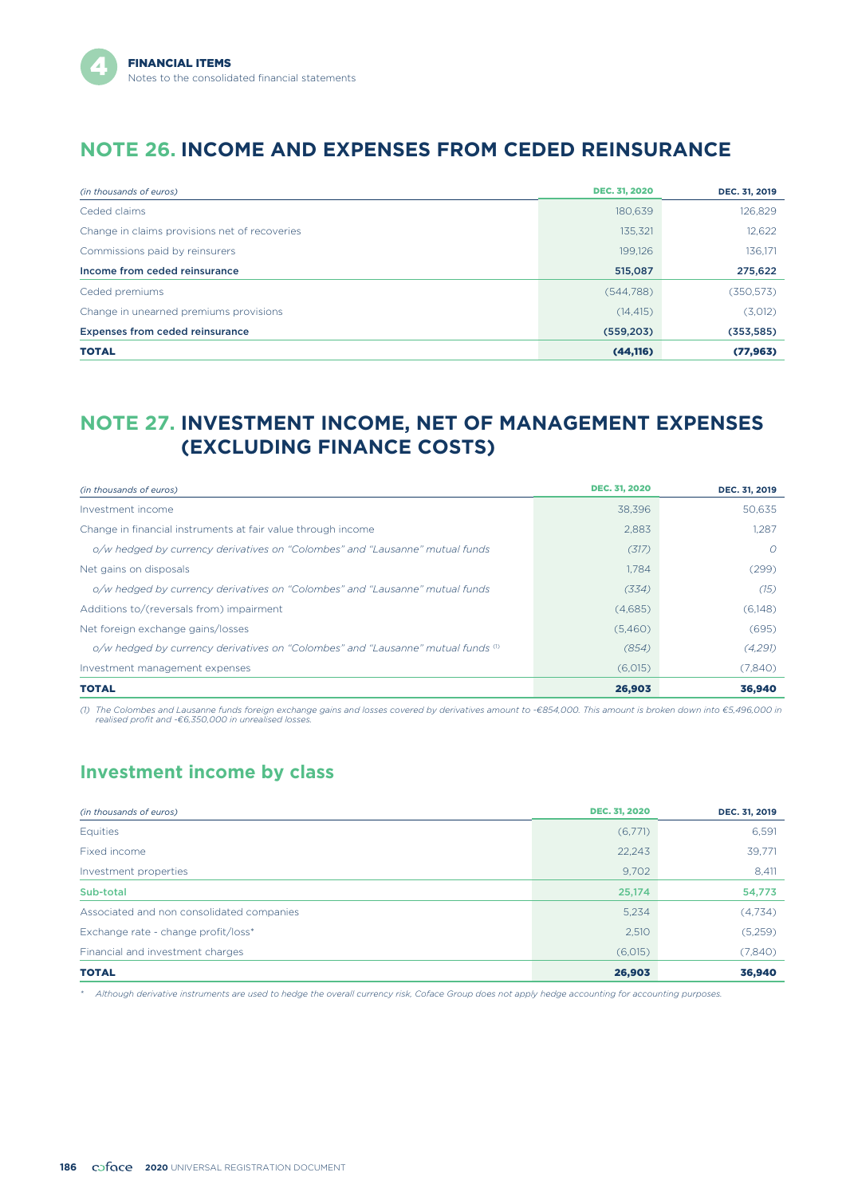## NOTE 26. INCOME AND EXPENSES FROM CEDED REINSURANCE

| *(in thousands of euros)* | DEC. 31, 2020 | DEC. 31, 2019 |
|---|---|---|
| Ceded claims | 180,639 | 126,829 |
| Change in claims provisions net of recoveries | 135,321 | 12,622 |
| Commissions paid by reinsurers | 199,126 | 136,171 |
| **Income from ceded reinsurance** | **515,087** | **275,622** |
| Ceded premiums | (544,788) | (350,573) |
| Change in unearned premiums provisions | (14,415) | (3,012) |
| **Expenses from ceded reinsurance** | **(559,203)** | **(353,585)** |
| **TOTAL** | **(44,116)** | **(77,963)** |

## NOTE 27. INVESTMENT INCOME, NET OF MANAGEMENT EXPENSES (EXCLUDING FINANCE COSTS)

| *(in thousands of euros)* | DEC. 31, 2020 | DEC. 31, 2019 |
|---|---|---|
| Investment income | 38,396 | 50,635 |
| Change in financial instruments at fair value through income | 2,883 | 1,287 |
| *o/w hedged by currency derivatives on "Colombes" and "Lausanne" mutual funds* | *(317)* | *0* |
| Net gains on disposals | 1,784 | (299) |
| *o/w hedged by currency derivatives on "Colombes" and "Lausanne" mutual funds* | *(334)* | *(15)* |
| Additions to/(reversals from) impairment | (4,685) | (6,148) |
| Net foreign exchange gains/losses | (5,460) | (695) |
| *o/w hedged by currency derivatives on "Colombes" and "Lausanne" mutual funds* [(1)] | *(854)* | *(4,291)* |
| Investment management expenses | (6,015) | (7,840) |
| **TOTAL** | **26,903** | **36,940** |

*(1) The Colombes and Lausanne funds foreign exchange gains and losses covered by derivatives amount to -€854,000. This amount is broken down into €5,496,000 in realised profit and -€6,350,000 in unrealised losses.*

## Investment income by class

| *(in thousands of euros)* | DEC. 31, 2020 | DEC. 31, 2019 |
|---|---|---|
| Equities | (6,771) | 6,591 |
| Fixed income | 22,243 | 39,771 |
| Investment properties | 9,702 | 8,411 |
| **Sub-total** | **25,174** | **54,773** |
| Associated and non consolidated companies | 5,234 | (4,734) |
| Exchange rate - change profit/loss* | 2,510 | (5,259) |
| Financial and investment charges | (6,015) | (7,840) |
| **TOTAL** | **26,903** | **36,940** |

*\* Although derivative instruments are used to hedge the overall currency risk, Coface Group does not apply hedge accounting for accounting purposes.*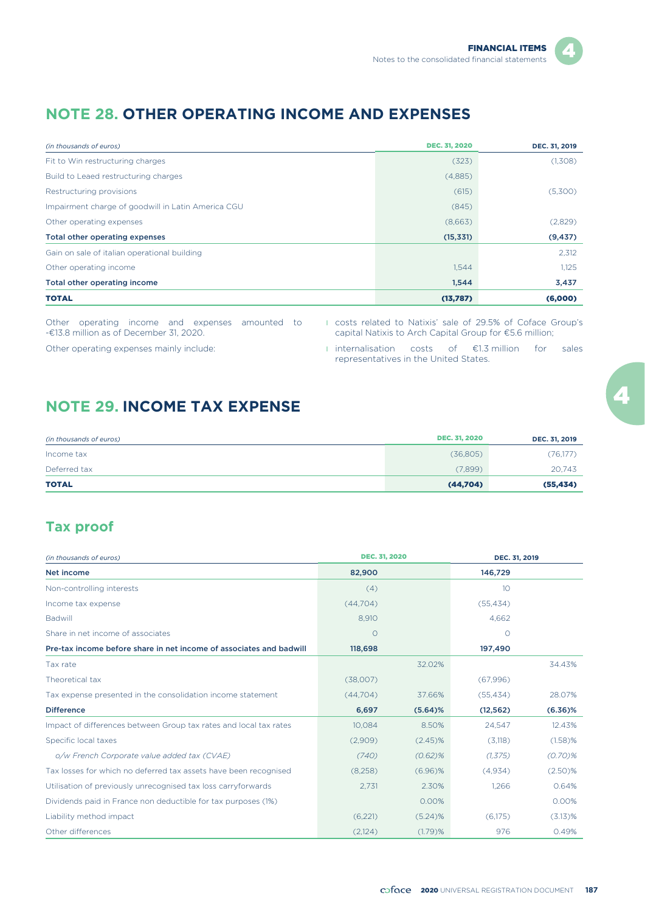## NOTE 28. OTHER OPERATING INCOME AND EXPENSES

| *(in thousands of euros)* | DEC. 31, 2020 | DEC. 31, 2019 |
|---|---|---|
| Fit to Win restructuring charges | (323) | (1,308) |
| Build to Leaed restructuring charges | (4,885) | |
| Restructuring provisions | (615) | (5,300) |
| Impairment charge of goodwill in Latin America CGU | (845) | |
| Other operating expenses | (8,663) | (2,829) |
| **Total other operating expenses** | **(15,331)** | **(9,437)** |
| Gain on sale of italian operational building | | 2,312 |
| Other operating income | 1,544 | 1,125 |
| **Total other operating income** | **1,544** | **3,437** |
| **TOTAL** | **(13,787)** | **(6,000)** |

Other operating income and expenses amounted to -€13.8 million as of December 31, 2020.

Other operating expenses mainly include:

- costs related to Natixis' sale of 29.5% of Coface Group's capital Natixis to Arch Capital Group for €5.6 million;
- internalisation costs of €1.3 million for sales representatives in the United States.

## NOTE 29. INCOME TAX EXPENSE

| *(in thousands of euros)* | DEC. 31, 2020 | DEC. 31, 2019 |
|---|---|---|
| Income tax | (36,805) | (76,177) |
| Deferred tax | (7,899) | 20,743 |
| **TOTAL** | **(44,704)** | **(55,434)** |

### Tax proof

| *(in thousands of euros)* | DEC. 31, 2020 | | DEC. 31, 2019 | |
|---|---|---|---|---|
| **Net income** | **82,900** | | **146,729** | |
| Non-controlling interests | (4) | | 10 | |
| Income tax expense | (44,704) | | (55,434) | |
| Badwill | 8,910 | | 4,662 | |
| Share in net income of associates | 0 | | 0 | |
| **Pre-tax income before share in net income of associates and badwill** | **118,698** | | **197,490** | |
| Tax rate | | 32.02% | | 34.43% |
| Theoretical tax | (38,007) | | (67,996) | |
| Tax expense presented in the consolidation income statement | (44,704) | 37.66% | (55,434) | 28.07% |
| **Difference** | **6,697** | **(5.64)%** | **(12,562)** | **(6.36)%** |
| Impact of differences between Group tax rates and local tax rates | 10,084 | 8.50% | 24,547 | 12.43% |
| Specific local taxes | (2,909) | (2.45)% | (3,118) | (1.58)% |
| *o/w French Corporate value added tax (CVAE)* | *(740)* | *(0.62)%* | *(1,375)* | *(0.70)%* |
| Tax losses for which no deferred tax assets have been recognised | (8,258) | (6.96)% | (4,934) | (2.50)% |
| Utilisation of previously unrecognised tax loss carryforwards | 2,731 | 2.30% | 1,266 | 0.64% |
| Dividends paid in France non deductible for tax purposes (1%) | | 0.00% | | 0.00% |
| Liability method impact | (6,221) | (5.24)% | (6,175) | (3.13)% |
| Other differences | (2,124) | (1.79)% | 976 | 0.49% |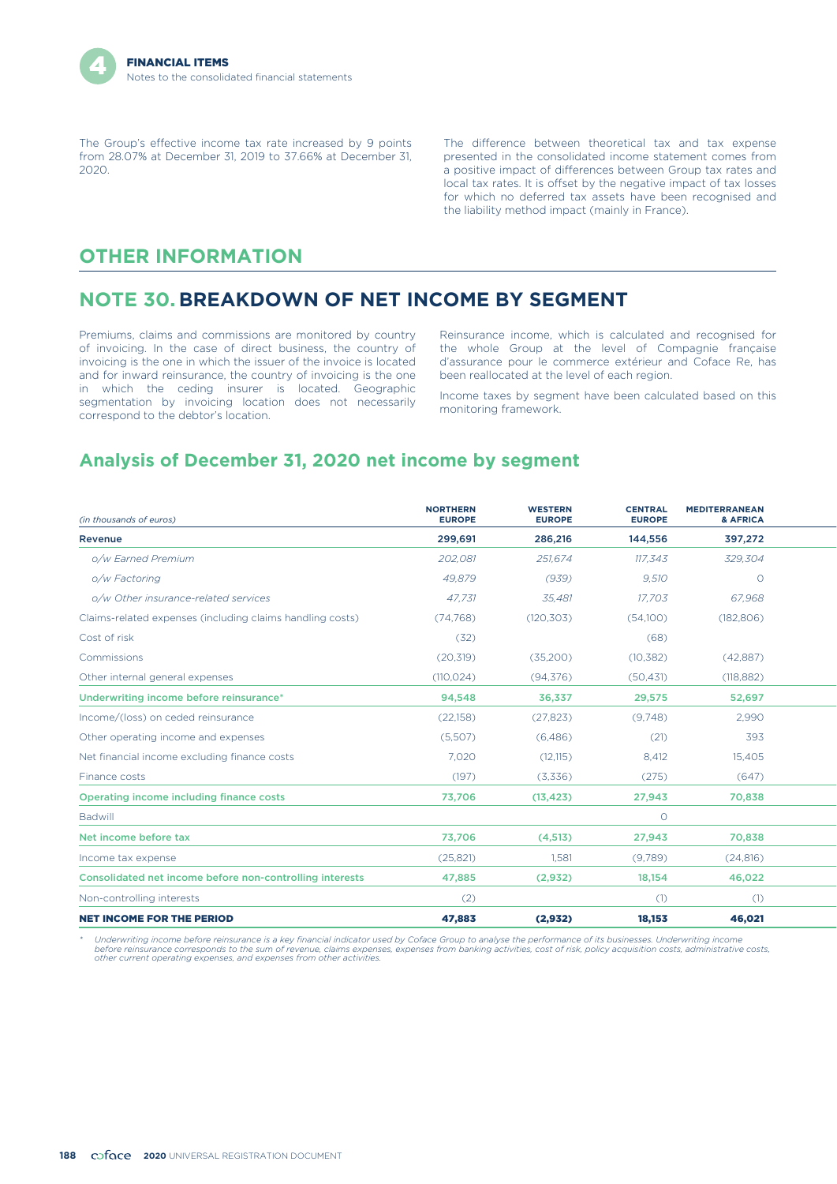The Group's effective income tax rate increased by 9 points from 28.07% at December 31, 2019 to 37.66% at December 31, 2020.

The difference between theoretical tax and tax expense presented in the consolidated income statement comes from a positive impact of differences between Group tax rates and local tax rates. It is offset by the negative impact of tax losses for which no deferred tax assets have been recognised and the liability method impact (mainly in France).

# OTHER INFORMATION

## NOTE 30. BREAKDOWN OF NET INCOME BY SEGMENT

Premiums, claims and commissions are monitored by country of invoicing. In the case of direct business, the country of invoicing is the one in which the issuer of the invoice is located and for inward reinsurance, the country of invoicing is the one in which the ceding insurer is located. Geographic segmentation by invoicing location does not necessarily correspond to the debtor's location.

Reinsurance income, which is calculated and recognised for the whole Group at the level of Compagnie française d'assurance pour le commerce extérieur and Coface Re, has been reallocated at the level of each region.

Income taxes by segment have been calculated based on this monitoring framework.

### Analysis of December 31, 2020 net income by segment

| *(in thousands of euros)* | NORTHERN EUROPE | WESTERN EUROPE | CENTRAL EUROPE | MEDITERRANEAN & AFRICA |
|---|---|---|---|---|
| **Revenue** | **299,691** | **286,216** | **144,556** | **397,272** |
| *o/w Earned Premium* | *202,081* | *251,674* | *117,343* | *329,304* |
| *o/w Factoring* | *49,879* | *(939)* | *9,510* | *0* |
| *o/w Other insurance-related services* | *47,731* | *35,481* | *17,703* | *67,968* |
| Claims-related expenses (including claims handling costs) | (74,768) | (120,303) | (54,100) | (182,806) |
| Cost of risk | (32) | | (68) | |
| Commissions | (20,319) | (35,200) | (10,382) | (42,887) |
| Other internal general expenses | (110,024) | (94,376) | (50,431) | (118,882) |
| **Underwriting income before reinsurance*** | **94,548** | **36,337** | **29,575** | **52,697** |
| Income/(loss) on ceded reinsurance | (22,158) | (27,823) | (9,748) | 2,990 |
| Other operating income and expenses | (5,507) | (6,486) | (21) | 393 |
| Net financial income excluding finance costs | 7,020 | (12,115) | 8,412 | 15,405 |
| Finance costs | (197) | (3,336) | (275) | (647) |
| **Operating income including finance costs** | **73,706** | **(13,423)** | **27,943** | **70,838** |
| Badwill | | | 0 | |
| **Net income before tax** | **73,706** | **(4,513)** | **27,943** | **70,838** |
| Income tax expense | (25,821) | 1,581 | (9,789) | (24,816) |
| **Consolidated net income before non-controlling interests** | **47,885** | **(2,932)** | **18,154** | **46,022** |
| Non-controlling interests | (2) | | (1) | (1) |
| **NET INCOME FOR THE PERIOD** | **47,883** | **(2,932)** | **18,153** | **46,021** |

\* *Underwriting income before reinsurance is a key financial indicator used by Coface Group to analyse the performance of its businesses. Underwriting income before reinsurance corresponds to the sum of revenue, claims expenses, expenses from banking activities, cost of risk, policy acquisition costs, administrative costs, other current operating expenses, and expenses from other activities.*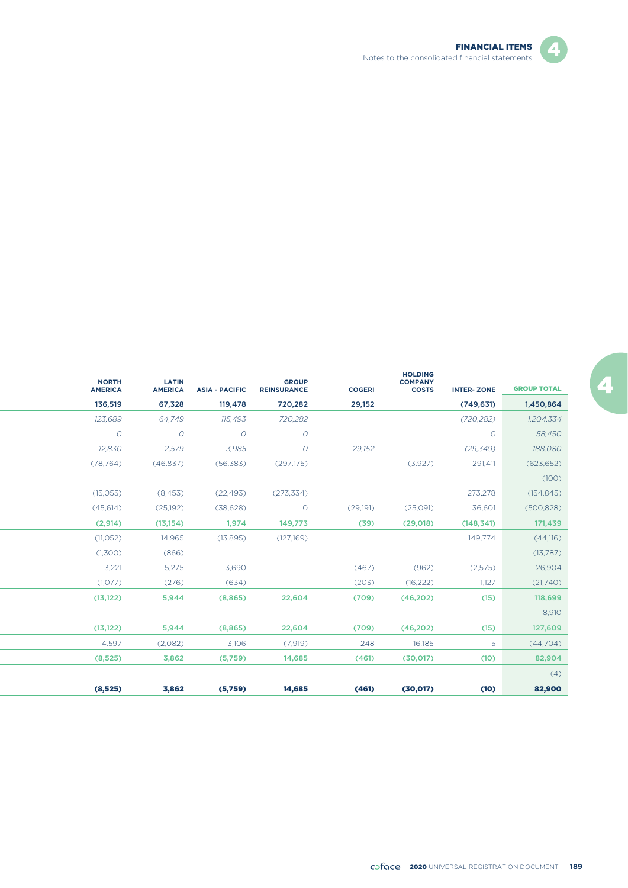| NORTH AMERICA | LATIN AMERICA | ASIA - PACIFIC | GROUP REINSURANCE | COGERI | HOLDING COMPANY COSTS | INTER- ZONE | GROUP TOTAL |
|---|---|---|---|---|---|---|---|
| **136,519** | **67,328** | **119,478** | **720,282** | **29,152** | | **(749,631)** | **1,450,864** |
| *123,689* | *64,749* | *115,493* | *720,282* | | | *(720,282)* | *1,204,334* |
| *0* | *0* | *0* | *0* | | | *0* | *58,450* |
| *12,830* | *2,579* | *3,985* | *0* | *29,152* | | *(29,349)* | *188,080* |
| (78,764) | (46,837) | (56,383) | (297,175) | | (3,927) | 291,411 | (623,652) |
| | | | | | | | (100) |
| (15,055) | (8,453) | (22,493) | (273,334) | | | 273,278 | (154,845) |
| (45,614) | (25,192) | (38,628) | 0 | (29,191) | (25,091) | 36,601 | (500,828) |
| **(2,914)** | **(13,154)** | **1,974** | **149,773** | **(39)** | **(29,018)** | **(148,341)** | **171,439** |
| (11,052) | 14,965 | (13,895) | (127,169) | | | 149,774 | (44,116) |
| (1,300) | (866) | | | | | | (13,787) |
| 3,221 | 5,275 | 3,690 | | (467) | (962) | (2,575) | 26,904 |
| (1,077) | (276) | (634) | | (203) | (16,222) | 1,127 | (21,740) |
| **(13,122)** | **5,944** | **(8,865)** | **22,604** | **(709)** | **(46,202)** | **(15)** | **118,699** |
| | | | | | | | 8,910 |
| **(13,122)** | **5,944** | **(8,865)** | **22,604** | **(709)** | **(46,202)** | **(15)** | **127,609** |
| 4,597 | (2,082) | 3,106 | (7,919) | 248 | 16,185 | 5 | (44,704) |
| **(8,525)** | **3,862** | **(5,759)** | **14,685** | **(461)** | **(30,017)** | **(10)** | **82,904** |
| | | | | | | | (4) |
| **(8,525)** | **3,862** | **(5,759)** | **14,685** | **(461)** | **(30,017)** | **(10)** | **82,900** |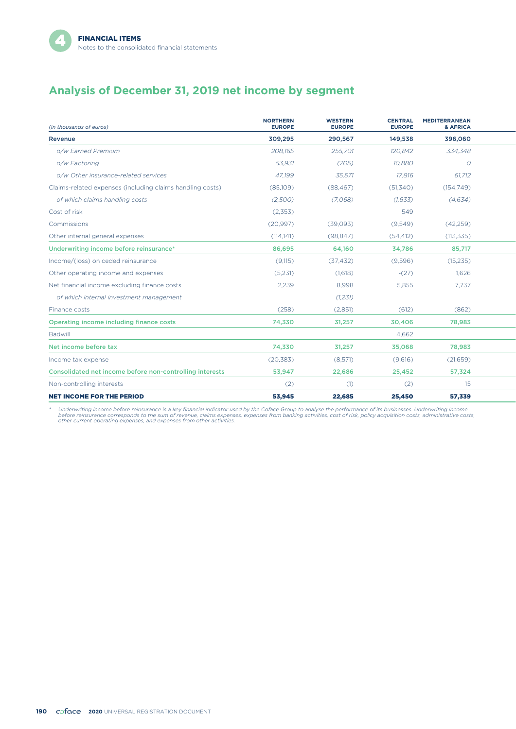# Analysis of December 31, 2019 net income by segment

| *(in thousands of euros)* | NORTHERN EUROPE | WESTERN EUROPE | CENTRAL EUROPE | MEDITERRANEAN & AFRICA |
|---|---|---|---|---|
| **Revenue** | **309,295** | **290,567** | **149,538** | **396,060** |
| *o/w Earned Premium* | *208,165* | *255,701* | *120,842* | *334,348* |
| *o/w Factoring* | *53,931* | *(705)* | *10,880* | *0* |
| *o/w Other insurance-related services* | *47,199* | *35,571* | *17,816* | *61,712* |
| Claims-related expenses (including claims handling costs) | (85,109) | (88,467) | (51,340) | (154,749) |
| *of which claims handling costs* | *(2,500)* | *(7,068)* | *(1,633)* | *(4,634)* |
| Cost of risk | (2,353) | | 549 | |
| Commissions | (20,997) | (39,093) | (9,549) | (42,259) |
| Other internal general expenses | (114,141) | (98,847) | (54,412) | (113,335) |
| **Underwriting income before reinsurance*** | **86,695** | **64,160** | **34,786** | **85,717** |
| Income/(loss) on ceded reinsurance | (9,115) | (37,432) | (9,596) | (15,235) |
| Other operating income and expenses | (5,231) | (1,618) | -(27) | 1,626 |
| Net financial income excluding finance costs | 2,239 | 8,998 | 5,855 | 7,737 |
| *of which internal investment management* | | *(1,231)* | | |
| Finance costs | (258) | (2,851) | (612) | (862) |
| **Operating income including finance costs** | **74,330** | **31,257** | **30,406** | **78,983** |
| Badwill | | | 4,662 | |
| **Net income before tax** | **74,330** | **31,257** | **35,068** | **78,983** |
| Income tax expense | (20,383) | (8,571) | (9,616) | (21,659) |
| **Consolidated net income before non-controlling interests** | **53,947** | **22,686** | **25,452** | **57,324** |
| Non-controlling interests | (2) | (1) | (2) | 15 |
| **NET INCOME FOR THE PERIOD** | **53,945** | **22,685** | **25,450** | **57,339** |

\* *Underwriting income before reinsurance is a key financial indicator used by the Coface Group to analyse the performance of its businesses. Underwriting income before reinsurance corresponds to the sum of revenue, claims expenses, expenses from banking activities, cost of risk, policy acquisition costs, administrative costs, other current operating expenses, and expenses from other activities.*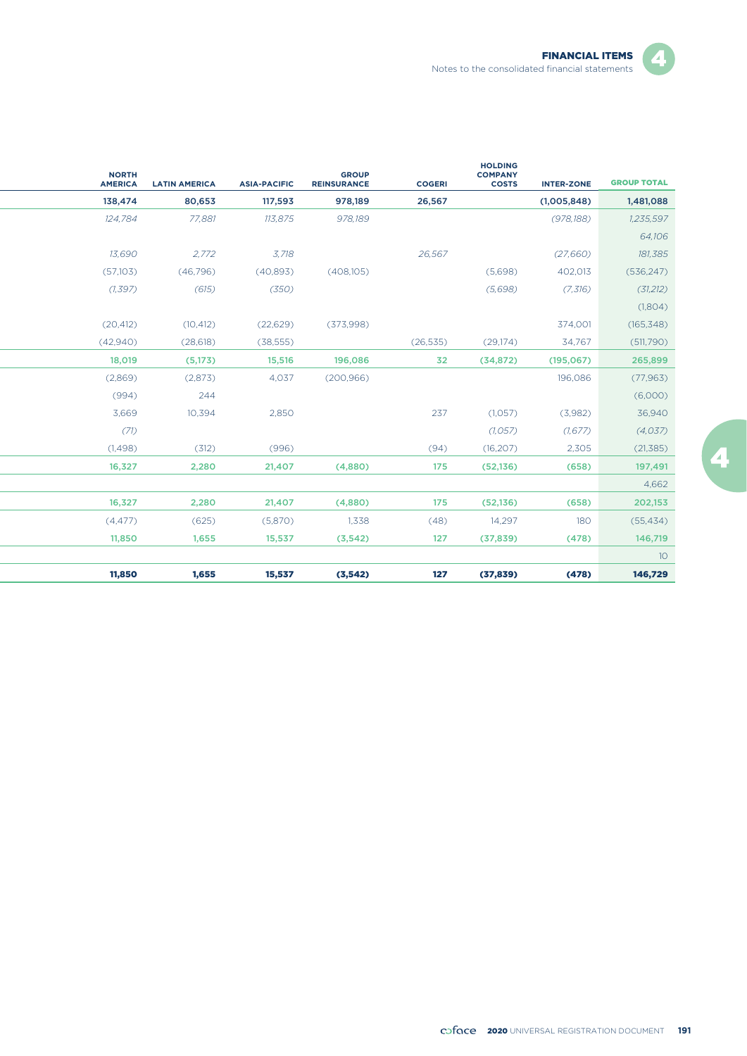| NORTH AMERICA | LATIN AMERICA | ASIA-PACIFIC | GROUP REINSURANCE | COGERI | HOLDING COMPANY COSTS | INTER-ZONE | GROUP TOTAL |
|---|---|---|---|---|---|---|---|
| **138,474** | **80,653** | **117,593** | **978,189** | **26,567** | | **(1,005,848)** | **1,481,088** |
| *124,784* | *77,881* | *113,875* | *978,189* | | | *(978,188)* | *1,235,597* |
| | | | | | | | *64,106* |
| *13,690* | *2,772* | *3,718* | | *26,567* | | *(27,660)* | *181,385* |
| (57,103) | (46,796) | (40,893) | (408,105) | | (5,698) | 402,013 | (536,247) |
| *(1,397)* | *(615)* | *(350)* | | | *(5,698)* | *(7,316)* | *(31,212)* |
| | | | | | | | (1,804) |
| (20,412) | (10,412) | (22,629) | (373,998) | | | 374,001 | (165,348) |
| (42,940) | (28,618) | (38,555) | | (26,535) | (29,174) | 34,767 | (511,790) |
| **18,019** | **(5,173)** | **15,516** | **196,086** | **32** | **(34,872)** | **(195,067)** | **265,899** |
| (2,869) | (2,873) | 4,037 | (200,966) | | | 196,086 | (77,963) |
| (994) | 244 | | | | | | (6,000) |
| 3,669 | 10,394 | 2,850 | | 237 | (1,057) | (3,982) | 36,940 |
| *(71)* | | | | | *(1,057)* | *(1,677)* | *(4,037)* |
| (1,498) | (312) | (996) | | (94) | (16,207) | 2,305 | (21,385) |
| **16,327** | **2,280** | **21,407** | **(4,880)** | **175** | **(52,136)** | **(658)** | **197,491** |
| | | | | | | | 4,662 |
| **16,327** | **2,280** | **21,407** | **(4,880)** | **175** | **(52,136)** | **(658)** | **202,153** |
| (4,477) | (625) | (5,870) | 1,338 | (48) | 14,297 | 180 | (55,434) |
| **11,850** | **1,655** | **15,537** | **(3,542)** | **127** | **(37,839)** | **(478)** | **146,719** |
| | | | | | | | 10 |
| **11,850** | **1,655** | **15,537** | **(3,542)** | **127** | **(37,839)** | **(478)** | **146,729** |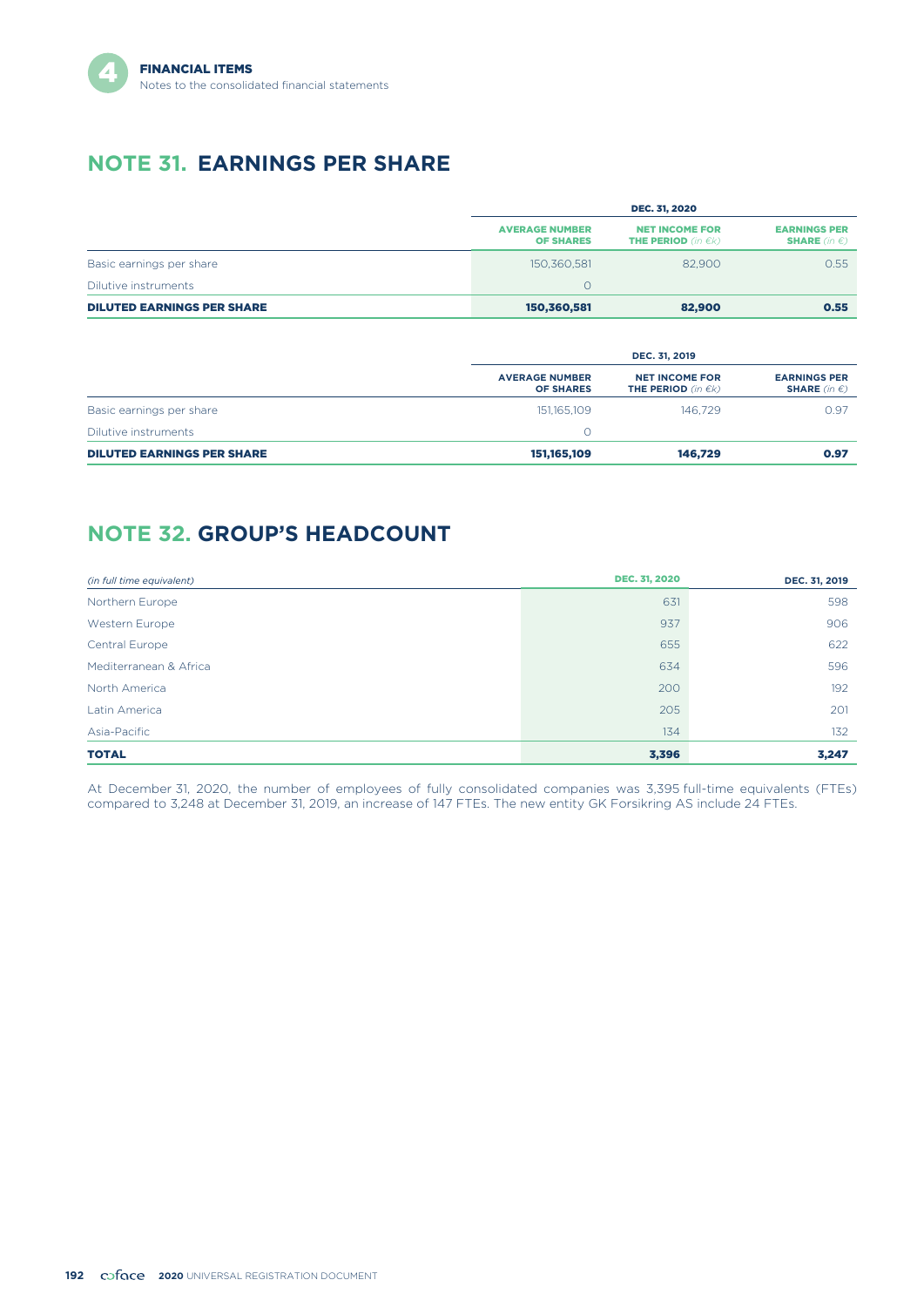## NOTE 31. EARNINGS PER SHARE

| | DEC. 31, 2020 | | |
|---|---|---|---|
| | AVERAGE NUMBER OF SHARES | NET INCOME FOR THE PERIOD *(in €k)* | EARNINGS PER SHARE *(in €)* |
| Basic earnings per share | 150,360,581 | 82,900 | 0.55 |
| Dilutive instruments | 0 | | |
| **DILUTED EARNINGS PER SHARE** | **150,360,581** | **82,900** | **0.55** |

| | DEC. 31, 2019 | | |
|---|---|---|---|
| | AVERAGE NUMBER OF SHARES | NET INCOME FOR THE PERIOD *(in €k)* | EARNINGS PER SHARE *(in €)* |
| Basic earnings per share | 151,165,109 | 146,729 | 0.97 |
| Dilutive instruments | 0 | | |
| **DILUTED EARNINGS PER SHARE** | **151,165,109** | **146,729** | **0.97** |

## NOTE 32. GROUP'S HEADCOUNT

| *(in full time equivalent)* | DEC. 31, 2020 | DEC. 31, 2019 |
|---|---|---|
| Northern Europe | 631 | 598 |
| Western Europe | 937 | 906 |
| Central Europe | 655 | 622 |
| Mediterranean & Africa | 634 | 596 |
| North America | 200 | 192 |
| Latin America | 205 | 201 |
| Asia-Pacific | 134 | 132 |
| **TOTAL** | **3,396** | **3,247** |

At December 31, 2020, the number of employees of fully consolidated companies was 3,395 full-time equivalents (FTEs) compared to 3,248 at December 31, 2019, an increase of 147 FTEs. The new entity GK Forsikring AS include 24 FTEs.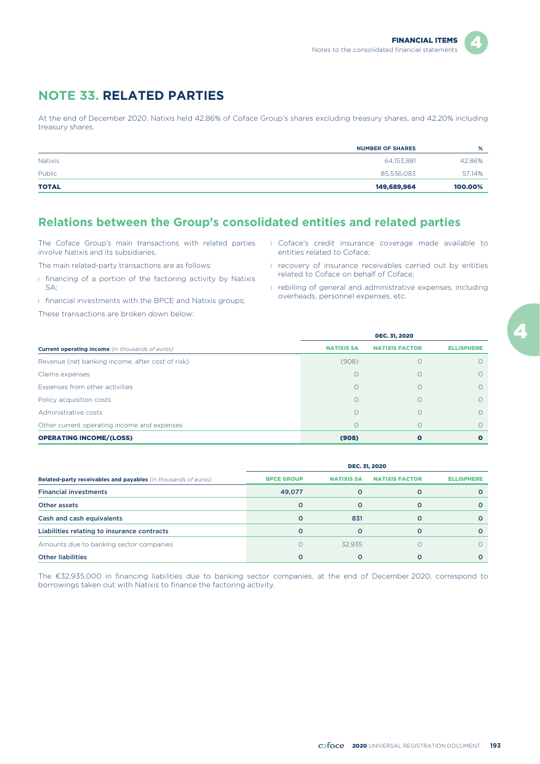# NOTE 33. RELATED PARTIES

At the end of December 2020, Natixis held 42.86% of Coface Group's shares excluding treasury shares, and 42.20% including treasury shares.

| | NUMBER OF SHARES | % |
|---|---|---|
| Natixis | 64,153,881 | 42.86% |
| Public | 85,536,083 | 57.14% |
| **TOTAL** | **149,689,964** | **100.00%** |

## Relations between the Group's consolidated entities and related parties

The Coface Group's main transactions with related parties involve Natixis and its subsidiaries.

The main related-party transactions are as follows:

- financing of a portion of the factoring activity by Natixis SA;
- financial investments with the BPCE and Natixis groups;
- Coface's credit insurance coverage made available to entities related to Coface;
- recovery of insurance receivables carried out by entities related to Coface on behalf of Coface;
- rebilling of general and administrative expenses, including overheads, personnel expenses, etc.

These transactions are broken down below:

| | DEC. 31, 2020 | | |
|---|---|---|---|
| **Current operating income** *(in thousands of euros)* | NATIXIS SA | NATIXIS FACTOR | ELLISPHERE |
| Revenue (net banking income, after cost of risk) | (908) | 0 | 0 |
| Claims expenses | 0 | 0 | 0 |
| Expenses from other activities | 0 | 0 | 0 |
| Policy acquisition costs | 0 | 0 | 0 |
| Administrative costs | 0 | 0 | 0 |
| Other current operating income and expenses | 0 | 0 | 0 |
| **OPERATING INCOME/(LOSS)** | **(908)** | **0** | **0** |

| | DEC. 31, 2020 | | | |
|---|---|---|---|---|
| **Related-party receivables and payables** *(in thousands of euros)* | BPCE GROUP | NATIXIS SA | NATIXIS FACTOR | ELLISPHERE |
| **Financial investments** | **49,077** | **0** | **0** | **0** |
| **Other assets** | **0** | **0** | **0** | **0** |
| **Cash and cash equivalents** | **0** | **831** | **0** | **0** |
| **Liabilities relating to insurance contracts** | **0** | **0** | **0** | **0** |
| Amounts due to banking sector companies | 0 | 32,935 | 0 | 0 |
| **Other liabilities** | **0** | **0** | **0** | **0** |

The €32,935,000 in financing liabilities due to banking sector companies, at the end of December 2020, correspond to borrowings taken out with Natixis to finance the factoring activity.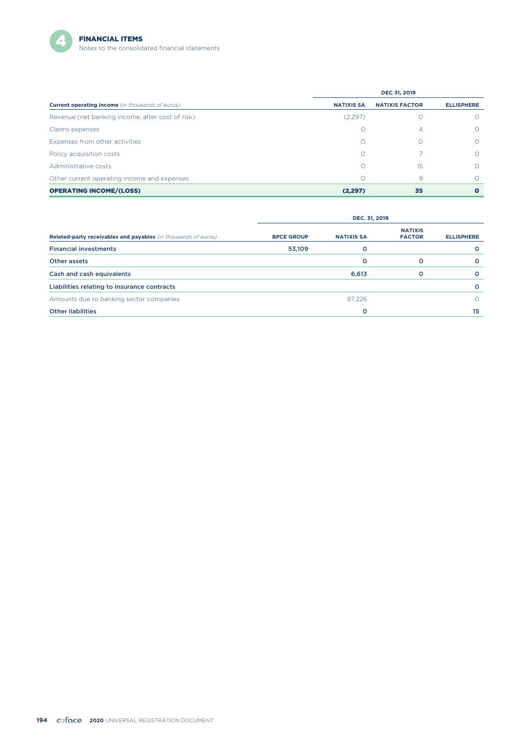| Current operating income *(in thousands of euros)* | DEC 31, 2019 | | |
|---|---|---|---|
| | NATIXIS SA | NATIXIS FACTOR | ELLISPHERE |
| Revenue (net banking income, after cost of risk) | (2,297) | 0 | 0 |
| Claims expenses | 0 | 4 | 0 |
| Expenses from other activities | 0 | 0 | 0 |
| Policy acquisition costs | 0 | 7 | 0 |
| Administrative costs | 0 | 15 | 0 |
| Other current operating income and expenses | 0 | 9 | 0 |
| **OPERATING INCOME/(LOSS)** | **(2,297)** | **35** | **0** |

| Related-party receivables and payables *(in thousands of euros)* | DEC. 31, 2019 | | | |
|---|---|---|---|---|
| | BPCE GROUP | NATIXIS SA | NATIXIS FACTOR | ELLISPHERE |
| **Financial investments** | **53,109** | **0** | | **0** |
| **Other assets** | | **0** | **0** | **0** |
| **Cash and cash equivalents** | | **6,613** | **0** | **0** |
| **Liabilities relating to insurance contracts** | | | | **0** |
| Amounts due to banking sector companies | | 97,226 | | 0 |
| **Other liabilities** | | **0** | | **15** |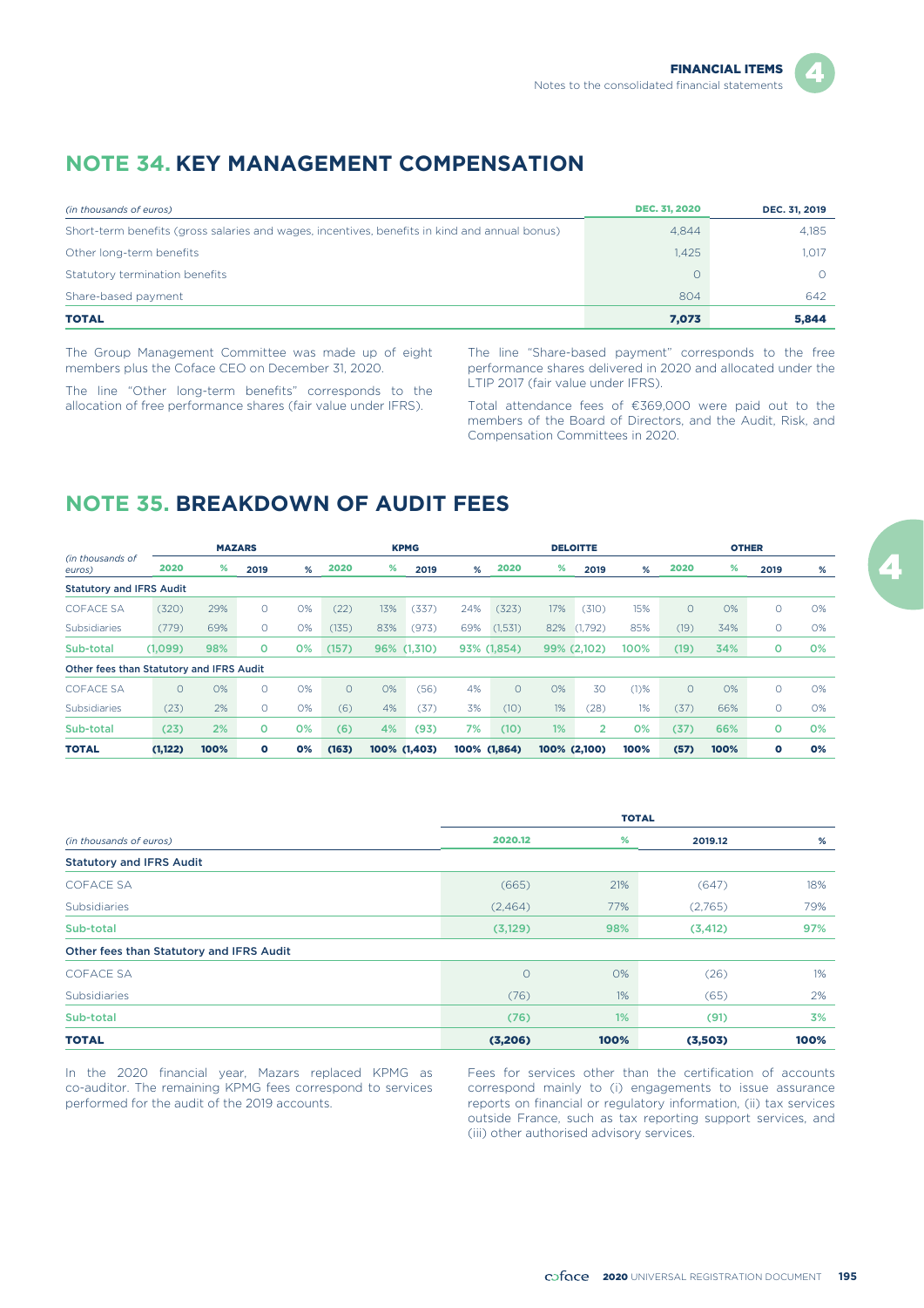## NOTE 34. KEY MANAGEMENT COMPENSATION

| *(in thousands of euros)* | DEC. 31, 2020 | DEC. 31, 2019 |
|---|---|---|
| Short-term benefits (gross salaries and wages, incentives, benefits in kind and annual bonus) | 4,844 | 4,185 |
| Other long-term benefits | 1,425 | 1,017 |
| Statutory termination benefits | 0 | 0 |
| Share-based payment | 804 | 642 |
| **TOTAL** | **7,073** | **5,844** |

The Group Management Committee was made up of eight members plus the Coface CEO on December 31, 2020.

The line "Other long-term benefits" corresponds to the allocation of free performance shares (fair value under IFRS).

The line "Share-based payment" corresponds to the free performance shares delivered in 2020 and allocated under the LTIP 2017 (fair value under IFRS).

Total attendance fees of €369,000 were paid out to the members of the Board of Directors, and the Audit, Risk, and Compensation Committees in 2020.

## NOTE 35. BREAKDOWN OF AUDIT FEES

| *(in thousands of euros)* | MAZARS | | | | KPMG | | | | DELOITTE | | | | OTHER | | | |
|---|---|---|---|---|---|---|---|---|---|---|---|---|---|---|---|---|
| | 2020 | % | 2019 | % | 2020 | % | 2019 | % | 2020 | % | 2019 | % | 2020 | % | 2019 | % |
| **Statutory and IFRS Audit** | | | | | | | | | | | | | | | | |
| COFACE SA | (320) | 29% | 0 | 0% | (22) | 13% | (337) | 24% | (323) | 17% | (310) | 15% | 0 | 0% | 0 | 0% |
| Subsidiaries | (779) | 69% | 0 | 0% | (135) | 83% | (973) | 69% | (1,531) | 82% | (1,792) | 85% | (19) | 34% | 0 | 0% |
| **Sub-total** | **(1,099)** | **98%** | **0** | **0%** | **(157)** | **96%** | **(1,310)** | **93%** | **(1,854)** | **99%** | **(2,102)** | **100%** | **(19)** | **34%** | **0** | **0%** |
| **Other fees than Statutory and IFRS Audit** | | | | | | | | | | | | | | | | |
| COFACE SA | 0 | 0% | 0 | 0% | 0 | 0% | (56) | 4% | 0 | 0% | 30 | (1)% | 0 | 0% | 0 | 0% |
| Subsidiaries | (23) | 2% | 0 | 0% | (6) | 4% | (37) | 3% | (10) | 1% | (28) | 1% | (37) | 66% | 0 | 0% |
| **Sub-total** | **(23)** | **2%** | **0** | **0%** | **(6)** | **4%** | **(93)** | **7%** | **(10)** | **1%** | **2** | **0%** | **(37)** | **66%** | **0** | **0%** |
| **TOTAL** | **(1,122)** | **100%** | **0** | **0%** | **(163)** | **100%** | **(1,403)** | **100%** | **(1,864)** | **100%** | **(2,100)** | **100%** | **(57)** | **100%** | **0** | **0%** |

| *(in thousands of euros)* | TOTAL | | | |
|---|---|---|---|---|
| | 2020.12 | % | 2019.12 | % |
| **Statutory and IFRS Audit** | | | | |
| COFACE SA | (665) | 21% | (647) | 18% |
| Subsidiaries | (2,464) | 77% | (2,765) | 79% |
| **Sub-total** | **(3,129)** | **98%** | **(3,412)** | **97%** |
| **Other fees than Statutory and IFRS Audit** | | | | |
| COFACE SA | 0 | 0% | (26) | 1% |
| Subsidiaries | (76) | 1% | (65) | 2% |
| **Sub-total** | **(76)** | **1%** | **(91)** | **3%** |
| **TOTAL** | **(3,206)** | **100%** | **(3,503)** | **100%** |

In the 2020 financial year, Mazars replaced KPMG as co-auditor. The remaining KPMG fees correspond to services performed for the audit of the 2019 accounts.

Fees for services other than the certification of accounts correspond mainly to (i) engagements to issue assurance reports on financial or regulatory information, (ii) tax services outside France, such as tax reporting support services, and (iii) other authorised advisory services.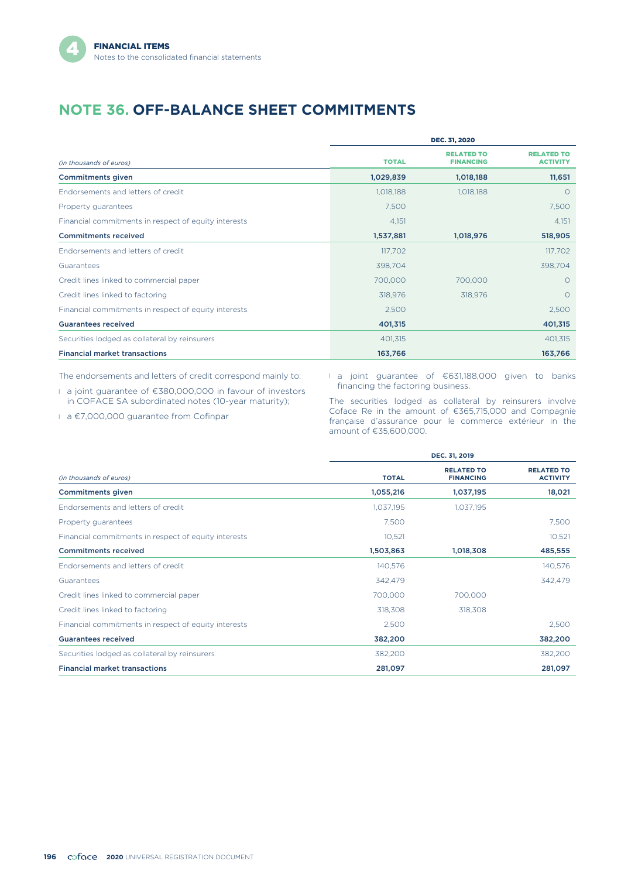## NOTE 36. OFF-BALANCE SHEET COMMITMENTS

| *(in thousands of euros)* | DEC. 31, 2020 | | |
|---|---|---|---|
| | TOTAL | RELATED TO FINANCING | RELATED TO ACTIVITY |
| **Commitments given** | **1,029,839** | **1,018,188** | **11,651** |
| Endorsements and letters of credit | 1,018,188 | 1,018,188 | 0 |
| Property guarantees | 7,500 | | 7,500 |
| Financial commitments in respect of equity interests | 4,151 | | 4,151 |
| **Commitments received** | **1,537,881** | **1,018,976** | **518,905** |
| Endorsements and letters of credit | 117,702 | | 117,702 |
| Guarantees | 398,704 | | 398,704 |
| Credit lines linked to commercial paper | 700,000 | 700,000 | 0 |
| Credit lines linked to factoring | 318,976 | 318,976 | 0 |
| Financial commitments in respect of equity interests | 2,500 | | 2,500 |
| **Guarantees received** | **401,315** | | **401,315** |
| Securities lodged as collateral by reinsurers | 401,315 | | 401,315 |
| **Financial market transactions** | **163,766** | | **163,766** |

The endorsements and letters of credit correspond mainly to:

- a joint guarantee of €380,000,000 in favour of investors in COFACE SA subordinated notes (10-year maturity);
- a €7,000,000 guarantee from Cofinpar
- a joint guarantee of €631,188,000 given to banks financing the factoring business.

The securities lodged as collateral by reinsurers involve Coface Re in the amount of €365,715,000 and Compagnie française d'assurance pour le commerce extérieur in the amount of €35,600,000.

| *(in thousands of euros)* | DEC. 31, 2019 | | |
|---|---|---|---|
| | TOTAL | RELATED TO FINANCING | RELATED TO ACTIVITY |
| **Commitments given** | **1,055,216** | **1,037,195** | **18,021** |
| Endorsements and letters of credit | 1,037,195 | 1,037,195 | |
| Property guarantees | 7,500 | | 7,500 |
| Financial commitments in respect of equity interests | 10,521 | | 10,521 |
| **Commitments received** | **1,503,863** | **1,018,308** | **485,555** |
| Endorsements and letters of credit | 140,576 | | 140,576 |
| Guarantees | 342,479 | | 342,479 |
| Credit lines linked to commercial paper | 700,000 | 700,000 | |
| Credit lines linked to factoring | 318,308 | 318,308 | |
| Financial commitments in respect of equity interests | 2,500 | | 2,500 |
| **Guarantees received** | **382,200** | | **382,200** |
| Securities lodged as collateral by reinsurers | 382,200 | | 382,200 |
| **Financial market transactions** | **281,097** | | **281,097** |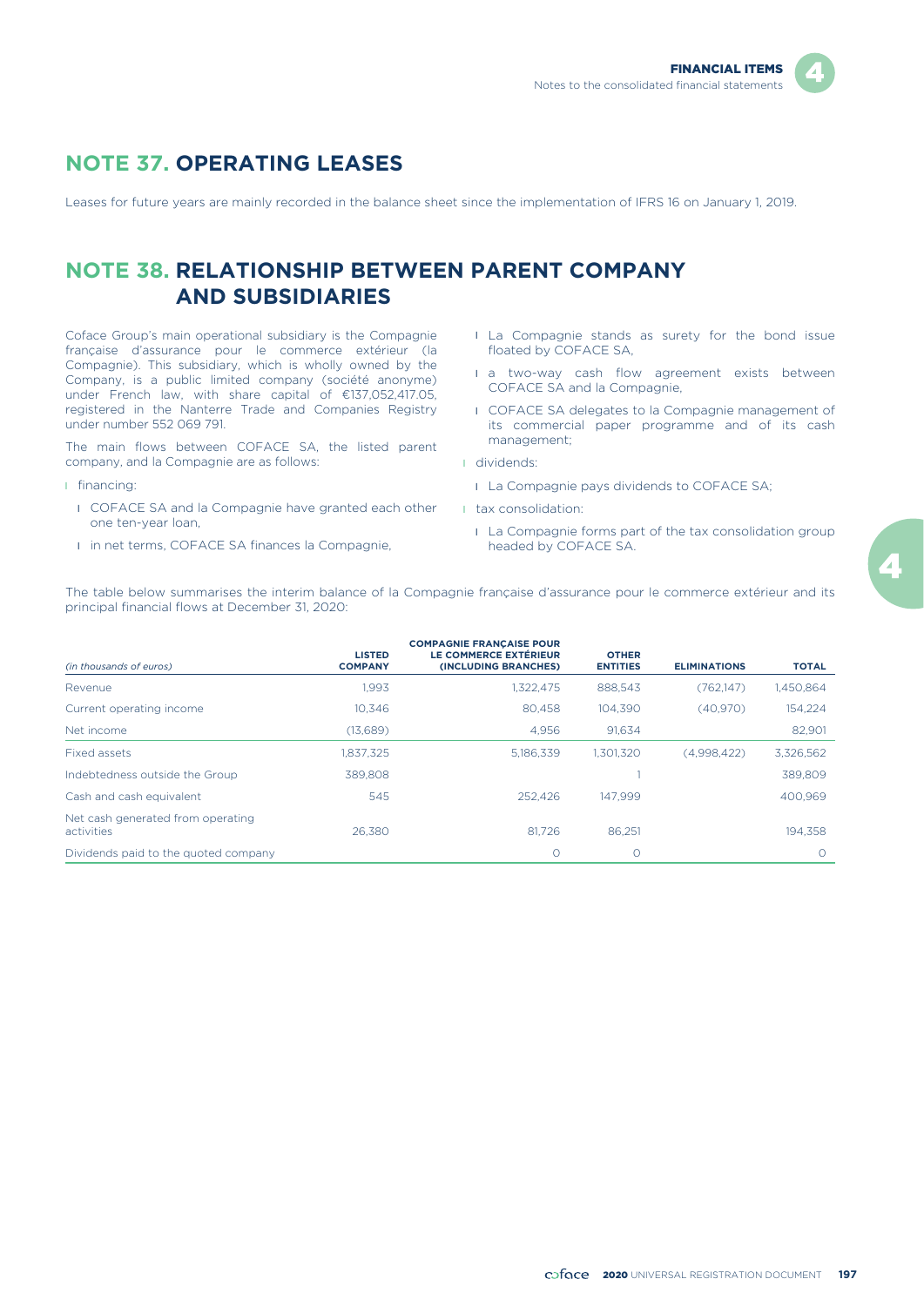## NOTE 37. OPERATING LEASES

Leases for future years are mainly recorded in the balance sheet since the implementation of IFRS 16 on January 1, 2019.

## NOTE 38. RELATIONSHIP BETWEEN PARENT COMPANY AND SUBSIDIARIES

Coface Group's main operational subsidiary is the Compagnie française d'assurance pour le commerce extérieur (la Compagnie). This subsidiary, which is wholly owned by the Company, is a public limited company (société anonyme) under French law, with share capital of €137,052,417.05, registered in the Nanterre Trade and Companies Registry under number 552 069 791.

The main flows between COFACE SA, the listed parent company, and la Compagnie are as follows:

- financing:
  - COFACE SA and la Compagnie have granted each other one ten-year loan,
  - in net terms, COFACE SA finances la Compagnie,
  - La Compagnie stands as surety for the bond issue floated by COFACE SA,
  - a two-way cash flow agreement exists between COFACE SA and la Compagnie,
  - COFACE SA delegates to la Compagnie management of its commercial paper programme and of its cash management;
- dividends:
  - La Compagnie pays dividends to COFACE SA;
- tax consolidation:
  - La Compagnie forms part of the tax consolidation group headed by COFACE SA.

The table below summarises the interim balance of la Compagnie française d'assurance pour le commerce extérieur and its principal financial flows at December 31, 2020:

| *(in thousands of euros)* | LISTED COMPANY | COMPAGNIE FRANÇAISE POUR LE COMMERCE EXTÉRIEUR (INCLUDING BRANCHES) | OTHER ENTITIES | ELIMINATIONS | TOTAL |
|---|---|---|---|---|---|
| Revenue | 1,993 | 1,322,475 | 888,543 | (762,147) | 1,450,864 |
| Current operating income | 10,346 | 80,458 | 104,390 | (40,970) | 154,224 |
| Net income | (13,689) | 4,956 | 91,634 | | 82,901 |
| Fixed assets | 1,837,325 | 5,186,339 | 1,301,320 | (4,998,422) | 3,326,562 |
| Indebtedness outside the Group | 389,808 | | 1 | | 389,809 |
| Cash and cash equivalent | 545 | 252,426 | 147,999 | | 400,969 |
| Net cash generated from operating activities | 26,380 | 81,726 | 86,251 | | 194,358 |
| Dividends paid to the quoted company | | 0 | 0 | | 0 |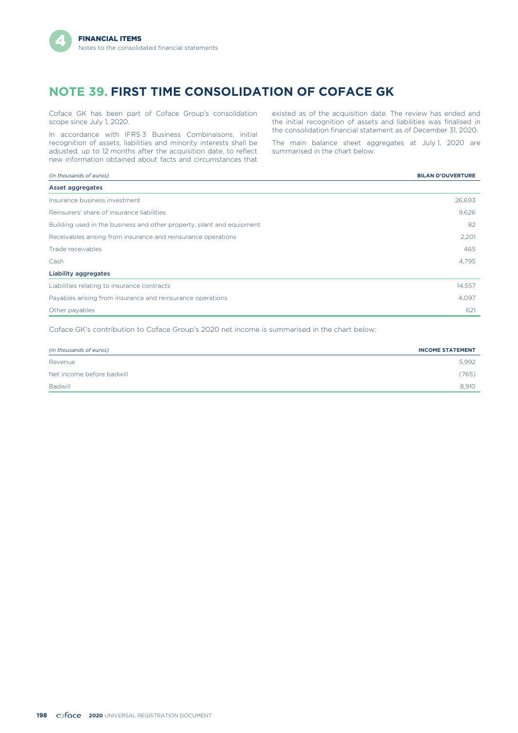# NOTE 39. FIRST TIME CONSOLIDATION OF COFACE GK

Coface GK has been part of Coface Group's consolidation scope since July 1, 2020.

In accordance with IFRS 3 Business Combinaisons, initial recognition of assets, liabilities and minority interests shall be adjusted, up to 12 months after the acquisition date, to reflect new information obtained about facts and circumstances that existed as of the acquisition date. The review has ended and the initial recognition of assets and liabilities was finalised in the consolidation financial statement as of December 31, 2020.

The main balance sheet aggregates at July 1, 2020 are summarised in the chart below:

| *(in thousands of euros)* | BILAN D'OUVERTURE |
|---|---|
| **Asset aggregates** | |
| Insurance business investment | 26,693 |
| Reinsurers' share of insurance liabilities | 9,626 |
| Building used in the business and other property, plant and equipment | 82 |
| Receivables arising from insurance and reinsurance operations | 2,201 |
| Trade receivables | 465 |
| Cash | 4,795 |
| **Liability aggregates** | |
| Liabilities relating to insurance contracts | 14,557 |
| Payables arising from insurance and reinsurance operations | 4,097 |
| Other payables | 621 |

Coface GK's contribution to Coface Group's 2020 net income is summarised in the chart below:

| *(in thousands of euros)* | INCOME STATEMENT |
|---|---|
| Revenue | 5,992 |
| Net income before badwill | (765) |
| Badwill | 8,910 |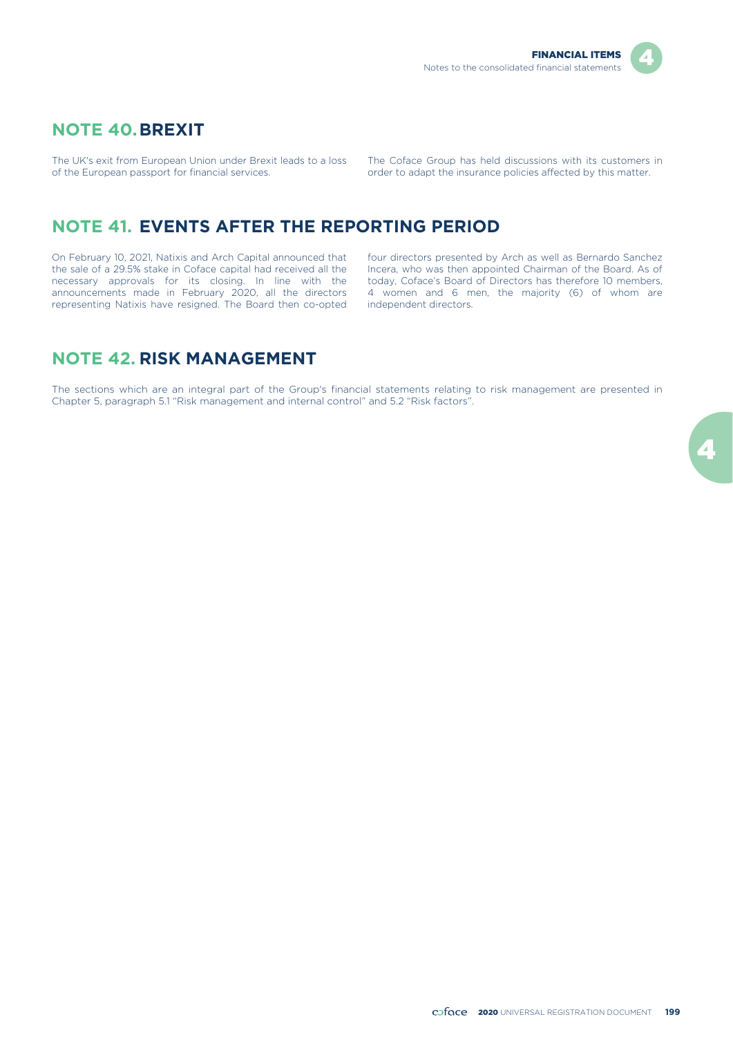## NOTE 40. BREXIT

The UK's exit from European Union under Brexit leads to a loss of the European passport for financial services.

The Coface Group has held discussions with its customers in order to adapt the insurance policies affected by this matter.

## NOTE 41. EVENTS AFTER THE REPORTING PERIOD

On February 10, 2021, Natixis and Arch Capital announced that the sale of a 29.5% stake in Coface capital had received all the necessary approvals for its closing. In line with the announcements made in February 2020, all the directors representing Natixis have resigned. The Board then co-opted four directors presented by Arch as well as Bernardo Sanchez Incera, who was then appointed Chairman of the Board. As of today, Coface's Board of Directors has therefore 10 members, 4 women and 6 men, the majority (6) of whom are independent directors.

## NOTE 42. RISK MANAGEMENT

The sections which are an integral part of the Group's financial statements relating to risk management are presented in Chapter 5, paragraph 5.1 "Risk management and internal control" and 5.2 "Risk factors".